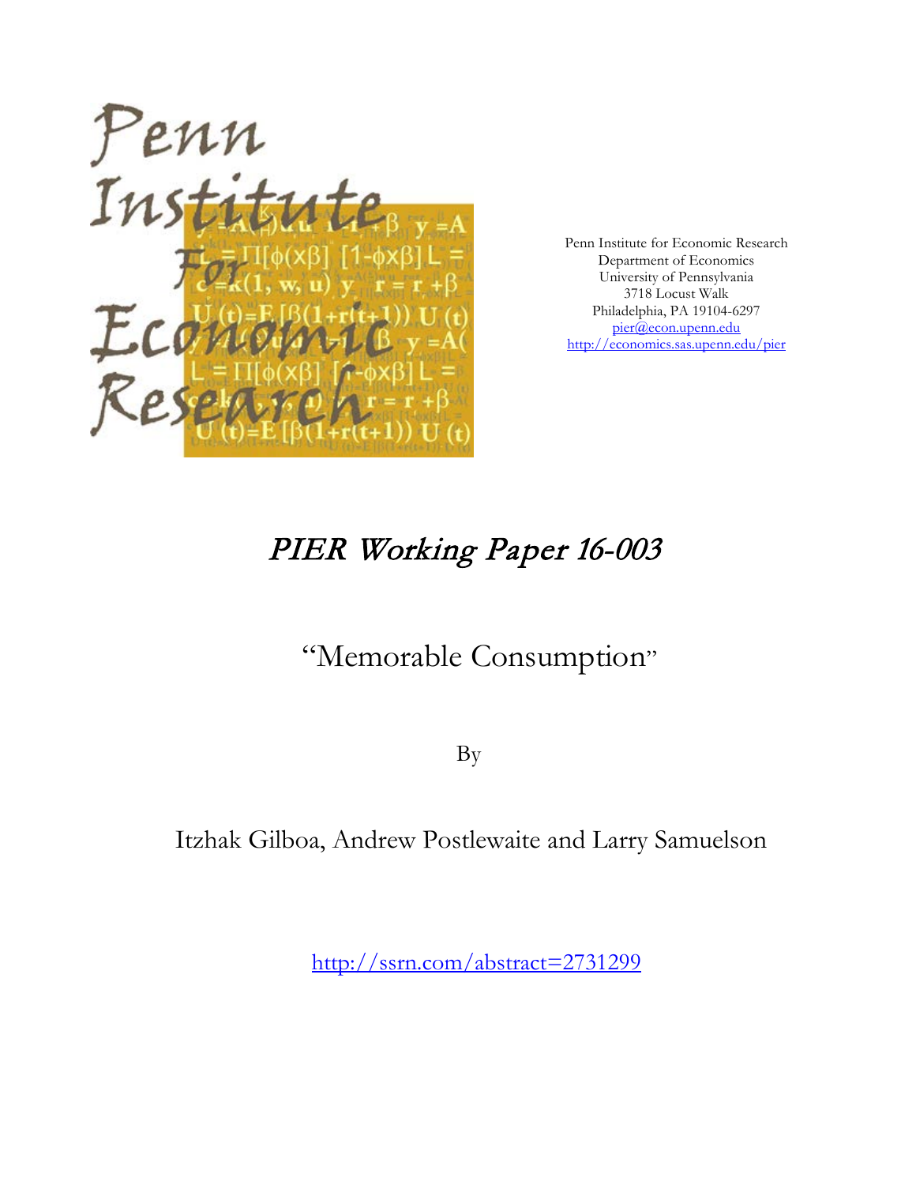Penn Institute for Economic Research
Department of Economics
University of Pennsylvania
3718 Locust Walk
Philadelphia, PA 19104-6297
pier@econ.upenn.edu
http://economics.sas.upenn.edu/pier

# *PIER Working Paper 16-003*

## "Memorable Consumption"

By

Itzhak Gilboa, Andrew Postlewaite and Larry Samuelson

http://ssrn.com/abstract=2731299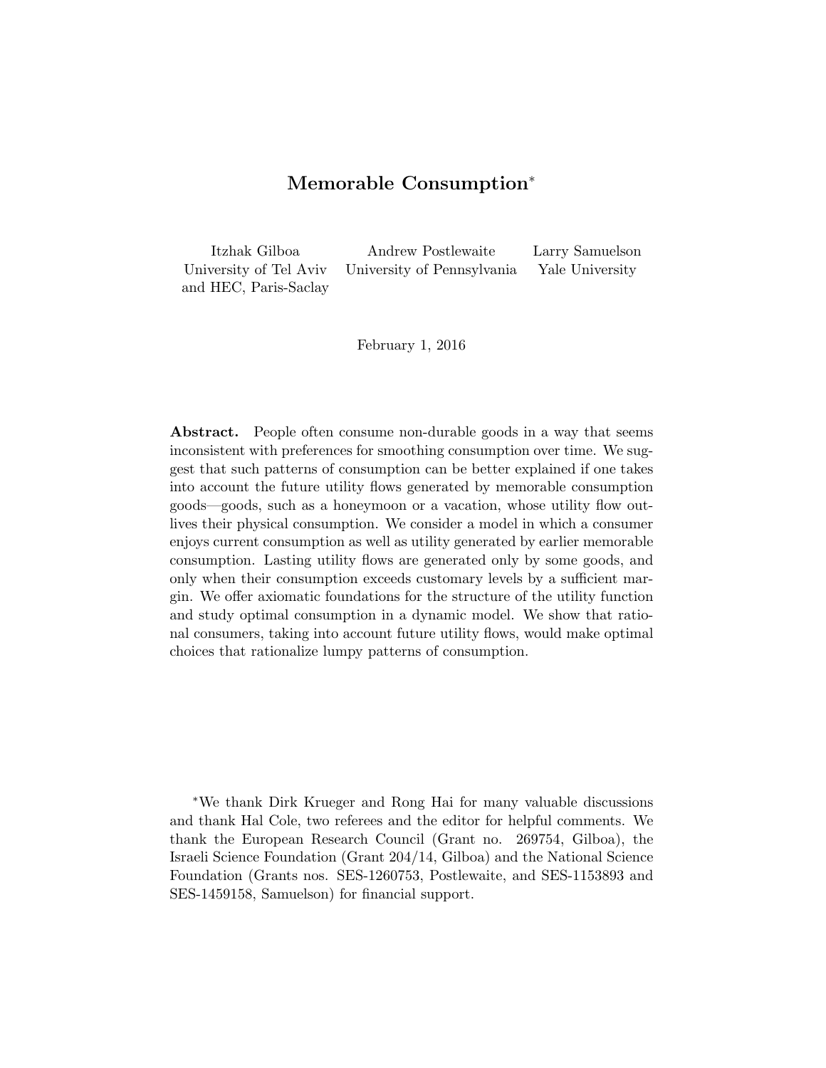# Memorable Consumption*

Itzhak Gilboa
University of Tel Aviv
and HEC, Paris-Saclay

Andrew Postlewaite
University of Pennsylvania

Larry Samuelson
Yale University

February 1, 2016

**Abstract.** People often consume non-durable goods in a way that seems inconsistent with preferences for smoothing consumption over time. We suggest that such patterns of consumption can be better explained if one takes into account the future utility flows generated by memorable consumption goods—goods, such as a honeymoon or a vacation, whose utility flow outlives their physical consumption. We consider a model in which a consumer enjoys current consumption as well as utility generated by earlier memorable consumption. Lasting utility flows are generated only by some goods, and only when their consumption exceeds customary levels by a sufficient margin. We offer axiomatic foundations for the structure of the utility function and study optimal consumption in a dynamic model. We show that rational consumers, taking into account future utility flows, would make optimal choices that rationalize lumpy patterns of consumption.

*We thank Dirk Krueger and Rong Hai for many valuable discussions and thank Hal Cole, two referees and the editor for helpful comments. We thank the European Research Council (Grant no. 269754, Gilboa), the Israeli Science Foundation (Grant 204/14, Gilboa) and the National Science Foundation (Grants nos. SES-1260753, Postlewaite, and SES-1153893 and SES-1459158, Samuelson) for financial support.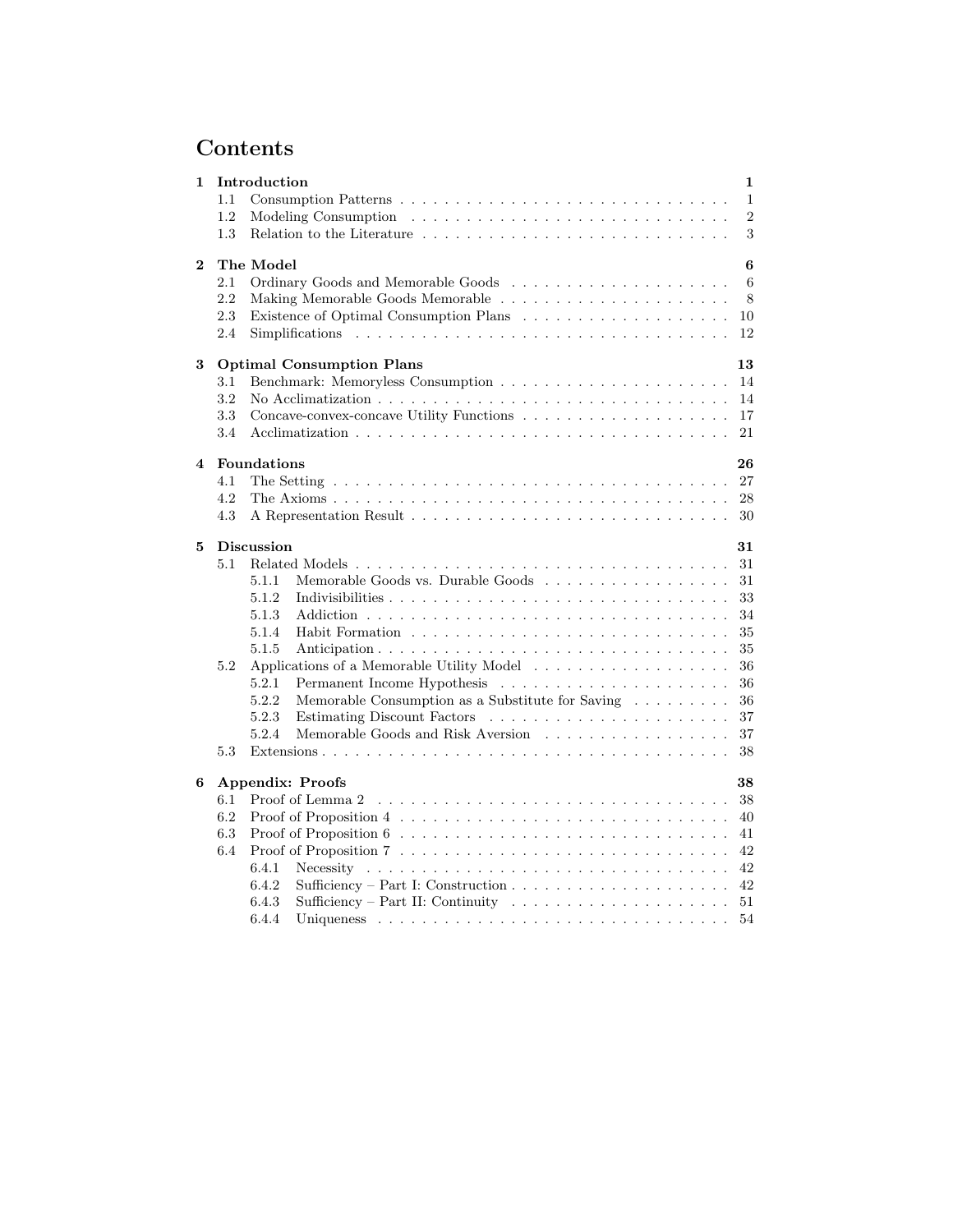# Contents

**1 Introduction** — **1**
- 1.1 Consumption Patterns — 1
- 1.2 Modeling Consumption — 2
- 1.3 Relation to the Literature — 3

**2 The Model** — **6**
- 2.1 Ordinary Goods and Memorable Goods — 6
- 2.2 Making Memorable Goods Memorable — 8
- 2.3 Existence of Optimal Consumption Plans — 10
- 2.4 Simplifications — 12

**3 Optimal Consumption Plans** — **13**
- 3.1 Benchmark: Memoryless Consumption — 14
- 3.2 No Acclimatization — 14
- 3.3 Concave-convex-concave Utility Functions — 17
- 3.4 Acclimatization — 21

**4 Foundations** — **26**
- 4.1 The Setting — 27
- 4.2 The Axioms — 28
- 4.3 A Representation Result — 30

**5 Discussion** — **31**
- 5.1 Related Models — 31
  - 5.1.1 Memorable Goods vs. Durable Goods — 31
  - 5.1.2 Indivisibilities — 33
  - 5.1.3 Addiction — 34
  - 5.1.4 Habit Formation — 35
  - 5.1.5 Anticipation — 35
- 5.2 Applications of a Memorable Utility Model — 36
  - 5.2.1 Permanent Income Hypothesis — 36
  - 5.2.2 Memorable Consumption as a Substitute for Saving — 36
  - 5.2.3 Estimating Discount Factors — 37
  - 5.2.4 Memorable Goods and Risk Aversion — 37
- 5.3 Extensions — 38

**6 Appendix: Proofs** — **38**
- 6.1 Proof of Lemma 2 — 38
- 6.2 Proof of Proposition 4 — 40
- 6.3 Proof of Proposition 6 — 41
- 6.4 Proof of Proposition 7 — 42
  - 6.4.1 Necessity — 42
  - 6.4.2 Sufficiency – Part I: Construction — 42
  - 6.4.3 Sufficiency – Part II: Continuity — 51
  - 6.4.4 Uniqueness — 54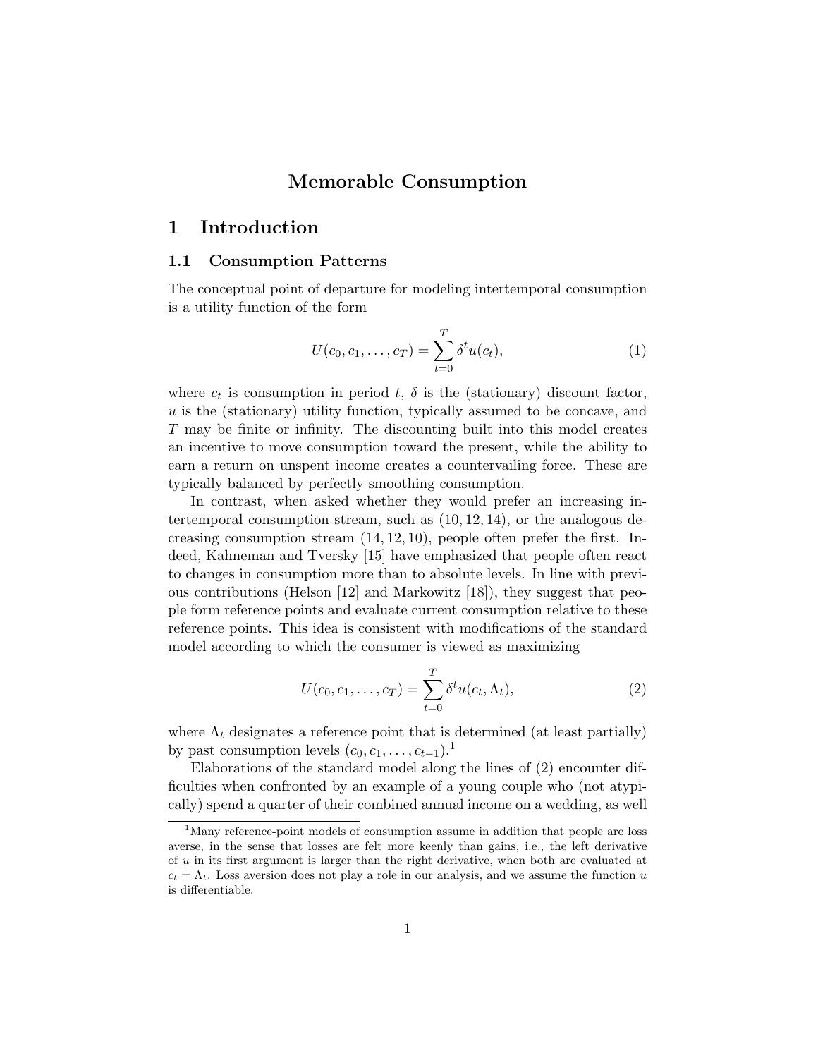# Memorable Consumption

## 1 Introduction

### 1.1 Consumption Patterns

The conceptual point of departure for modeling intertemporal consumption is a utility function of the form

$$U(c_0, c_1, \ldots, c_T) = \sum_{t=0}^{T} \delta^t u(c_t), \tag{1}$$

where $c_t$ is consumption in period $t$, $\delta$ is the (stationary) discount factor, $u$ is the (stationary) utility function, typically assumed to be concave, and $T$ may be finite or infinity. The discounting built into this model creates an incentive to move consumption toward the present, while the ability to earn a return on unspent income creates a countervailing force. These are typically balanced by perfectly smoothing consumption.

In contrast, when asked whether they would prefer an increasing intertemporal consumption stream, such as $(10, 12, 14)$, or the analogous decreasing consumption stream $(14, 12, 10)$, people often prefer the first. Indeed, Kahneman and Tversky [15] have emphasized that people often react to changes in consumption more than to absolute levels. In line with previous contributions (Helson [12] and Markowitz [18]), they suggest that people form reference points and evaluate current consumption relative to these reference points. This idea is consistent with modifications of the standard model according to which the consumer is viewed as maximizing

$$U(c_0, c_1, \ldots, c_T) = \sum_{t=0}^{T} \delta^t u(c_t, \Lambda_t), \tag{2}$$

where $\Lambda_t$ designates a reference point that is determined (at least partially) by past consumption levels $(c_0, c_1, \ldots, c_{t-1})$.[1]

Elaborations of the standard model along the lines of (2) encounter difficulties when confronted by an example of a young couple who (not atypically) spend a quarter of their combined annual income on a wedding, as well

[1] Many reference-point models of consumption assume in addition that people are loss averse, in the sense that losses are felt more keenly than gains, i.e., the left derivative of $u$ in its first argument is larger than the right derivative, when both are evaluated at $c_t = \Lambda_t$. Loss aversion does not play a role in our analysis, and we assume the function $u$ is differentiable.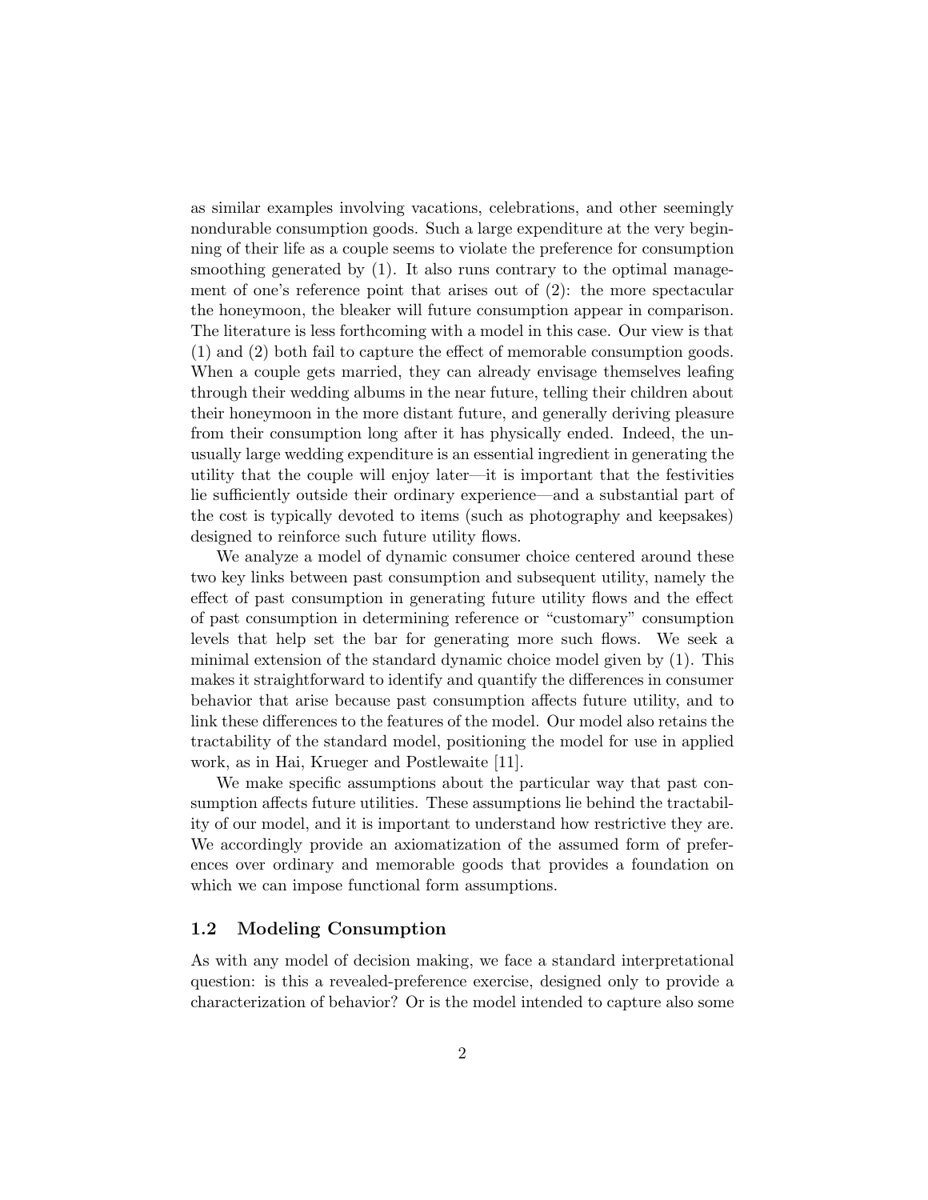as similar examples involving vacations, celebrations, and other seemingly nondurable consumption goods. Such a large expenditure at the very beginning of their life as a couple seems to violate the preference for consumption smoothing generated by (1). It also runs contrary to the optimal management of one's reference point that arises out of (2): the more spectacular the honeymoon, the bleaker will future consumption appear in comparison. The literature is less forthcoming with a model in this case. Our view is that (1) and (2) both fail to capture the effect of memorable consumption goods. When a couple gets married, they can already envisage themselves leafing through their wedding albums in the near future, telling their children about their honeymoon in the more distant future, and generally deriving pleasure from their consumption long after it has physically ended. Indeed, the unusually large wedding expenditure is an essential ingredient in generating the utility that the couple will enjoy later—it is important that the festivities lie sufficiently outside their ordinary experience—and a substantial part of the cost is typically devoted to items (such as photography and keepsakes) designed to reinforce such future utility flows.

We analyze a model of dynamic consumer choice centered around these two key links between past consumption and subsequent utility, namely the effect of past consumption in generating future utility flows and the effect of past consumption in determining reference or "customary" consumption levels that help set the bar for generating more such flows. We seek a minimal extension of the standard dynamic choice model given by (1). This makes it straightforward to identify and quantify the differences in consumer behavior that arise because past consumption affects future utility, and to link these differences to the features of the model. Our model also retains the tractability of the standard model, positioning the model for use in applied work, as in Hai, Krueger and Postlewaite [11].

We make specific assumptions about the particular way that past consumption affects future utilities. These assumptions lie behind the tractability of our model, and it is important to understand how restrictive they are. We accordingly provide an axiomatization of the assumed form of preferences over ordinary and memorable goods that provides a foundation on which we can impose functional form assumptions.

### 1.2 Modeling Consumption

As with any model of decision making, we face a standard interpretational question: is this a revealed-preference exercise, designed only to provide a characterization of behavior? Or is the model intended to capture also some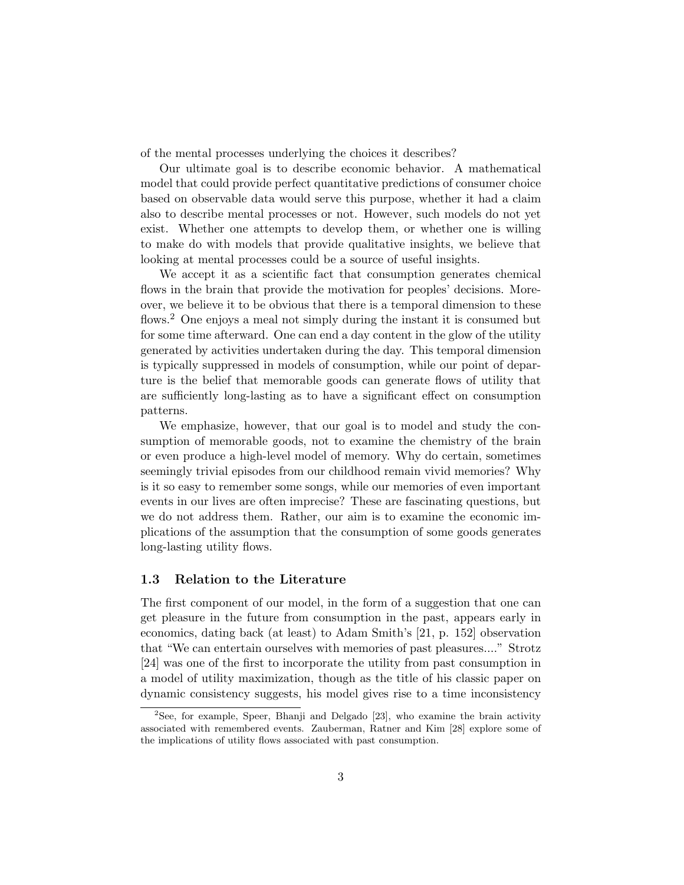of the mental processes underlying the choices it describes?

Our ultimate goal is to describe economic behavior. A mathematical model that could provide perfect quantitative predictions of consumer choice based on observable data would serve this purpose, whether it had a claim also to describe mental processes or not. However, such models do not yet exist. Whether one attempts to develop them, or whether one is willing to make do with models that provide qualitative insights, we believe that looking at mental processes could be a source of useful insights.

We accept it as a scientific fact that consumption generates chemical flows in the brain that provide the motivation for peoples' decisions. Moreover, we believe it to be obvious that there is a temporal dimension to these flows.[2] One enjoys a meal not simply during the instant it is consumed but for some time afterward. One can end a day content in the glow of the utility generated by activities undertaken during the day. This temporal dimension is typically suppressed in models of consumption, while our point of departure is the belief that memorable goods can generate flows of utility that are sufficiently long-lasting as to have a significant effect on consumption patterns.

We emphasize, however, that our goal is to model and study the consumption of memorable goods, not to examine the chemistry of the brain or even produce a high-level model of memory. Why do certain, sometimes seemingly trivial episodes from our childhood remain vivid memories? Why is it so easy to remember some songs, while our memories of even important events in our lives are often imprecise? These are fascinating questions, but we do not address them. Rather, our aim is to examine the economic implications of the assumption that the consumption of some goods generates long-lasting utility flows.

### 1.3 Relation to the Literature

The first component of our model, in the form of a suggestion that one can get pleasure in the future from consumption in the past, appears early in economics, dating back (at least) to Adam Smith's [21, p. 152] observation that "We can entertain ourselves with memories of past pleasures...." Strotz [24] was one of the first to incorporate the utility from past consumption in a model of utility maximization, though as the title of his classic paper on dynamic consistency suggests, his model gives rise to a time inconsistency

[2] See, for example, Speer, Bhanji and Delgado [23], who examine the brain activity associated with remembered events. Zauberman, Ratner and Kim [28] explore some of the implications of utility flows associated with past consumption.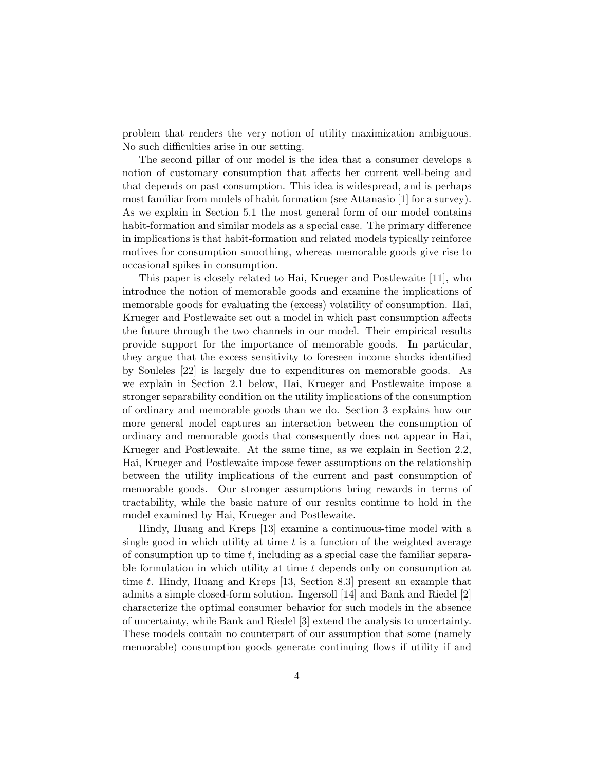problem that renders the very notion of utility maximization ambiguous. No such difficulties arise in our setting.

The second pillar of our model is the idea that a consumer develops a notion of customary consumption that affects her current well-being and that depends on past consumption. This idea is widespread, and is perhaps most familiar from models of habit formation (see Attanasio [1] for a survey). As we explain in Section 5.1 the most general form of our model contains habit-formation and similar models as a special case. The primary difference in implications is that habit-formation and related models typically reinforce motives for consumption smoothing, whereas memorable goods give rise to occasional spikes in consumption.

This paper is closely related to Hai, Krueger and Postlewaite [11], who introduce the notion of memorable goods and examine the implications of memorable goods for evaluating the (excess) volatility of consumption. Hai, Krueger and Postlewaite set out a model in which past consumption affects the future through the two channels in our model. Their empirical results provide support for the importance of memorable goods. In particular, they argue that the excess sensitivity to foreseen income shocks identified by Souleles [22] is largely due to expenditures on memorable goods. As we explain in Section 2.1 below, Hai, Krueger and Postlewaite impose a stronger separability condition on the utility implications of the consumption of ordinary and memorable goods than we do. Section 3 explains how our more general model captures an interaction between the consumption of ordinary and memorable goods that consequently does not appear in Hai, Krueger and Postlewaite. At the same time, as we explain in Section 2.2, Hai, Krueger and Postlewaite impose fewer assumptions on the relationship between the utility implications of the current and past consumption of memorable goods. Our stronger assumptions bring rewards in terms of tractability, while the basic nature of our results continue to hold in the model examined by Hai, Krueger and Postlewaite.

Hindy, Huang and Kreps [13] examine a continuous-time model with a single good in which utility at time $t$ is a function of the weighted average of consumption up to time $t$, including as a special case the familiar separable formulation in which utility at time $t$ depends only on consumption at time $t$. Hindy, Huang and Kreps [13, Section 8.3] present an example that admits a simple closed-form solution. Ingersoll [14] and Bank and Riedel [2] characterize the optimal consumer behavior for such models in the absence of uncertainty, while Bank and Riedel [3] extend the analysis to uncertainty. These models contain no counterpart of our assumption that some (namely memorable) consumption goods generate continuing flows if utility if and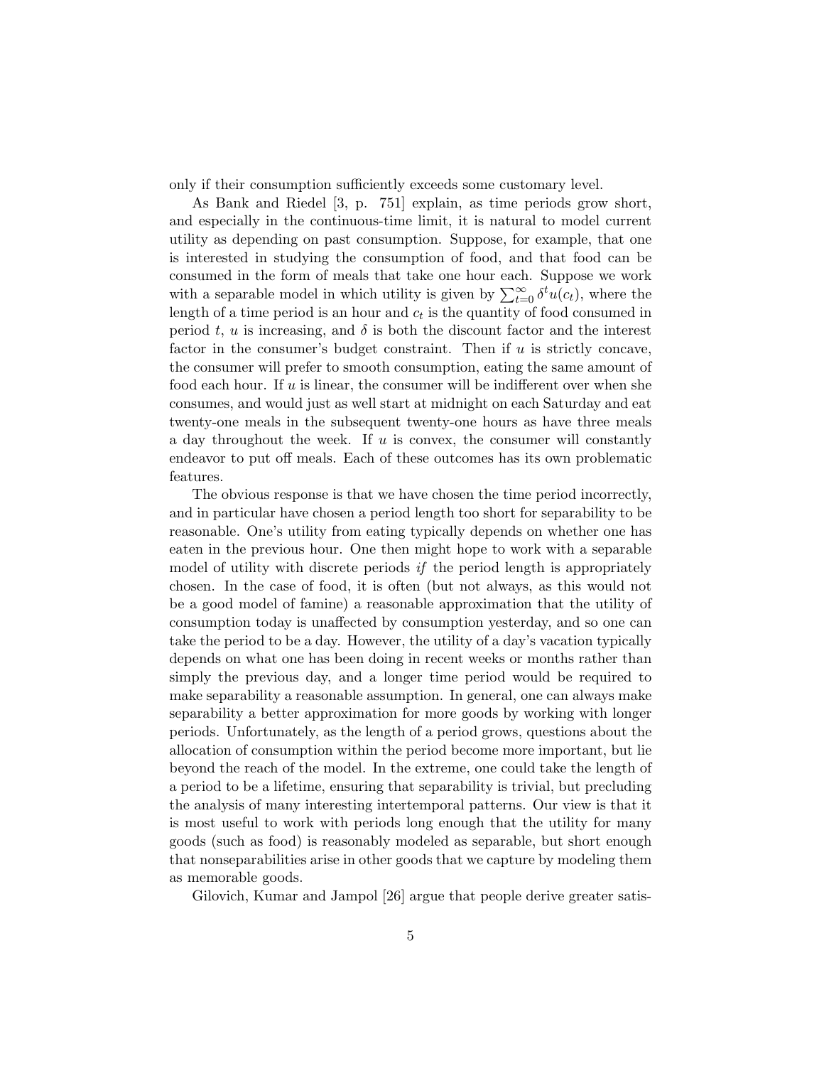only if their consumption sufficiently exceeds some customary level.

As Bank and Riedel [3, p. 751] explain, as time periods grow short, and especially in the continuous-time limit, it is natural to model current utility as depending on past consumption. Suppose, for example, that one is interested in studying the consumption of food, and that food can be consumed in the form of meals that take one hour each. Suppose we work with a separable model in which utility is given by $\sum_{t=0}^{\infty} \delta^t u(c_t)$, where the length of a time period is an hour and $c_t$ is the quantity of food consumed in period $t$, $u$ is increasing, and $\delta$ is both the discount factor and the interest factor in the consumer's budget constraint. Then if $u$ is strictly concave, the consumer will prefer to smooth consumption, eating the same amount of food each hour. If $u$ is linear, the consumer will be indifferent over when she consumes, and would just as well start at midnight on each Saturday and eat twenty-one meals in the subsequent twenty-one hours as have three meals a day throughout the week. If $u$ is convex, the consumer will constantly endeavor to put off meals. Each of these outcomes has its own problematic features.

The obvious response is that we have chosen the time period incorrectly, and in particular have chosen a period length too short for separability to be reasonable. One's utility from eating typically depends on whether one has eaten in the previous hour. One then might hope to work with a separable model of utility with discrete periods *if* the period length is appropriately chosen. In the case of food, it is often (but not always, as this would not be a good model of famine) a reasonable approximation that the utility of consumption today is unaffected by consumption yesterday, and so one can take the period to be a day. However, the utility of a day's vacation typically depends on what one has been doing in recent weeks or months rather than simply the previous day, and a longer time period would be required to make separability a reasonable assumption. In general, one can always make separability a better approximation for more goods by working with longer periods. Unfortunately, as the length of a period grows, questions about the allocation of consumption within the period become more important, but lie beyond the reach of the model. In the extreme, one could take the length of a period to be a lifetime, ensuring that separability is trivial, but precluding the analysis of many interesting intertemporal patterns. Our view is that it is most useful to work with periods long enough that the utility for many goods (such as food) is reasonably modeled as separable, but short enough that nonseparabilities arise in other goods that we capture by modeling them as memorable goods.

Gilovich, Kumar and Jampol [26] argue that people derive greater satis-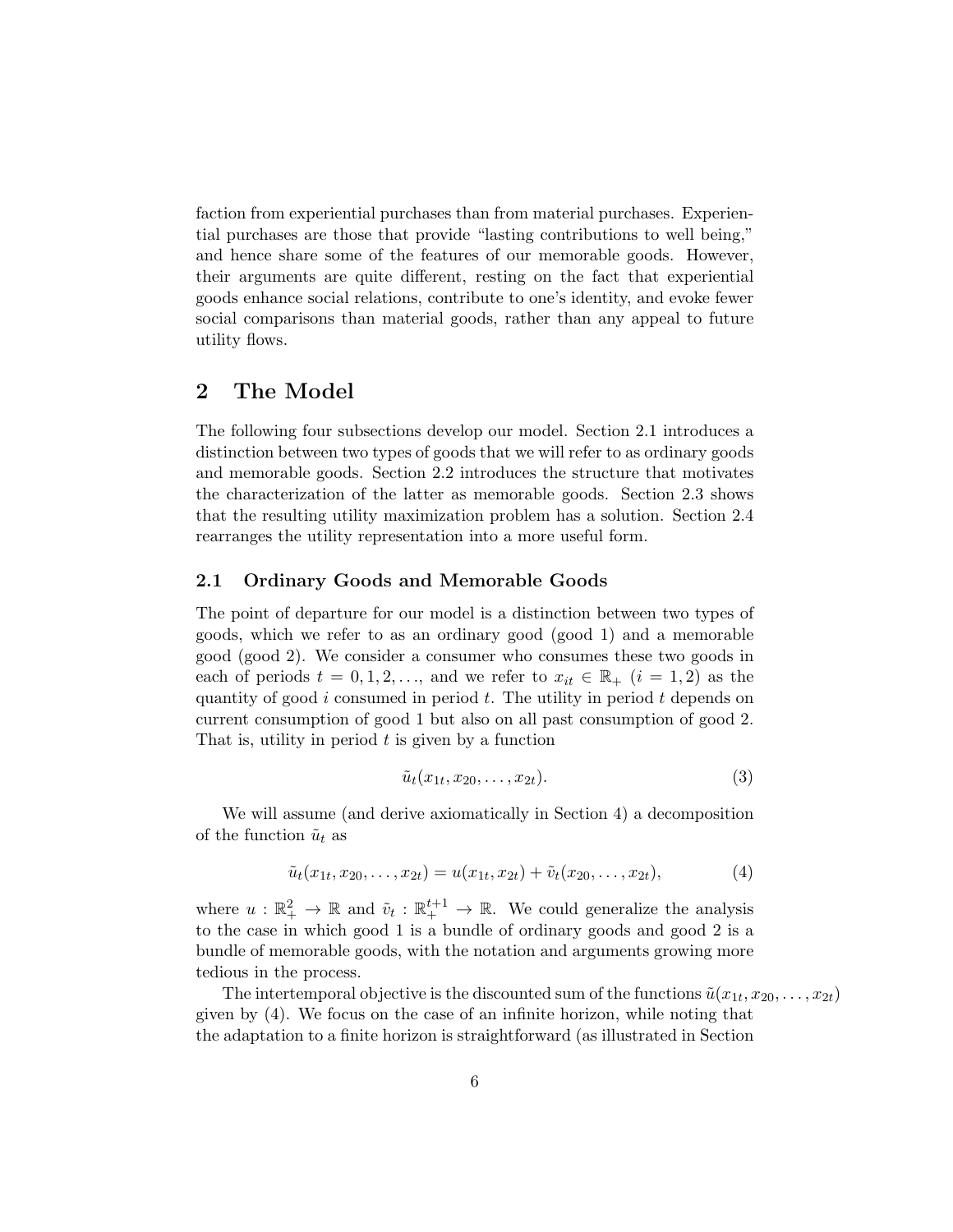faction from experiential purchases than from material purchases. Experiential purchases are those that provide "lasting contributions to well being," and hence share some of the features of our memorable goods. However, their arguments are quite different, resting on the fact that experiential goods enhance social relations, contribute to one's identity, and evoke fewer social comparisons than material goods, rather than any appeal to future utility flows.

## 2 The Model

The following four subsections develop our model. Section 2.1 introduces a distinction between two types of goods that we will refer to as ordinary goods and memorable goods. Section 2.2 introduces the structure that motivates the characterization of the latter as memorable goods. Section 2.3 shows that the resulting utility maximization problem has a solution. Section 2.4 rearranges the utility representation into a more useful form.

### 2.1 Ordinary Goods and Memorable Goods

The point of departure for our model is a distinction between two types of goods, which we refer to as an ordinary good (good 1) and a memorable good (good 2). We consider a consumer who consumes these two goods in each of periods $t = 0, 1, 2, \ldots$, and we refer to $x_{it} \in \mathbb{R}_+$ $(i = 1, 2)$ as the quantity of good $i$ consumed in period $t$. The utility in period $t$ depends on current consumption of good 1 but also on all past consumption of good 2. That is, utility in period $t$ is given by a function

$$\tilde{u}_t(x_{1t}, x_{20}, \ldots, x_{2t}). \tag{3}$$

We will assume (and derive axiomatically in Section 4) a decomposition of the function $\tilde{u}_t$ as

$$\tilde{u}_t(x_{1t}, x_{20}, \ldots, x_{2t}) = u(x_{1t}, x_{2t}) + \tilde{v}_t(x_{20}, \ldots, x_{2t}), \tag{4}$$

where $u : \mathbb{R}^2_+ \to \mathbb{R}$ and $\tilde{v}_t : \mathbb{R}^{t+1}_+ \to \mathbb{R}$. We could generalize the analysis to the case in which good 1 is a bundle of ordinary goods and good 2 is a bundle of memorable goods, with the notation and arguments growing more tedious in the process.

The intertemporal objective is the discounted sum of the functions $\tilde{u}(x_{1t}, x_{20}, \ldots, x_{2t})$ given by (4). We focus on the case of an infinite horizon, while noting that the adaptation to a finite horizon is straightforward (as illustrated in Section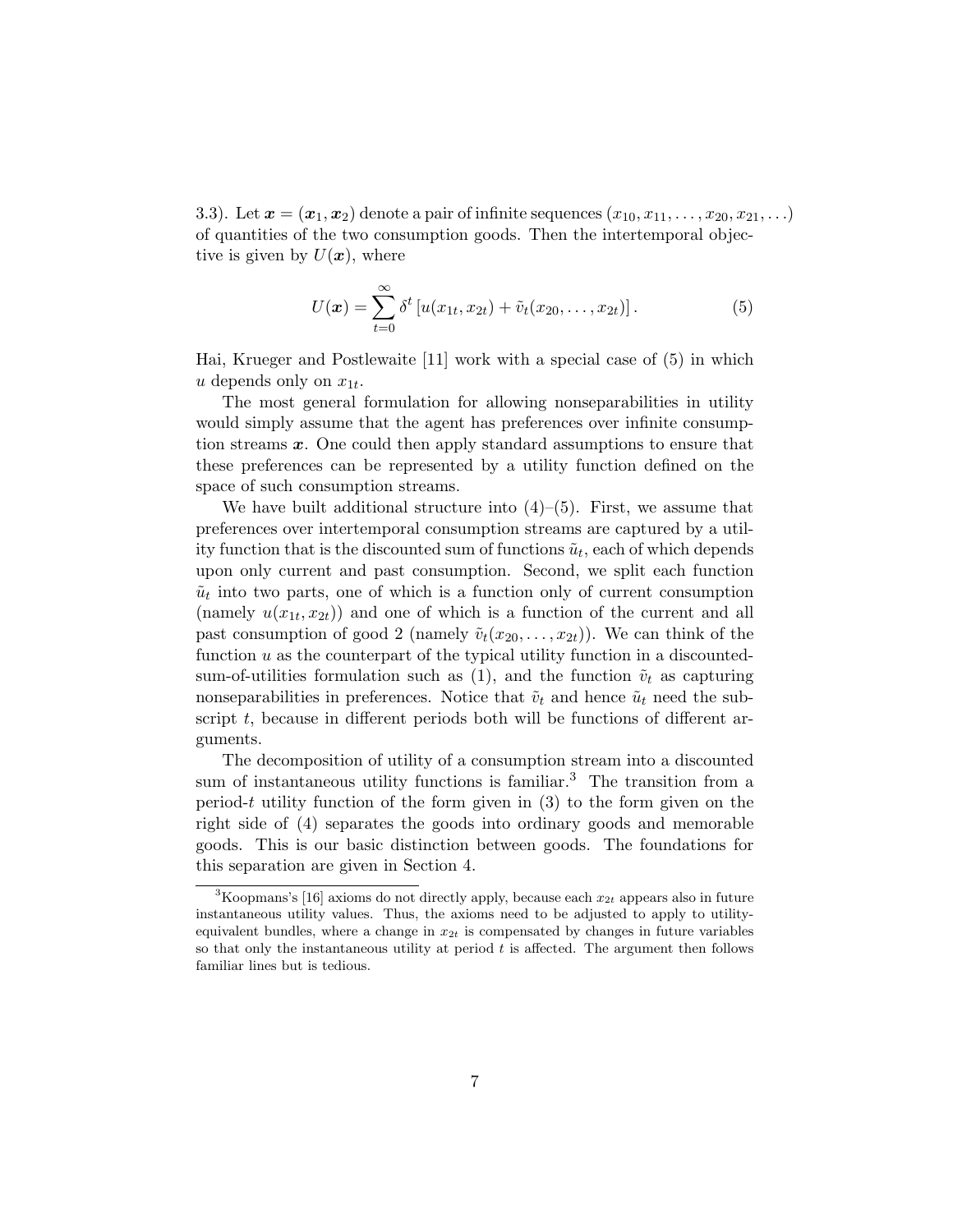3.3). Let $\boldsymbol{x} = (\boldsymbol{x}_1, \boldsymbol{x}_2)$ denote a pair of infinite sequences $(x_{10}, x_{11}, \ldots, x_{20}, x_{21}, \ldots)$ of quantities of the two consumption goods. Then the intertemporal objective is given by $U(\boldsymbol{x})$, where

$$U(\boldsymbol{x}) = \sum_{t=0}^{\infty} \delta^t \left[ u(x_{1t}, x_{2t}) + \tilde{v}_t(x_{20}, \ldots, x_{2t}) \right]. \tag{5}$$

Hai, Krueger and Postlewaite [11] work with a special case of (5) in which $u$ depends only on $x_{1t}$.

The most general formulation for allowing nonseparabilities in utility would simply assume that the agent has preferences over infinite consumption streams $\boldsymbol{x}$. One could then apply standard assumptions to ensure that these preferences can be represented by a utility function defined on the space of such consumption streams.

We have built additional structure into (4)–(5). First, we assume that preferences over intertemporal consumption streams are captured by a utility function that is the discounted sum of functions $\tilde{u}_t$, each of which depends upon only current and past consumption. Second, we split each function $\tilde{u}_t$ into two parts, one of which is a function only of current consumption (namely $u(x_{1t}, x_{2t})$) and one of which is a function of the current and all past consumption of good 2 (namely $\tilde{v}_t(x_{20}, \ldots, x_{2t})$). We can think of the function $u$ as the counterpart of the typical utility function in a discounted-sum-of-utilities formulation such as (1), and the function $\tilde{v}_t$ as capturing nonseparabilities in preferences. Notice that $\tilde{v}_t$ and hence $\tilde{u}_t$ need the subscript $t$, because in different periods both will be functions of different arguments.

The decomposition of utility of a consumption stream into a discounted sum of instantaneous utility functions is familiar.[3] The transition from a period-$t$ utility function of the form given in (3) to the form given on the right side of (4) separates the goods into ordinary goods and memorable goods. This is our basic distinction between goods. The foundations for this separation are given in Section 4.

[3] Koopmans's [16] axioms do not directly apply, because each $x_{2t}$ appears also in future instantaneous utility values. Thus, the axioms need to be adjusted to apply to utility-equivalent bundles, where a change in $x_{2t}$ is compensated by changes in future variables so that only the instantaneous utility at period $t$ is affected. The argument then follows familiar lines but is tedious.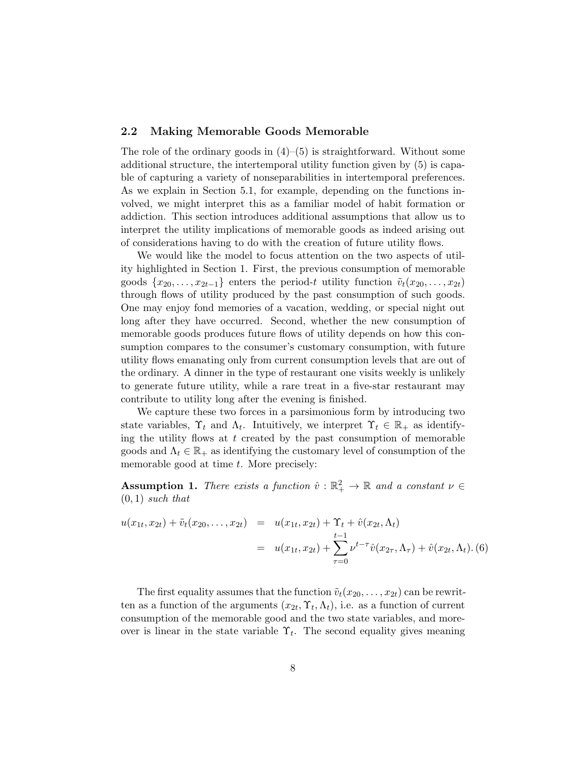### 2.2 Making Memorable Goods Memorable

The role of the ordinary goods in (4)–(5) is straightforward. Without some additional structure, the intertemporal utility function given by (5) is capable of capturing a variety of nonseparabilities in intertemporal preferences. As we explain in Section 5.1, for example, depending on the functions involved, we might interpret this as a familiar model of habit formation or addiction. This section introduces additional assumptions that allow us to interpret the utility implications of memorable goods as indeed arising out of considerations having to do with the creation of future utility flows.

We would like the model to focus attention on the two aspects of utility highlighted in Section 1. First, the previous consumption of memorable goods $\{x_{20}, \ldots, x_{2t-1}\}$ enters the period-$t$ utility function $\tilde{v}_t(x_{20}, \ldots, x_{2t})$ through flows of utility produced by the past consumption of such goods. One may enjoy fond memories of a vacation, wedding, or special night out long after they have occurred. Second, whether the new consumption of memorable goods produces future flows of utility depends on how this consumption compares to the consumer's customary consumption, with future utility flows emanating only from current consumption levels that are out of the ordinary. A dinner in the type of restaurant one visits weekly is unlikely to generate future utility, while a rare treat in a five-star restaurant may contribute to utility long after the evening is finished.

We capture these two forces in a parsimonious form by introducing two state variables, $\Upsilon_t$ and $\Lambda_t$. Intuitively, we interpret $\Upsilon_t \in \mathbb{R}_+$ as identifying the utility flows at $t$ created by the past consumption of memorable goods and $\Lambda_t \in \mathbb{R}_+$ as identifying the customary level of consumption of the memorable good at time $t$. More precisely:

**Assumption 1.** *There exists a function $\hat{v} : \mathbb{R}^2_+ \to \mathbb{R}$ and a constant $\nu \in (0, 1)$ such that*

$$
\begin{aligned}
u(x_{1t}, x_{2t}) + \tilde{v}_t(x_{20}, \ldots, x_{2t}) &= u(x_{1t}, x_{2t}) + \Upsilon_t + \hat{v}(x_{2t}, \Lambda_t) \\
&= u(x_{1t}, x_{2t}) + \sum_{\tau=0}^{t-1} \nu^{t-\tau} \hat{v}(x_{2\tau}, \Lambda_\tau) + \hat{v}(x_{2t}, \Lambda_t). \quad (6)
\end{aligned}
$$

The first equality assumes that the function $\tilde{v}_t(x_{20}, \ldots, x_{2t})$ can be rewritten as a function of the arguments $(x_{2t}, \Upsilon_t, \Lambda_t)$, i.e. as a function of current consumption of the memorable good and the two state variables, and moreover is linear in the state variable $\Upsilon_t$. The second equality gives meaning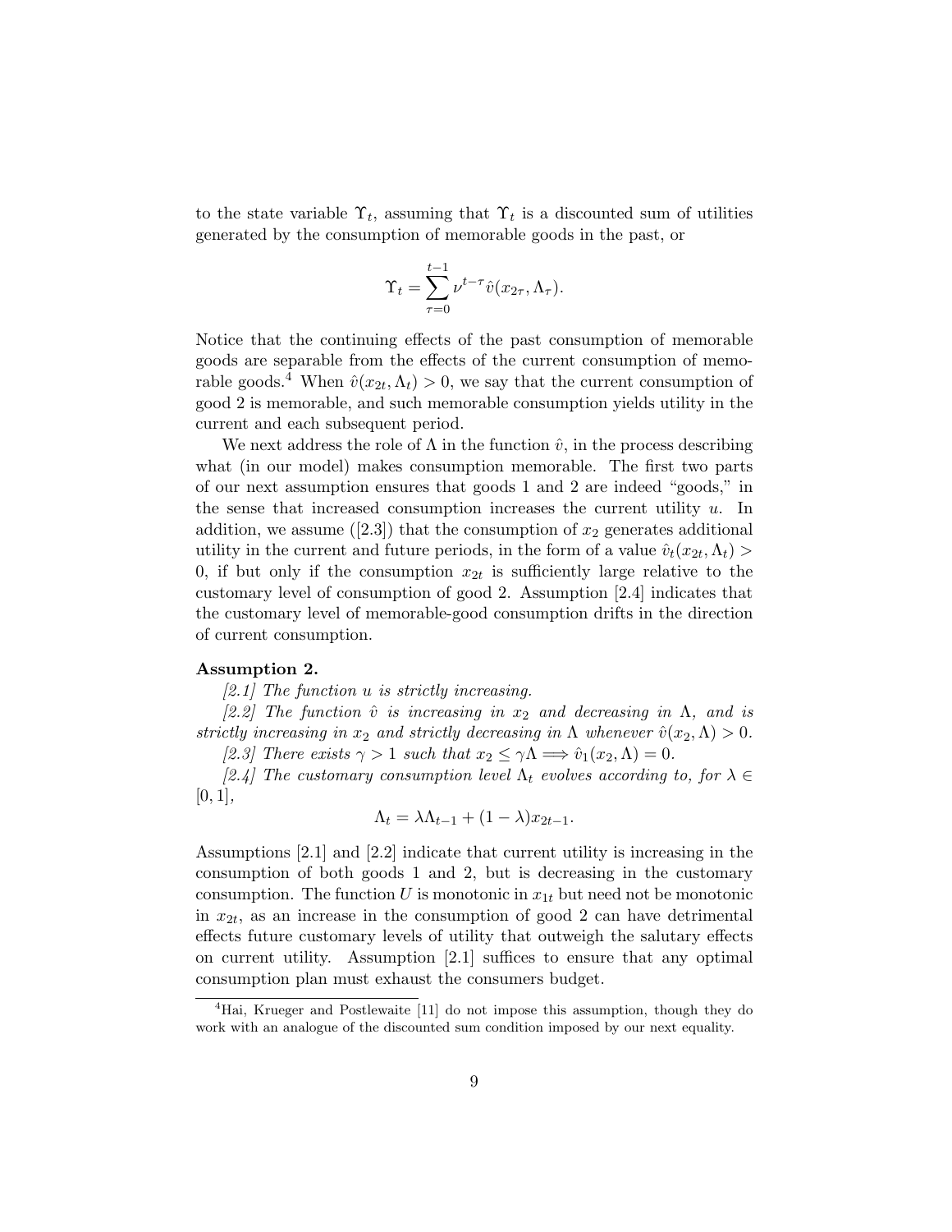to the state variable $\Upsilon_t$, assuming that $\Upsilon_t$ is a discounted sum of utilities generated by the consumption of memorable goods in the past, or

$$\Upsilon_t = \sum_{\tau=0}^{t-1} \nu^{t-\tau} \hat{v}(x_{2\tau}, \Lambda_\tau).$$

Notice that the continuing effects of the past consumption of memorable goods are separable from the effects of the current consumption of memorable goods.[4] When $\hat{v}(x_{2t}, \Lambda_t) > 0$, we say that the current consumption of good 2 is memorable, and such memorable consumption yields utility in the current and each subsequent period.

We next address the role of $\Lambda$ in the function $\hat{v}$, in the process describing what (in our model) makes consumption memorable. The first two parts of our next assumption ensures that goods 1 and 2 are indeed "goods," in the sense that increased consumption increases the current utility $u$. In addition, we assume ([2.3]) that the consumption of $x_2$ generates additional utility in the current and future periods, in the form of a value $\hat{v}_t(x_{2t}, \Lambda_t) > 0$, if but only if the consumption $x_{2t}$ is sufficiently large relative to the customary level of consumption of good 2. Assumption [2.4] indicates that the customary level of memorable-good consumption drifts in the direction of current consumption.

**Assumption 2.**

*[2.1] The function $u$ is strictly increasing.*

*[2.2] The function $\hat{v}$ is increasing in $x_2$ and decreasing in $\Lambda$, and is strictly increasing in $x_2$ and strictly decreasing in $\Lambda$ whenever $\hat{v}(x_2, \Lambda) > 0$.*

*[2.3] There exists $\gamma > 1$ such that $x_2 \leq \gamma\Lambda \Longrightarrow \hat{v}_1(x_2, \Lambda) = 0$.*

*[2.4] The customary consumption level $\Lambda_t$ evolves according to, for $\lambda \in [0, 1]$,*

$$\Lambda_t = \lambda\Lambda_{t-1} + (1 - \lambda)x_{2t-1}.$$

Assumptions [2.1] and [2.2] indicate that current utility is increasing in the consumption of both goods 1 and 2, but is decreasing in the customary consumption. The function $U$ is monotonic in $x_{1t}$ but need not be monotonic in $x_{2t}$, as an increase in the consumption of good 2 can have detrimental effects future customary levels of utility that outweigh the salutary effects on current utility. Assumption [2.1] suffices to ensure that any optimal consumption plan must exhaust the consumers budget.

[4] Hai, Krueger and Postlewaite [11] do not impose this assumption, though they do work with an analogue of the discounted sum condition imposed by our next equality.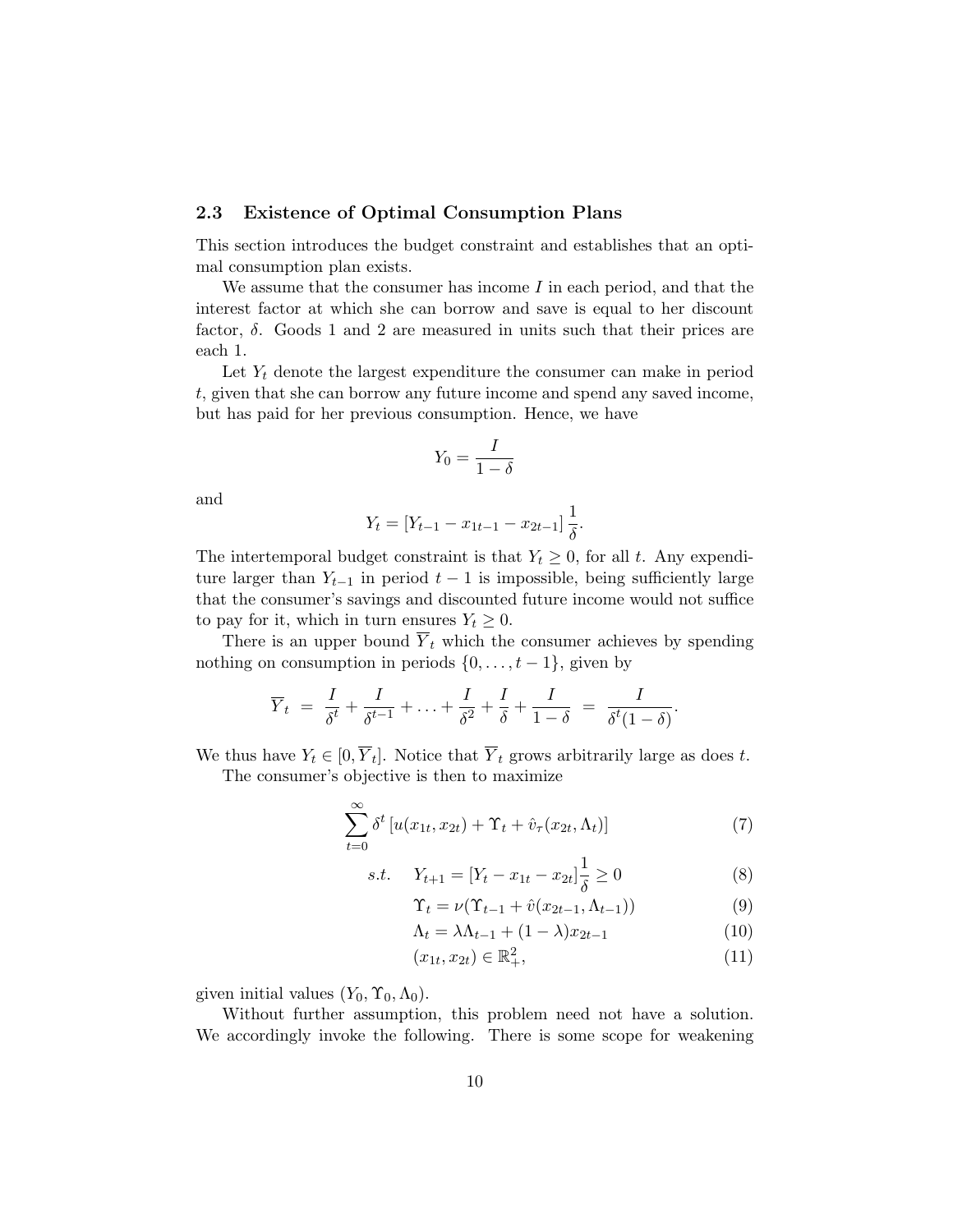### 2.3 Existence of Optimal Consumption Plans

This section introduces the budget constraint and establishes that an optimal consumption plan exists.

We assume that the consumer has income $I$ in each period, and that the interest factor at which she can borrow and save is equal to her discount factor, $\delta$. Goods 1 and 2 are measured in units such that their prices are each 1.

Let $Y_t$ denote the largest expenditure the consumer can make in period $t$, given that she can borrow any future income and spend any saved income, but has paid for her previous consumption. Hence, we have

$$Y_0 = \frac{I}{1-\delta}$$

and

$$Y_t = [Y_{t-1} - x_{1t-1} - x_{2t-1}]\,\frac{1}{\delta}.$$

The intertemporal budget constraint is that $Y_t \geq 0$, for all $t$. Any expenditure larger than $Y_{t-1}$ in period $t-1$ is impossible, being sufficiently large that the consumer's savings and discounted future income would not suffice to pay for it, which in turn ensures $Y_t \geq 0$.

There is an upper bound $\overline{Y}_t$ which the consumer achieves by spending nothing on consumption in periods $\{0, \ldots, t-1\}$, given by

$$\overline{Y}_t \;=\; \frac{I}{\delta^t} + \frac{I}{\delta^{t-1}} + \ldots + \frac{I}{\delta^2} + \frac{I}{\delta} + \frac{I}{1-\delta} \;=\; \frac{I}{\delta^t(1-\delta)}.$$

We thus have $Y_t \in [0, \overline{Y}_t]$. Notice that $\overline{Y}_t$ grows arbitrarily large as does $t$.

The consumer's objective is then to maximize

$$\sum_{t=0}^{\infty} \delta^t \left[u(x_{1t}, x_{2t}) + \Upsilon_t + \hat{v}_\tau(x_{2t}, \Lambda_t)\right] \tag{7}$$

$$s.t. \quad Y_{t+1} = [Y_t - x_{1t} - x_{2t}]\frac{1}{\delta} \geq 0 \tag{8}$$

$$\Upsilon_t = \nu(\Upsilon_{t-1} + \hat{v}(x_{2t-1}, \Lambda_{t-1})) \tag{9}$$

$$\Lambda_t = \lambda \Lambda_{t-1} + (1-\lambda)x_{2t-1} \tag{10}$$

$$(x_{1t}, x_{2t}) \in \mathbb{R}^2_+, \tag{11}$$

given initial values $(Y_0, \Upsilon_0, \Lambda_0)$.

Without further assumption, this problem need not have a solution. We accordingly invoke the following. There is some scope for weakening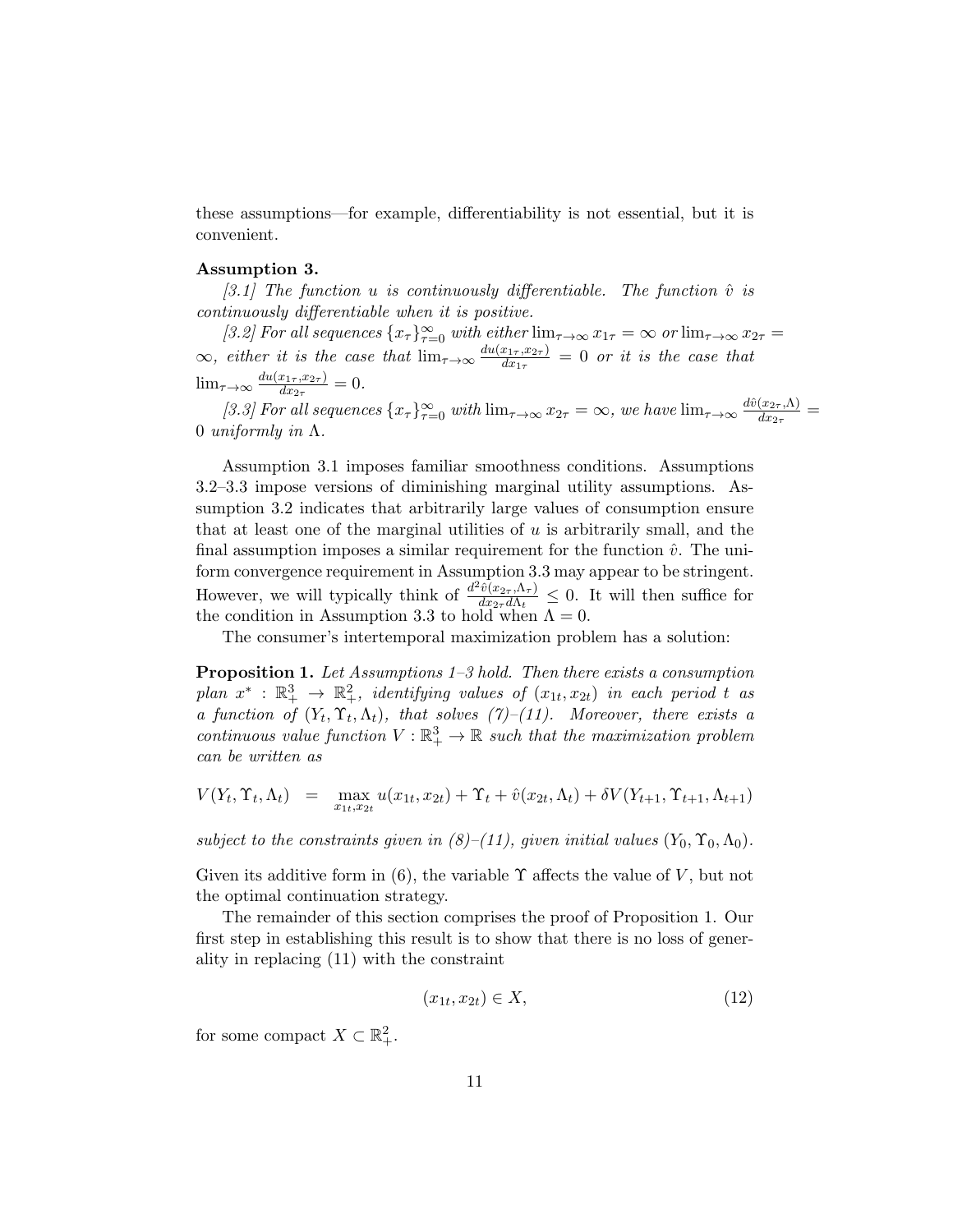these assumptions—for example, differentiability is not essential, but it is convenient.

**Assumption 3.**

*[3.1] The function $u$ is continuously differentiable. The function $\hat{v}$ is continuously differentiable when it is positive.*

*[3.2] For all sequences $\{x_\tau\}_{\tau=0}^{\infty}$ with either $\lim_{\tau\to\infty} x_{1\tau} = \infty$ or $\lim_{\tau\to\infty} x_{2\tau} = \infty$, either it is the case that $\lim_{\tau\to\infty} \frac{du(x_{1\tau},x_{2\tau})}{dx_{1\tau}} = 0$ or it is the case that $\lim_{\tau\to\infty} \frac{du(x_{1\tau},x_{2\tau})}{dx_{2\tau}} = 0$.*

*[3.3] For all sequences $\{x_\tau\}_{\tau=0}^{\infty}$ with $\lim_{\tau\to\infty} x_{2\tau} = \infty$, we have $\lim_{\tau\to\infty} \frac{d\hat{v}(x_{2\tau},\Lambda)}{dx_{2\tau}} = 0$ uniformly in $\Lambda$.*

Assumption 3.1 imposes familiar smoothness conditions. Assumptions 3.2–3.3 impose versions of diminishing marginal utility assumptions. Assumption 3.2 indicates that arbitrarily large values of consumption ensure that at least one of the marginal utilities of $u$ is arbitrarily small, and the final assumption imposes a similar requirement for the function $\hat{v}$. The uniform convergence requirement in Assumption 3.3 may appear to be stringent. However, we will typically think of $\frac{d^2\hat{v}(x_{2\tau},\Lambda_\tau)}{dx_{2\tau}d\Lambda_t} \leq 0$. It will then suffice for the condition in Assumption 3.3 to hold when $\Lambda = 0$.

The consumer's intertemporal maximization problem has a solution:

**Proposition 1.** *Let Assumptions 1–3 hold. Then there exists a consumption plan $x^* : \mathbb{R}_+^3 \to \mathbb{R}_+^2$, identifying values of $(x_{1t}, x_{2t})$ in each period $t$ as a function of $(Y_t, \Upsilon_t, \Lambda_t)$, that solves (7)–(11). Moreover, there exists a continuous value function $V : \mathbb{R}_+^3 \to \mathbb{R}$ such that the maximization problem can be written as*

$$V(Y_t, \Upsilon_t, \Lambda_t) \;\; = \;\; \max_{x_{1t},x_{2t}} u(x_{1t}, x_{2t}) + \Upsilon_t + \hat{v}(x_{2t}, \Lambda_t) + \delta V(Y_{t+1}, \Upsilon_{t+1}, \Lambda_{t+1})$$

*subject to the constraints given in (8)–(11), given initial values $(Y_0, \Upsilon_0, \Lambda_0)$.*

Given its additive form in (6), the variable $\Upsilon$ affects the value of $V$, but not the optimal continuation strategy.

The remainder of this section comprises the proof of Proposition 1. Our first step in establishing this result is to show that there is no loss of generality in replacing (11) with the constraint

$$(x_{1t}, x_{2t}) \in X, \tag{12}$$

for some compact $X \subset \mathbb{R}_+^2$.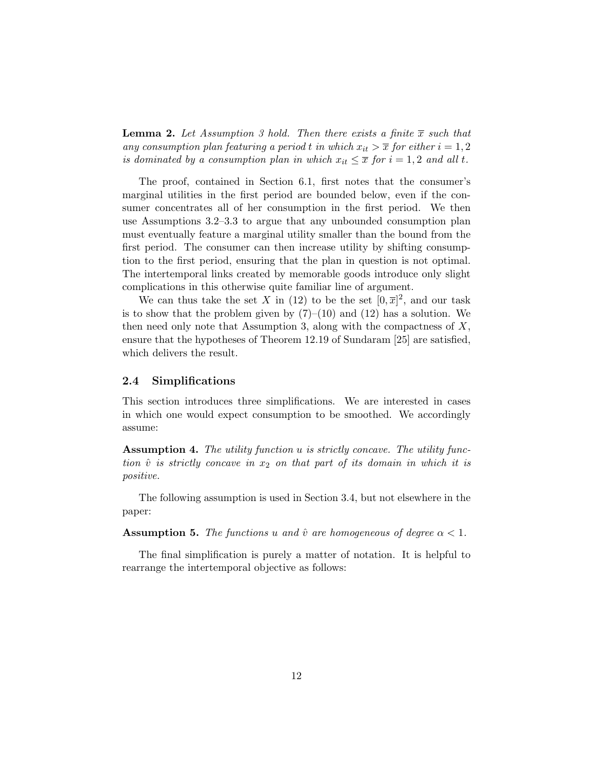**Lemma 2.** *Let Assumption 3 hold. Then there exists a finite $\overline{x}$ such that any consumption plan featuring a period $t$ in which $x_{it} > \overline{x}$ for either $i = 1, 2$ is dominated by a consumption plan in which $x_{it} \leq \overline{x}$ for $i = 1, 2$ and all $t$.*

The proof, contained in Section 6.1, first notes that the consumer's marginal utilities in the first period are bounded below, even if the consumer concentrates all of her consumption in the first period. We then use Assumptions 3.2–3.3 to argue that any unbounded consumption plan must eventually feature a marginal utility smaller than the bound from the first period. The consumer can then increase utility by shifting consumption to the first period, ensuring that the plan in question is not optimal. The intertemporal links created by memorable goods introduce only slight complications in this otherwise quite familiar line of argument.

We can thus take the set $X$ in (12) to be the set $[0, \overline{x}]^2$, and our task is to show that the problem given by (7)–(10) and (12) has a solution. We then need only note that Assumption 3, along with the compactness of $X$, ensure that the hypotheses of Theorem 12.19 of Sundaram [25] are satisfied, which delivers the result.

### 2.4 Simplifications

This section introduces three simplifications. We are interested in cases in which one would expect consumption to be smoothed. We accordingly assume:

**Assumption 4.** *The utility function $u$ is strictly concave. The utility function $\hat{v}$ is strictly concave in $x_2$ on that part of its domain in which it is positive.*

The following assumption is used in Section 3.4, but not elsewhere in the paper:

**Assumption 5.** *The functions $u$ and $\hat{v}$ are homogeneous of degree $\alpha < 1$.*

The final simplification is purely a matter of notation. It is helpful to rearrange the intertemporal objective as follows: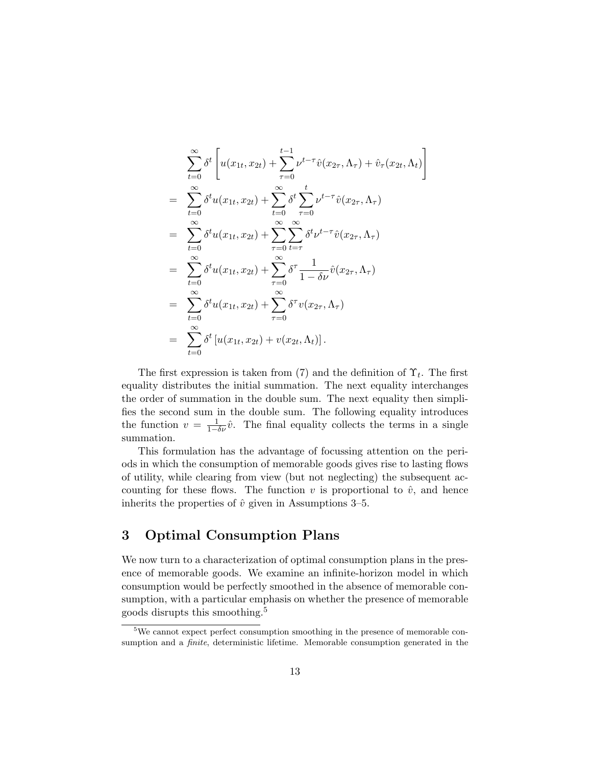$$
\begin{aligned}
& \sum_{t=0}^{\infty} \delta^t \left[ u(x_{1t}, x_{2t}) + \sum_{\tau=0}^{t-1} \nu^{t-\tau} \hat{v}(x_{2\tau}, \Lambda_\tau) + \hat{v}_\tau(x_{2t}, \Lambda_t) \right] \\
= \; & \sum_{t=0}^{\infty} \delta^t u(x_{1t}, x_{2t}) + \sum_{t=0}^{\infty} \delta^t \sum_{\tau=0}^{t} \nu^{t-\tau} \hat{v}(x_{2\tau}, \Lambda_\tau) \\
= \; & \sum_{t=0}^{\infty} \delta^t u(x_{1t}, x_{2t}) + \sum_{\tau=0}^{\infty} \sum_{t=\tau}^{\infty} \delta^t \nu^{t-\tau} \hat{v}(x_{2\tau}, \Lambda_\tau) \\
= \; & \sum_{t=0}^{\infty} \delta^t u(x_{1t}, x_{2t}) + \sum_{\tau=0}^{\infty} \delta^\tau \frac{1}{1-\delta\nu} \hat{v}(x_{2\tau}, \Lambda_\tau) \\
= \; & \sum_{t=0}^{\infty} \delta^t u(x_{1t}, x_{2t}) + \sum_{\tau=0}^{\infty} \delta^\tau v(x_{2\tau}, \Lambda_\tau) \\
= \; & \sum_{t=0}^{\infty} \delta^t \left[ u(x_{1t}, x_{2t}) + v(x_{2t}, \Lambda_t) \right].
\end{aligned}
$$

The first expression is taken from (7) and the definition of $\Upsilon_t$. The first equality distributes the initial summation. The next equality interchanges the order of summation in the double sum. The next equality then simplifies the second sum in the double sum. The following equality introduces the function $v = \frac{1}{1-\delta\nu}\hat{v}$. The final equality collects the terms in a single summation.

This formulation has the advantage of focussing attention on the periods in which the consumption of memorable goods gives rise to lasting flows of utility, while clearing from view (but not neglecting) the subsequent accounting for these flows. The function $v$ is proportional to $\hat{v}$, and hence inherits the properties of $\hat{v}$ given in Assumptions 3–5.

## 3 Optimal Consumption Plans

We now turn to a characterization of optimal consumption plans in the presence of memorable goods. We examine an infinite-horizon model in which consumption would be perfectly smoothed in the absence of memorable consumption, with a particular emphasis on whether the presence of memorable goods disrupts this smoothing.[5]

[5] We cannot expect perfect consumption smoothing in the presence of memorable consumption and a *finite*, deterministic lifetime. Memorable consumption generated in the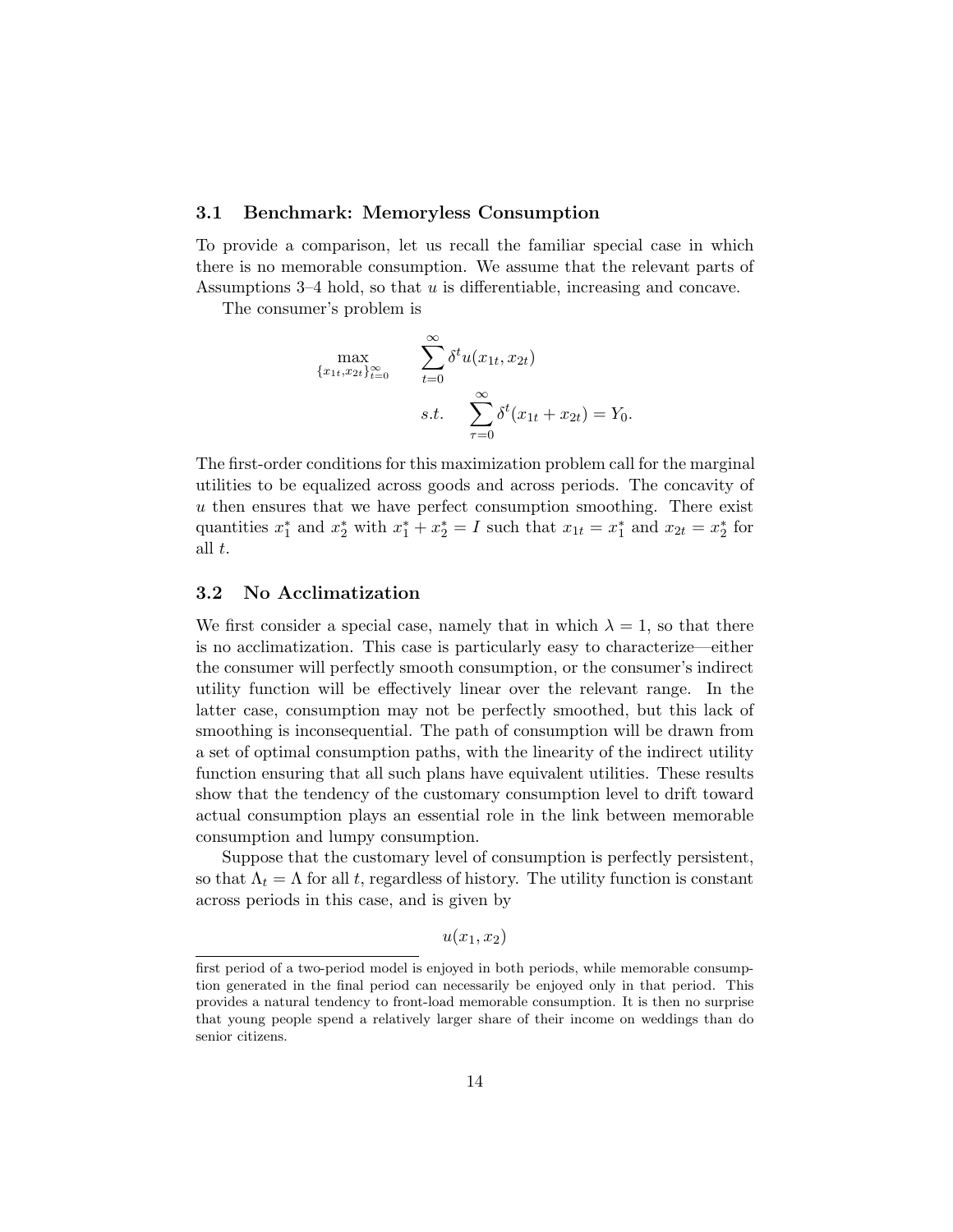### 3.1 Benchmark: Memoryless Consumption

To provide a comparison, let us recall the familiar special case in which there is no memorable consumption. We assume that the relevant parts of Assumptions 3–4 hold, so that $u$ is differentiable, increasing and concave.

The consumer's problem is

$$\max_{\{x_{1t},x_{2t}\}_{t=0}^{\infty}} \quad \sum_{t=0}^{\infty} \delta^t u(x_{1t}, x_{2t})$$

$$s.t. \quad \sum_{\tau=0}^{\infty} \delta^t (x_{1t} + x_{2t}) = Y_0.$$

The first-order conditions for this maximization problem call for the marginal utilities to be equalized across goods and across periods. The concavity of $u$ then ensures that we have perfect consumption smoothing. There exist quantities $x_1^*$ and $x_2^*$ with $x_1^* + x_2^* = I$ such that $x_{1t} = x_1^*$ and $x_{2t} = x_2^*$ for all $t$.

### 3.2 No Acclimatization

We first consider a special case, namely that in which $\lambda = 1$, so that there is no acclimatization. This case is particularly easy to characterize—either the consumer will perfectly smooth consumption, or the consumer's indirect utility function will be effectively linear over the relevant range. In the latter case, consumption may not be perfectly smoothed, but this lack of smoothing is inconsequential. The path of consumption will be drawn from a set of optimal consumption paths, with the linearity of the indirect utility function ensuring that all such plans have equivalent utilities. These results show that the tendency of the customary consumption level to drift toward actual consumption plays an essential role in the link between memorable consumption and lumpy consumption.

Suppose that the customary level of consumption is perfectly persistent, so that $\Lambda_t = \Lambda$ for all $t$, regardless of history. The utility function is constant across periods in this case, and is given by

$$u(x_1, x_2)$$

first period of a two-period model is enjoyed in both periods, while memorable consumption generated in the final period can necessarily be enjoyed only in that period. This provides a natural tendency to front-load memorable consumption. It is then no surprise that young people spend a relatively larger share of their income on weddings than do senior citizens.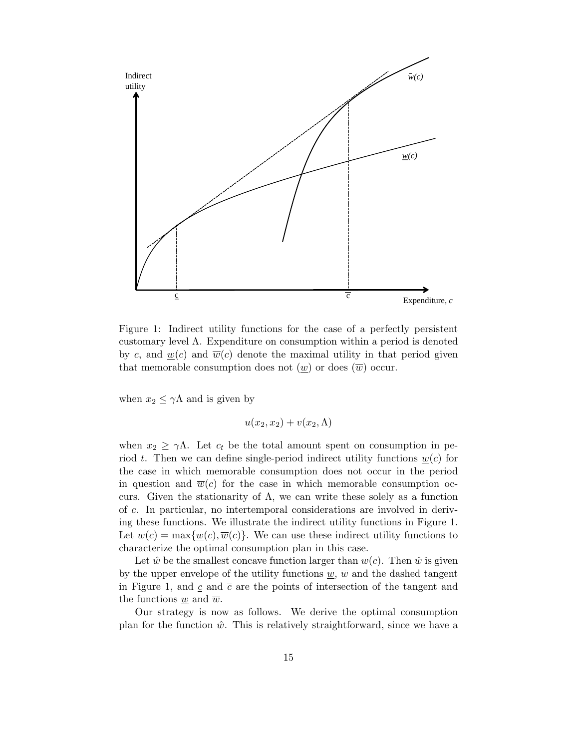Figure 1: Indirect utility functions for the case of a perfectly persistent customary level $\Lambda$. Expenditure on consumption within a period is denoted by $c$, and $\underline{w}(c)$ and $\overline{w}(c)$ denote the maximal utility in that period given that memorable consumption does not ($\underline{w}$) or does ($\overline{w}$) occur.

when $x_2 \leq \gamma\Lambda$ and is given by

$$u(x_2, x_2) + v(x_2, \Lambda)$$

when $x_2 \geq \gamma\Lambda$. Let $c_t$ be the total amount spent on consumption in period $t$. Then we can define single-period indirect utility functions $\underline{w}(c)$ for the case in which memorable consumption does not occur in the period in question and $\overline{w}(c)$ for the case in which memorable consumption occurs. Given the stationarity of $\Lambda$, we can write these solely as a function of $c$. In particular, no intertemporal considerations are involved in deriving these functions. We illustrate the indirect utility functions in Figure 1. Let $w(c) = \max\{\underline{w}(c), \overline{w}(c)\}$. We can use these indirect utility functions to characterize the optimal consumption plan in this case.

Let $\hat{w}$ be the smallest concave function larger than $w(c)$. Then $\hat{w}$ is given by the upper envelope of the utility functions $\underline{w}$, $\overline{w}$ and the dashed tangent in Figure 1, and $\underline{c}$ and $\overline{c}$ are the points of intersection of the tangent and the functions $\underline{w}$ and $\overline{w}$.

Our strategy is now as follows. We derive the optimal consumption plan for the function $\hat{w}$. This is relatively straightforward, since we have a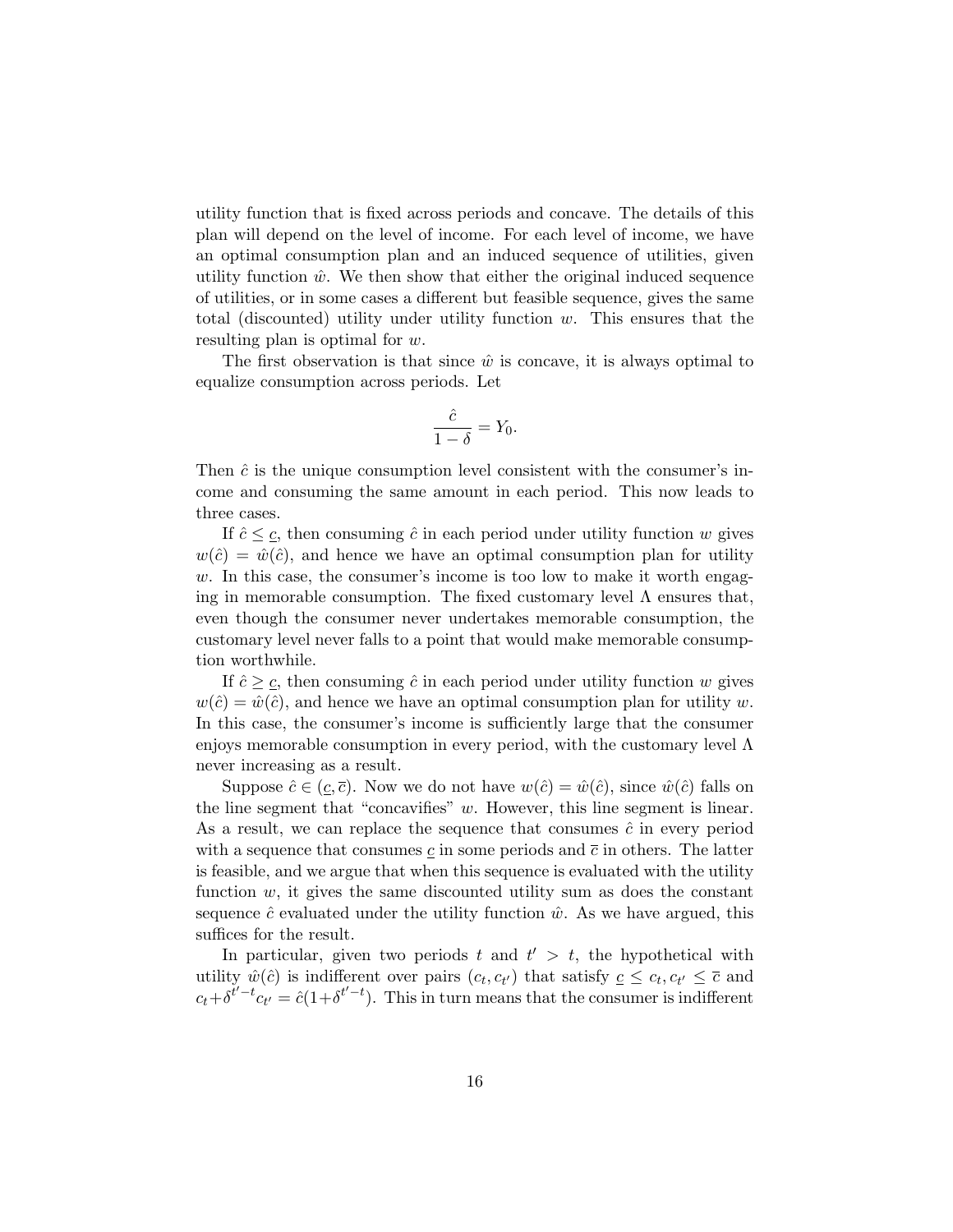utility function that is fixed across periods and concave. The details of this plan will depend on the level of income. For each level of income, we have an optimal consumption plan and an induced sequence of utilities, given utility function $\hat{w}$. We then show that either the original induced sequence of utilities, or in some cases a different but feasible sequence, gives the same total (discounted) utility under utility function $w$. This ensures that the resulting plan is optimal for $w$.

The first observation is that since $\hat{w}$ is concave, it is always optimal to equalize consumption across periods. Let

$$\frac{\hat{c}}{1-\delta} = Y_0.$$

Then $\hat{c}$ is the unique consumption level consistent with the consumer's income and consuming the same amount in each period. This now leads to three cases.

If $\hat{c} \leq \underline{c}$, then consuming $\hat{c}$ in each period under utility function $w$ gives $w(\hat{c}) = \hat{w}(\hat{c})$, and hence we have an optimal consumption plan for utility $w$. In this case, the consumer's income is too low to make it worth engaging in memorable consumption. The fixed customary level $\Lambda$ ensures that, even though the consumer never undertakes memorable consumption, the customary level never falls to a point that would make memorable consumption worthwhile.

If $\hat{c} \geq \underline{c}$, then consuming $\hat{c}$ in each period under utility function $w$ gives $w(\hat{c}) = \hat{w}(\hat{c})$, and hence we have an optimal consumption plan for utility $w$. In this case, the consumer's income is sufficiently large that the consumer enjoys memorable consumption in every period, with the customary level $\Lambda$ never increasing as a result.

Suppose $\hat{c} \in (\underline{c}, \overline{c})$. Now we do not have $w(\hat{c}) = \hat{w}(\hat{c})$, since $\hat{w}(\hat{c})$ falls on the line segment that "concavifies" $w$. However, this line segment is linear. As a result, we can replace the sequence that consumes $\hat{c}$ in every period with a sequence that consumes $\underline{c}$ in some periods and $\overline{c}$ in others. The latter is feasible, and we argue that when this sequence is evaluated with the utility function $w$, it gives the same discounted utility sum as does the constant sequence $\hat{c}$ evaluated under the utility function $\hat{w}$. As we have argued, this suffices for the result.

In particular, given two periods $t$ and $t' > t$, the hypothetical with utility $\hat{w}(\hat{c})$ is indifferent over pairs $(c_t, c_{t'})$ that satisfy $\underline{c} \leq c_t, c_{t'} \leq \overline{c}$ and $c_t + \delta^{t'-t} c_{t'} = \hat{c}(1+\delta^{t'-t})$. This in turn means that the consumer is indifferent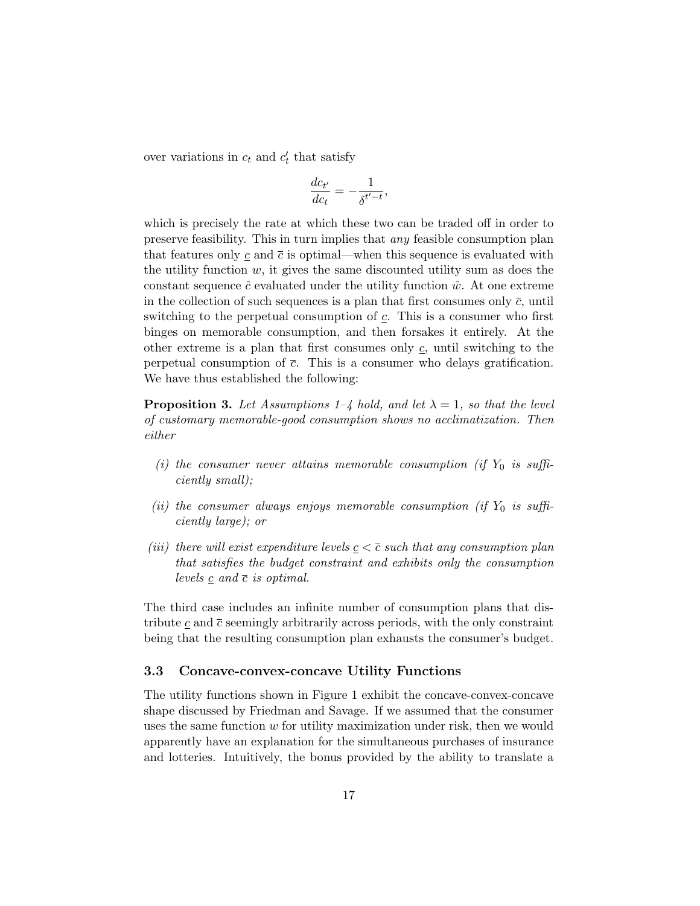over variations in $c_t$ and $c_t'$ that satisfy

$$\frac{dc_{t'}}{dc_t} = -\frac{1}{\delta^{t'-t}},$$

which is precisely the rate at which these two can be traded off in order to preserve feasibility. This in turn implies that *any* feasible consumption plan that features only $\underline{c}$ and $\overline{c}$ is optimal—when this sequence is evaluated with the utility function $w$, it gives the same discounted utility sum as does the constant sequence $\hat{c}$ evaluated under the utility function $\hat{w}$. At one extreme in the collection of such sequences is a plan that first consumes only $\overline{c}$, until switching to the perpetual consumption of $\underline{c}$. This is a consumer who first binges on memorable consumption, and then forsakes it entirely. At the other extreme is a plan that first consumes only $\underline{c}$, until switching to the perpetual consumption of $\overline{c}$. This is a consumer who delays gratification. We have thus established the following:

**Proposition 3.** *Let Assumptions 1–4 hold, and let $\lambda = 1$, so that the level of customary memorable-good consumption shows no acclimatization. Then either*

*(i) the consumer never attains memorable consumption (if $Y_0$ is sufficiently small);*

*(ii) the consumer always enjoys memorable consumption (if $Y_0$ is sufficiently large); or*

*(iii) there will exist expenditure levels $\underline{c} < \overline{c}$ such that any consumption plan that satisfies the budget constraint and exhibits only the consumption levels $\underline{c}$ and $\overline{c}$ is optimal.*

The third case includes an infinite number of consumption plans that distribute $\underline{c}$ and $\overline{c}$ seemingly arbitrarily across periods, with the only constraint being that the resulting consumption plan exhausts the consumer's budget.

### 3.3 Concave-convex-concave Utility Functions

The utility functions shown in Figure 1 exhibit the concave-convex-concave shape discussed by Friedman and Savage. If we assumed that the consumer uses the same function $w$ for utility maximization under risk, then we would apparently have an explanation for the simultaneous purchases of insurance and lotteries. Intuitively, the bonus provided by the ability to translate a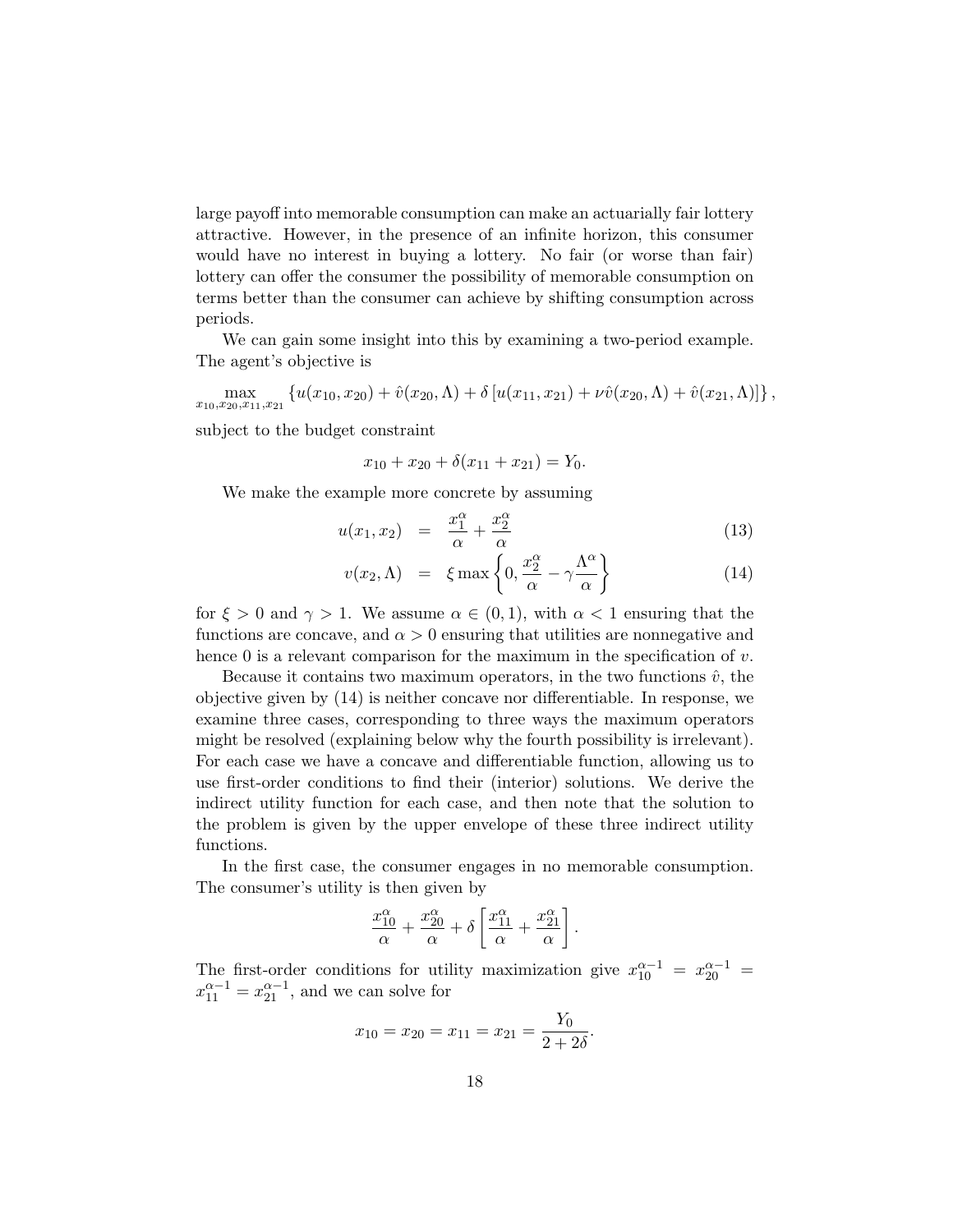large payoff into memorable consumption can make an actuarially fair lottery attractive. However, in the presence of an infinite horizon, this consumer would have no interest in buying a lottery. No fair (or worse than fair) lottery can offer the consumer the possibility of memorable consumption on terms better than the consumer can achieve by shifting consumption across periods.

We can gain some insight into this by examining a two-period example. The agent's objective is

$$\max_{x_{10},x_{20},x_{11},x_{21}} \left\{ u(x_{10},x_{20}) + \hat{v}(x_{20},\Lambda) + \delta \left[ u(x_{11},x_{21}) + \nu\hat{v}(x_{20},\Lambda) + \hat{v}(x_{21},\Lambda) \right] \right\},$$

subject to the budget constraint

$$x_{10} + x_{20} + \delta(x_{11} + x_{21}) = Y_0.$$

We make the example more concrete by assuming

$$u(x_1,x_2) = \frac{x_1^\alpha}{\alpha} + \frac{x_2^\alpha}{\alpha} \tag{13}$$

$$v(x_2,\Lambda) = \xi \max\left\{0, \frac{x_2^\alpha}{\alpha} - \gamma\frac{\Lambda^\alpha}{\alpha}\right\} \tag{14}$$

for $\xi > 0$ and $\gamma > 1$. We assume $\alpha \in (0,1)$, with $\alpha < 1$ ensuring that the functions are concave, and $\alpha > 0$ ensuring that utilities are nonnegative and hence 0 is a relevant comparison for the maximum in the specification of $v$.

Because it contains two maximum operators, in the two functions $\hat{v}$, the objective given by (14) is neither concave nor differentiable. In response, we examine three cases, corresponding to three ways the maximum operators might be resolved (explaining below why the fourth possibility is irrelevant). For each case we have a concave and differentiable function, allowing us to use first-order conditions to find their (interior) solutions. We derive the indirect utility function for each case, and then note that the solution to the problem is given by the upper envelope of these three indirect utility functions.

In the first case, the consumer engages in no memorable consumption. The consumer's utility is then given by

$$\frac{x_{10}^\alpha}{\alpha} + \frac{x_{20}^\alpha}{\alpha} + \delta\left[\frac{x_{11}^\alpha}{\alpha} + \frac{x_{21}^\alpha}{\alpha}\right].$$

The first-order conditions for utility maximization give $x_{10}^{\alpha-1} = x_{20}^{\alpha-1} = x_{11}^{\alpha-1} = x_{21}^{\alpha-1}$, and we can solve for

$$x_{10} = x_{20} = x_{11} = x_{21} = \frac{Y_0}{2+2\delta}.$$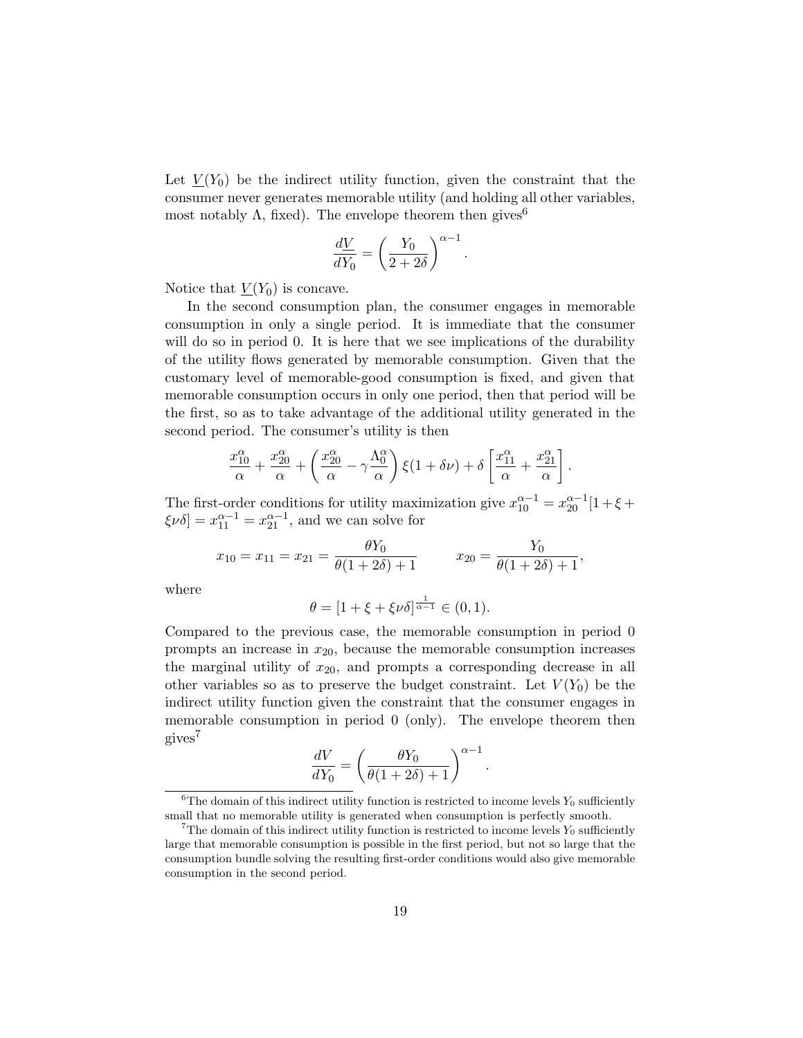Let $\underline{V}(Y_0)$ be the indirect utility function, given the constraint that the consumer never generates memorable utility (and holding all other variables, most notably $\Lambda$, fixed). The envelope theorem then gives[6]

$$\frac{d\underline{V}}{dY_0} = \left(\frac{Y_0}{2+2\delta}\right)^{\alpha-1}.$$

Notice that $\underline{V}(Y_0)$ is concave.

In the second consumption plan, the consumer engages in memorable consumption in only a single period. It is immediate that the consumer will do so in period 0. It is here that we see implications of the durability of the utility flows generated by memorable consumption. Given that the customary level of memorable-good consumption is fixed, and given that memorable consumption occurs in only one period, then that period will be the first, so as to take advantage of the additional utility generated in the second period. The consumer's utility is then

$$\frac{x_{10}^{\alpha}}{\alpha} + \frac{x_{20}^{\alpha}}{\alpha} + \left(\frac{x_{20}^{\alpha}}{\alpha} - \gamma\frac{\Lambda_0^{\alpha}}{\alpha}\right)\xi(1+\delta\nu) + \delta\left[\frac{x_{11}^{\alpha}}{\alpha} + \frac{x_{21}^{\alpha}}{\alpha}\right].$$

The first-order conditions for utility maximization give $x_{10}^{\alpha-1} = x_{20}^{\alpha-1}[1+\xi+\xi\nu\delta] = x_{11}^{\alpha-1} = x_{21}^{\alpha-1}$, and we can solve for

$$x_{10} = x_{11} = x_{21} = \frac{\theta Y_0}{\theta(1+2\delta)+1} \qquad x_{20} = \frac{Y_0}{\theta(1+2\delta)+1},$$

where

$$\theta = [1+\xi+\xi\nu\delta]^{\frac{1}{\alpha-1}} \in (0,1).$$

Compared to the previous case, the memorable consumption in period 0 prompts an increase in $x_{20}$, because the memorable consumption increases the marginal utility of $x_{20}$, and prompts a corresponding decrease in all other variables so as to preserve the budget constraint. Let $V(Y_0)$ be the indirect utility function given the constraint that the consumer engages in memorable consumption in period 0 (only). The envelope theorem then gives[7]

$$\frac{dV}{dY_0} = \left(\frac{\theta Y_0}{\theta(1+2\delta)+1}\right)^{\alpha-1}.$$

[6] The domain of this indirect utility function is restricted to income levels $Y_0$ sufficiently small that no memorable utility is generated when consumption is perfectly smooth.

[7] The domain of this indirect utility function is restricted to income levels $Y_0$ sufficiently large that memorable consumption is possible in the first period, but not so large that the consumption bundle solving the resulting first-order conditions would also give memorable consumption in the second period.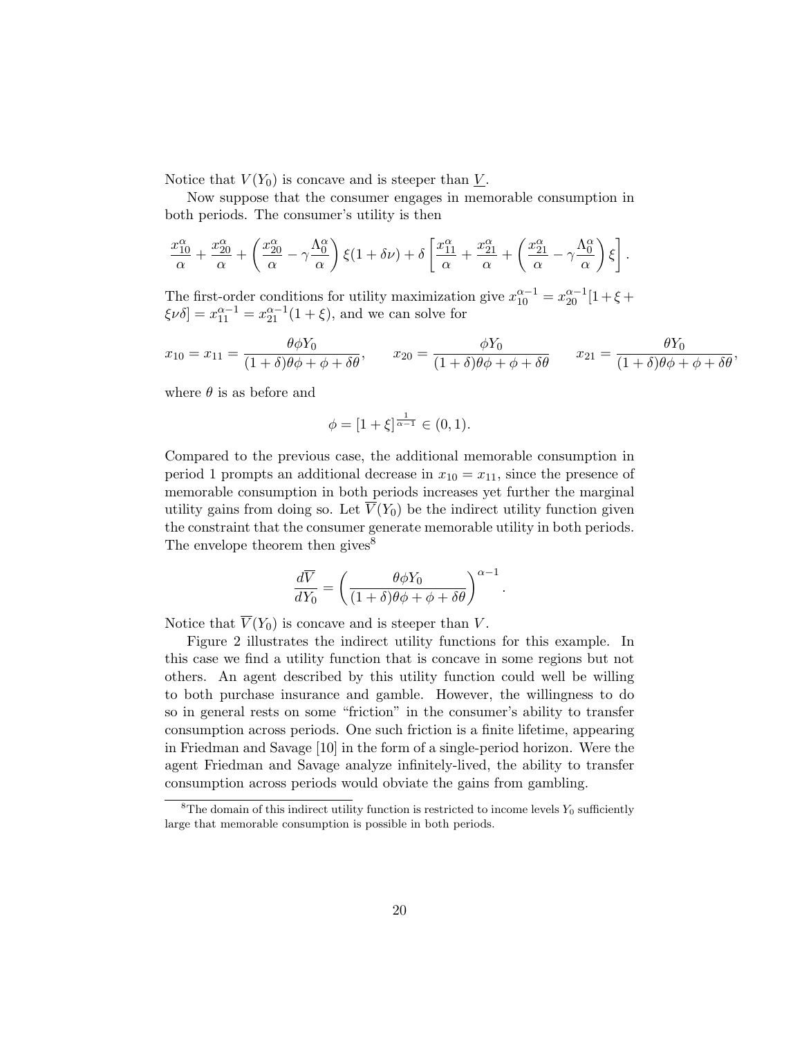Notice that $V(Y_0)$ is concave and is steeper than $\underline{V}$.

Now suppose that the consumer engages in memorable consumption in both periods. The consumer's utility is then

$$\frac{x_{10}^{\alpha}}{\alpha} + \frac{x_{20}^{\alpha}}{\alpha} + \left(\frac{x_{20}^{\alpha}}{\alpha} - \gamma\frac{\Lambda_0^{\alpha}}{\alpha}\right)\xi(1+\delta\nu) + \delta\left[\frac{x_{11}^{\alpha}}{\alpha} + \frac{x_{21}^{\alpha}}{\alpha} + \left(\frac{x_{21}^{\alpha}}{\alpha} - \gamma\frac{\Lambda_0^{\alpha}}{\alpha}\right)\xi\right].$$

The first-order conditions for utility maximization give $x_{10}^{\alpha-1} = x_{20}^{\alpha-1}[1+\xi+\xi\nu\delta] = x_{11}^{\alpha-1} = x_{21}^{\alpha-1}(1+\xi)$, and we can solve for

$$x_{10} = x_{11} = \frac{\theta\phi Y_0}{(1+\delta)\theta\phi + \phi + \delta\theta}, \qquad x_{20} = \frac{\phi Y_0}{(1+\delta)\theta\phi + \phi + \delta\theta} \qquad x_{21} = \frac{\theta Y_0}{(1+\delta)\theta\phi + \phi + \delta\theta},$$

where $\theta$ is as before and

$$\phi = [1+\xi]^{\frac{1}{\alpha-1}} \in (0,1).$$

Compared to the previous case, the additional memorable consumption in period 1 prompts an additional decrease in $x_{10} = x_{11}$, since the presence of memorable consumption in both periods increases yet further the marginal utility gains from doing so. Let $\overline{V}(Y_0)$ be the indirect utility function given the constraint that the consumer generate memorable utility in both periods. The envelope theorem then gives[8]

$$\frac{d\overline{V}}{dY_0} = \left(\frac{\theta\phi Y_0}{(1+\delta)\theta\phi + \phi + \delta\theta}\right)^{\alpha-1}.$$

Notice that $\overline{V}(Y_0)$ is concave and is steeper than $V$.

Figure 2 illustrates the indirect utility functions for this example. In this case we find a utility function that is concave in some regions but not others. An agent described by this utility function could well be willing to both purchase insurance and gamble. However, the willingness to do so in general rests on some "friction" in the consumer's ability to transfer consumption across periods. One such friction is a finite lifetime, appearing in Friedman and Savage [10] in the form of a single-period horizon. Were the agent Friedman and Savage analyze infinitely-lived, the ability to transfer consumption across periods would obviate the gains from gambling.

[8] The domain of this indirect utility function is restricted to income levels $Y_0$ sufficiently large that memorable consumption is possible in both periods.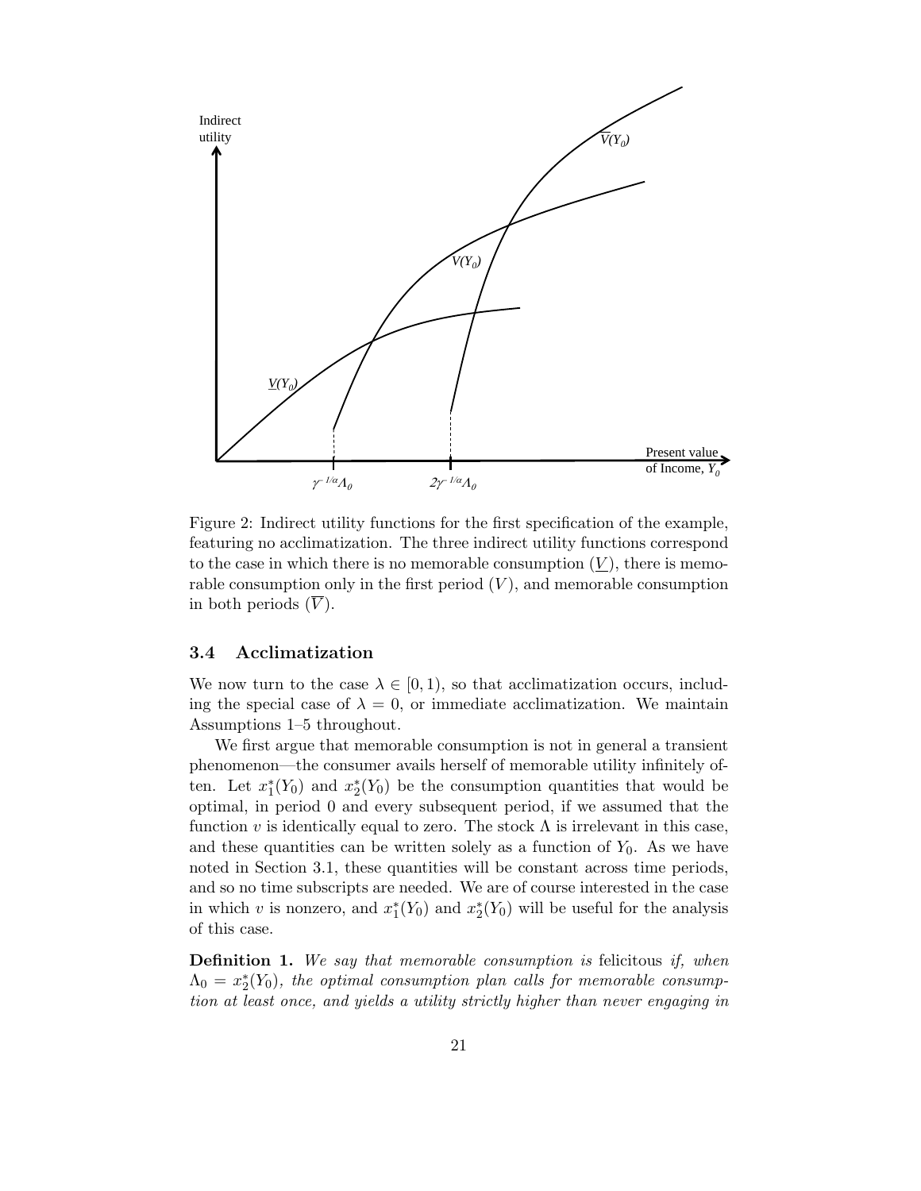Figure 2: Indirect utility functions for the first specification of the example, featuring no acclimatization. The three indirect utility functions correspond to the case in which there is no memorable consumption ($\underline{V}$), there is memorable consumption only in the first period ($V$), and memorable consumption in both periods ($\overline{V}$).

### 3.4 Acclimatization

We now turn to the case $\lambda \in [0, 1)$, so that acclimatization occurs, including the special case of $\lambda = 0$, or immediate acclimatization. We maintain Assumptions 1–5 throughout.

We first argue that memorable consumption is not in general a transient phenomenon—the consumer avails herself of memorable utility infinitely often. Let $x_1^*(Y_0)$ and $x_2^*(Y_0)$ be the consumption quantities that would be optimal, in period 0 and every subsequent period, if we assumed that the function $v$ is identically equal to zero. The stock $\Lambda$ is irrelevant in this case, and these quantities can be written solely as a function of $Y_0$. As we have noted in Section 3.1, these quantities will be constant across time periods, and so no time subscripts are needed. We are of course interested in the case in which $v$ is nonzero, and $x_1^*(Y_0)$ and $x_2^*(Y_0)$ will be useful for the analysis of this case.

**Definition 1.** *We say that memorable consumption is* felicitous *if, when $\Lambda_0 = x_2^*(Y_0)$, the optimal consumption plan calls for memorable consumption at least once, and yields a utility strictly higher than never engaging in*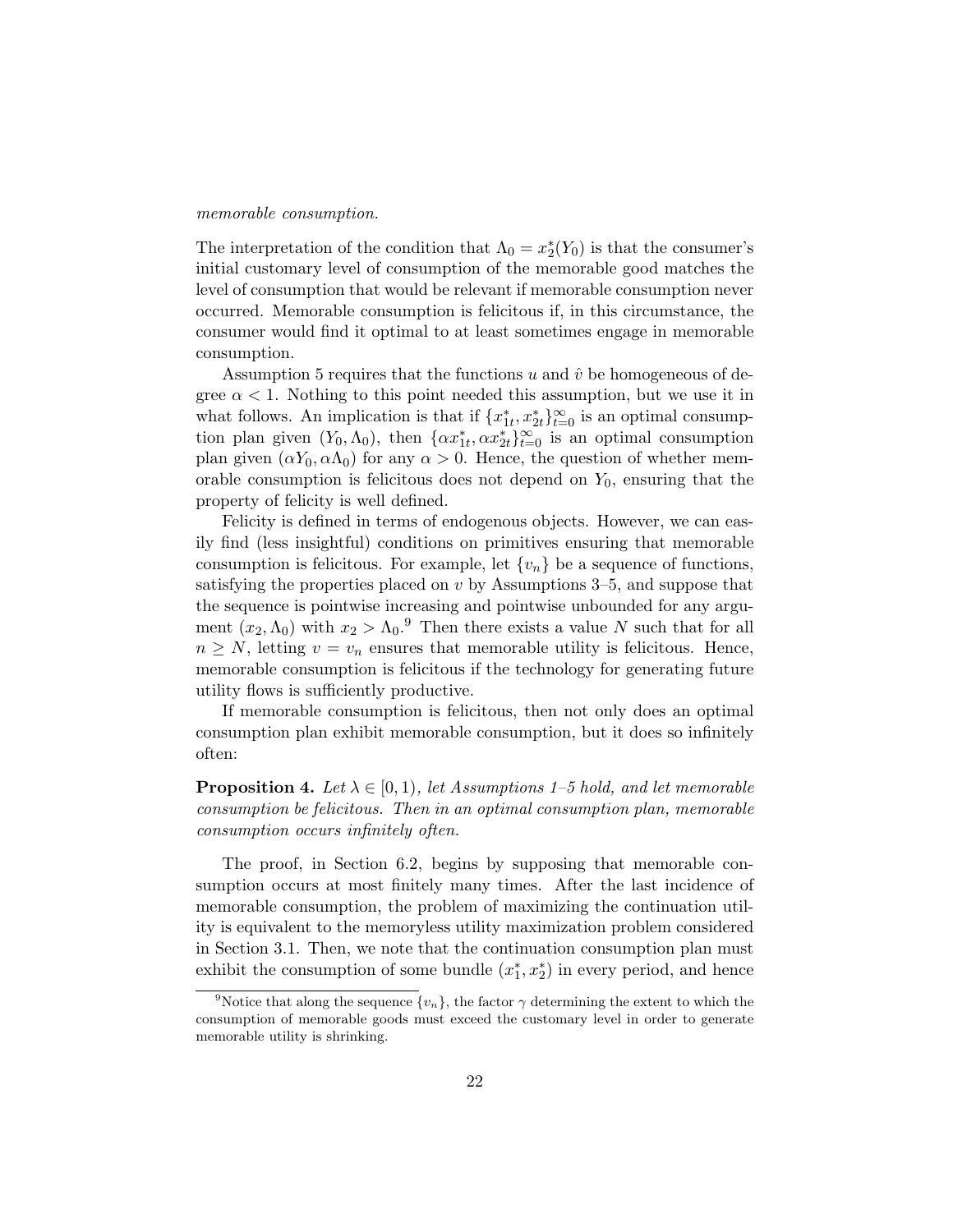*memorable consumption.*

The interpretation of the condition that $\Lambda_0 = x_2^*(Y_0)$ is that the consumer's initial customary level of consumption of the memorable good matches the level of consumption that would be relevant if memorable consumption never occurred. Memorable consumption is felicitous if, in this circumstance, the consumer would find it optimal to at least sometimes engage in memorable consumption.

Assumption 5 requires that the functions $u$ and $\hat{v}$ be homogeneous of degree $\alpha < 1$. Nothing to this point needed this assumption, but we use it in what follows. An implication is that if $\{x_{1t}^*, x_{2t}^*\}_{t=0}^{\infty}$ is an optimal consumption plan given $(Y_0, \Lambda_0)$, then $\{\alpha x_{1t}^*, \alpha x_{2t}^*\}_{t=0}^{\infty}$ is an optimal consumption plan given $(\alpha Y_0, \alpha \Lambda_0)$ for any $\alpha > 0$. Hence, the question of whether memorable consumption is felicitous does not depend on $Y_0$, ensuring that the property of felicity is well defined.

Felicity is defined in terms of endogenous objects. However, we can easily find (less insightful) conditions on primitives ensuring that memorable consumption is felicitous. For example, let $\{v_n\}$ be a sequence of functions, satisfying the properties placed on $v$ by Assumptions 3–5, and suppose that the sequence is pointwise increasing and pointwise unbounded for any argument $(x_2, \Lambda_0)$ with $x_2 > \Lambda_0$.[9] Then there exists a value $N$ such that for all $n \geq N$, letting $v = v_n$ ensures that memorable utility is felicitous. Hence, memorable consumption is felicitous if the technology for generating future utility flows is sufficiently productive.

If memorable consumption is felicitous, then not only does an optimal consumption plan exhibit memorable consumption, but it does so infinitely often:

**Proposition 4.** *Let $\lambda \in [0, 1)$, let Assumptions 1–5 hold, and let memorable consumption be felicitous. Then in an optimal consumption plan, memorable consumption occurs infinitely often.*

The proof, in Section 6.2, begins by supposing that memorable consumption occurs at most finitely many times. After the last incidence of memorable consumption, the problem of maximizing the continuation utility is equivalent to the memoryless utility maximization problem considered in Section 3.1. Then, we note that the continuation consumption plan must exhibit the consumption of some bundle $(x_1^*, x_2^*)$ in every period, and hence

[9] Notice that along the sequence $\{v_n\}$, the factor $\gamma$ determining the extent to which the consumption of memorable goods must exceed the customary level in order to generate memorable utility is shrinking.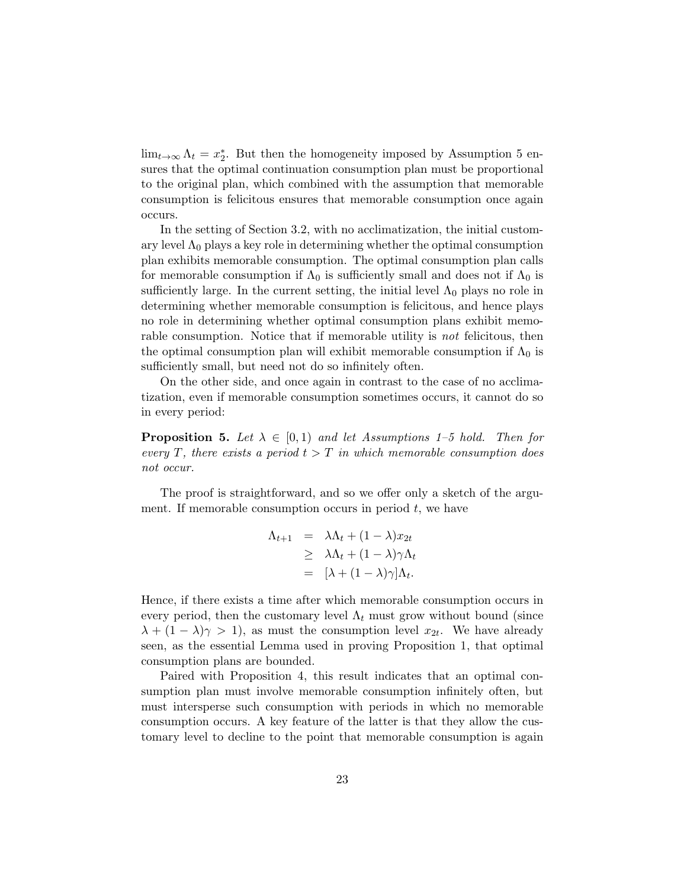$\lim_{t\to\infty} \Lambda_t = x_2^*$. But then the homogeneity imposed by Assumption 5 ensures that the optimal continuation consumption plan must be proportional to the original plan, which combined with the assumption that memorable consumption is felicitous ensures that memorable consumption once again occurs.

In the setting of Section 3.2, with no acclimatization, the initial customary level $\Lambda_0$ plays a key role in determining whether the optimal consumption plan exhibits memorable consumption. The optimal consumption plan calls for memorable consumption if $\Lambda_0$ is sufficiently small and does not if $\Lambda_0$ is sufficiently large. In the current setting, the initial level $\Lambda_0$ plays no role in determining whether memorable consumption is felicitous, and hence plays no role in determining whether optimal consumption plans exhibit memorable consumption. Notice that if memorable utility is *not* felicitous, then the optimal consumption plan will exhibit memorable consumption if $\Lambda_0$ is sufficiently small, but need not do so infinitely often.

On the other side, and once again in contrast to the case of no acclimatization, even if memorable consumption sometimes occurs, it cannot do so in every period:

**Proposition 5.** *Let $\lambda \in [0, 1)$ and let Assumptions 1–5 hold. Then for every $T$, there exists a period $t > T$ in which memorable consumption does not occur.*

The proof is straightforward, and so we offer only a sketch of the argument. If memorable consumption occurs in period $t$, we have

$$
\begin{aligned}
\Lambda_{t+1} &= \lambda\Lambda_t + (1-\lambda)x_{2t} \\
&\geq \lambda\Lambda_t + (1-\lambda)\gamma\Lambda_t \\
&= [\lambda + (1-\lambda)\gamma]\Lambda_t.
\end{aligned}
$$

Hence, if there exists a time after which memorable consumption occurs in every period, then the customary level $\Lambda_t$ must grow without bound (since $\lambda + (1-\lambda)\gamma > 1$), as must the consumption level $x_{2t}$. We have already seen, as the essential Lemma used in proving Proposition 1, that optimal consumption plans are bounded.

Paired with Proposition 4, this result indicates that an optimal consumption plan must involve memorable consumption infinitely often, but must intersperse such consumption with periods in which no memorable consumption occurs. A key feature of the latter is that they allow the customary level to decline to the point that memorable consumption is again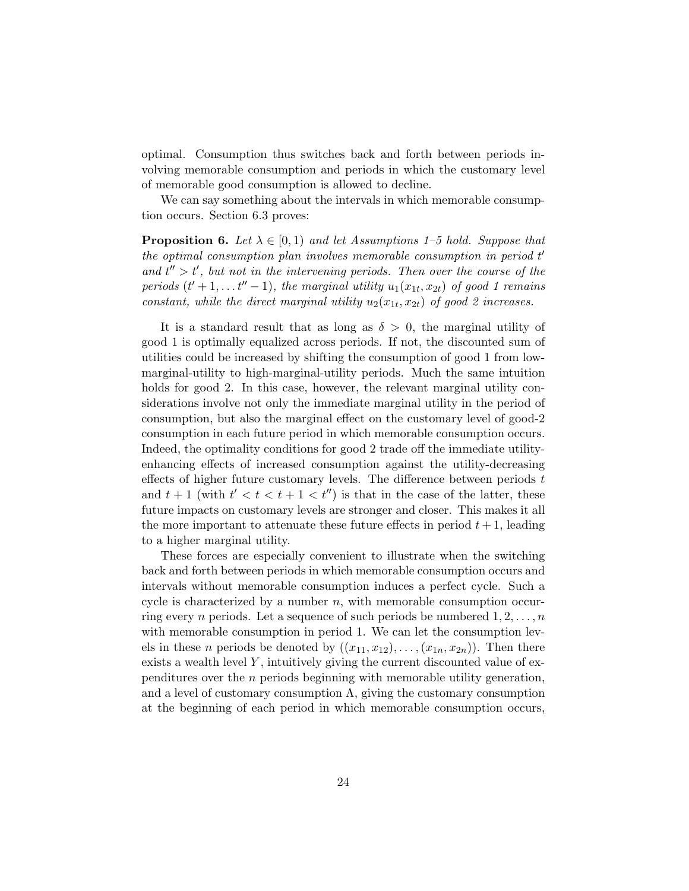optimal. Consumption thus switches back and forth between periods involving memorable consumption and periods in which the customary level of memorable good consumption is allowed to decline.

We can say something about the intervals in which memorable consumption occurs. Section 6.3 proves:

**Proposition 6.** *Let $\lambda \in [0, 1)$ and let Assumptions 1–5 hold. Suppose that the optimal consumption plan involves memorable consumption in period $t'$ and $t'' > t'$, but not in the intervening periods. Then over the course of the periods $(t' + 1, \ldots t'' - 1)$, the marginal utility $u_1(x_{1t}, x_{2t})$ of good 1 remains constant, while the direct marginal utility $u_2(x_{1t}, x_{2t})$ of good 2 increases.*

It is a standard result that as long as $\delta > 0$, the marginal utility of good 1 is optimally equalized across periods. If not, the discounted sum of utilities could be increased by shifting the consumption of good 1 from low-marginal-utility to high-marginal-utility periods. Much the same intuition holds for good 2. In this case, however, the relevant marginal utility considerations involve not only the immediate marginal utility in the period of consumption, but also the marginal effect on the customary level of good-2 consumption in each future period in which memorable consumption occurs. Indeed, the optimality conditions for good 2 trade off the immediate utility-enhancing effects of increased consumption against the utility-decreasing effects of higher future customary levels. The difference between periods $t$ and $t + 1$ (with $t' < t < t + 1 < t''$) is that in the case of the latter, these future impacts on customary levels are stronger and closer. This makes it all the more important to attenuate these future effects in period $t + 1$, leading to a higher marginal utility.

These forces are especially convenient to illustrate when the switching back and forth between periods in which memorable consumption occurs and intervals without memorable consumption induces a perfect cycle. Such a cycle is characterized by a number $n$, with memorable consumption occurring every $n$ periods. Let a sequence of such periods be numbered $1, 2, \ldots, n$ with memorable consumption in period 1. We can let the consumption levels in these $n$ periods be denoted by $((x_{11}, x_{12}), \ldots, (x_{1n}, x_{2n}))$. Then there exists a wealth level $Y$, intuitively giving the current discounted value of expenditures over the $n$ periods beginning with memorable utility generation, and a level of customary consumption $\Lambda$, giving the customary consumption at the beginning of each period in which memorable consumption occurs,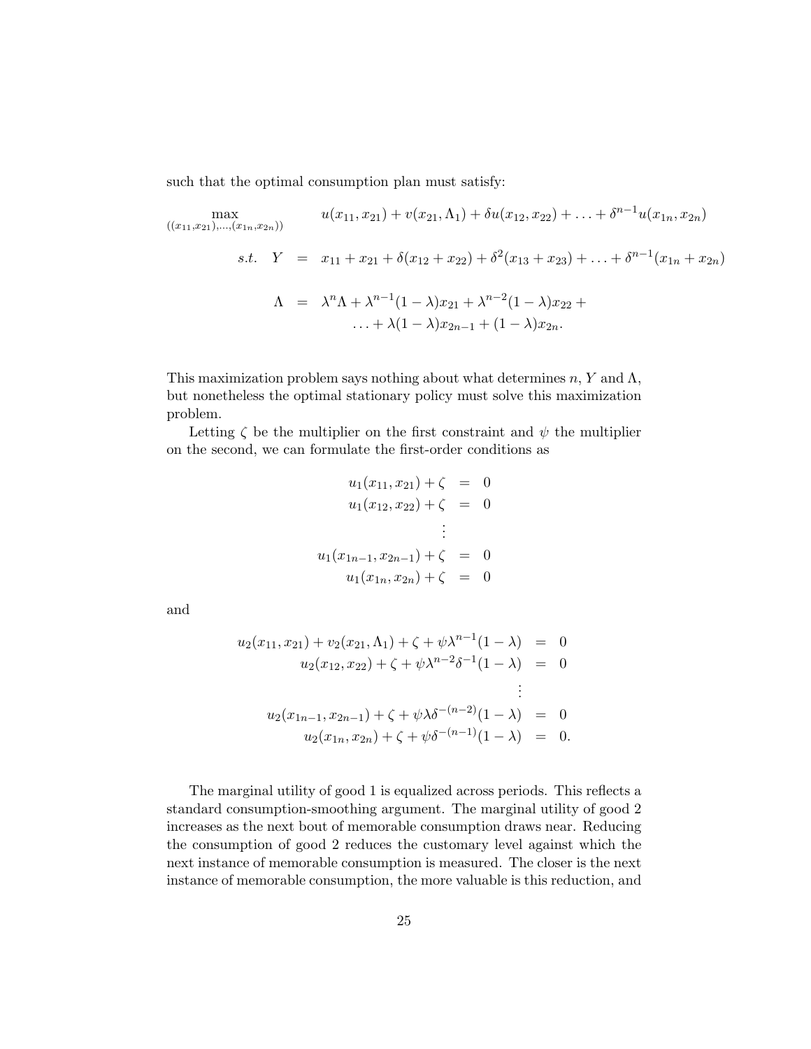such that the optimal consumption plan must satisfy:

$$
\begin{aligned}
\max_{((x_{11},x_{21}),\ldots,(x_{1n},x_{2n}))} \quad & u(x_{11},x_{21}) + v(x_{21},\Lambda_1) + \delta u(x_{12},x_{22}) + \ldots + \delta^{n-1} u(x_{1n},x_{2n}) \\
s.t. \quad Y \;=\;& x_{11} + x_{21} + \delta(x_{12} + x_{22}) + \delta^2(x_{13} + x_{23}) + \ldots + \delta^{n-1}(x_{1n} + x_{2n}) \\
\Lambda \;=\;& \lambda^n \Lambda + \lambda^{n-1}(1-\lambda)x_{21} + \lambda^{n-2}(1-\lambda)x_{22} + \\
& \ldots + \lambda(1-\lambda)x_{2n-1} + (1-\lambda)x_{2n}.
\end{aligned}
$$

This maximization problem says nothing about what determines $n$, $Y$ and $\Lambda$, but nonetheless the optimal stationary policy must solve this maximization problem.

Letting $\zeta$ be the multiplier on the first constraint and $\psi$ the multiplier on the second, we can formulate the first-order conditions as

$$
\begin{aligned}
u_1(x_{11},x_{21}) + \zeta &= 0 \\
u_1(x_{12},x_{22}) + \zeta &= 0 \\
&\vdots \\
u_1(x_{1n-1},x_{2n-1}) + \zeta &= 0 \\
u_1(x_{1n},x_{2n}) + \zeta &= 0
\end{aligned}
$$

and

$$
\begin{aligned}
u_2(x_{11},x_{21}) + v_2(x_{21},\Lambda_1) + \zeta + \psi\lambda^{n-1}(1-\lambda) &= 0 \\
u_2(x_{12},x_{22}) + \zeta + \psi\lambda^{n-2}\delta^{-1}(1-\lambda) &= 0 \\
&\vdots \\
u_2(x_{1n-1},x_{2n-1}) + \zeta + \psi\lambda\delta^{-(n-2)}(1-\lambda) &= 0 \\
u_2(x_{1n},x_{2n}) + \zeta + \psi\delta^{-(n-1)}(1-\lambda) &= 0.
\end{aligned}
$$

The marginal utility of good 1 is equalized across periods. This reflects a standard consumption-smoothing argument. The marginal utility of good 2 increases as the next bout of memorable consumption draws near. Reducing the consumption of good 2 reduces the customary level against which the next instance of memorable consumption is measured. The closer is the next instance of memorable consumption, the more valuable is this reduction, and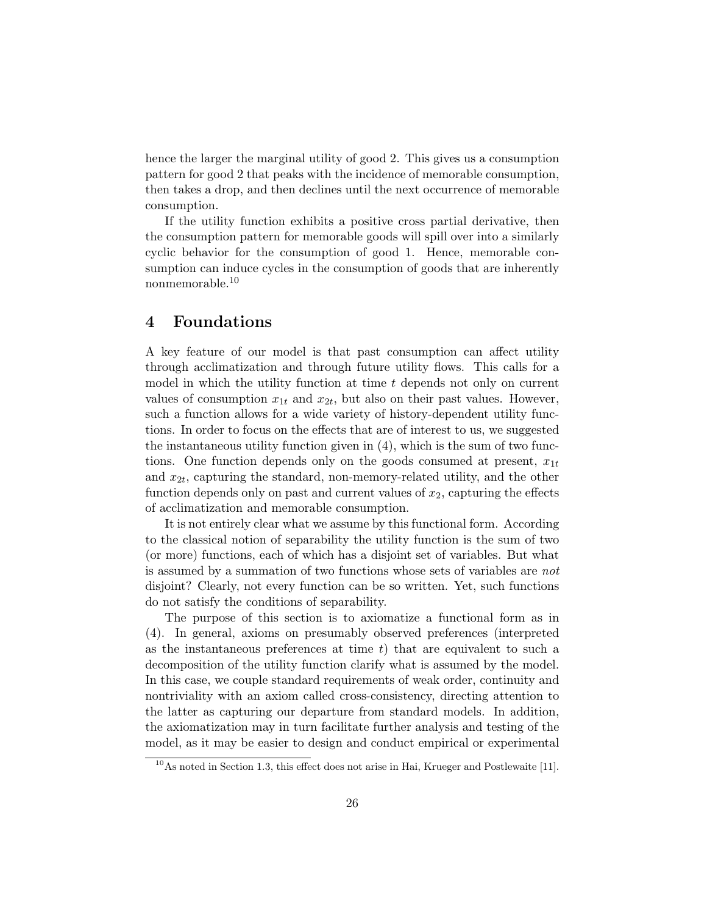hence the larger the marginal utility of good 2. This gives us a consumption pattern for good 2 that peaks with the incidence of memorable consumption, then takes a drop, and then declines until the next occurrence of memorable consumption.

If the utility function exhibits a positive cross partial derivative, then the consumption pattern for memorable goods will spill over into a similarly cyclic behavior for the consumption of good 1. Hence, memorable consumption can induce cycles in the consumption of goods that are inherently nonmemorable.[10]

# 4 Foundations

A key feature of our model is that past consumption can affect utility through acclimatization and through future utility flows. This calls for a model in which the utility function at time $t$ depends not only on current values of consumption $x_{1t}$ and $x_{2t}$, but also on their past values. However, such a function allows for a wide variety of history-dependent utility functions. In order to focus on the effects that are of interest to us, we suggested the instantaneous utility function given in (4), which is the sum of two functions. One function depends only on the goods consumed at present, $x_{1t}$ and $x_{2t}$, capturing the standard, non-memory-related utility, and the other function depends only on past and current values of $x_2$, capturing the effects of acclimatization and memorable consumption.

It is not entirely clear what we assume by this functional form. According to the classical notion of separability the utility function is the sum of two (or more) functions, each of which has a disjoint set of variables. But what is assumed by a summation of two functions whose sets of variables are *not* disjoint? Clearly, not every function can be so written. Yet, such functions do not satisfy the conditions of separability.

The purpose of this section is to axiomatize a functional form as in (4). In general, axioms on presumably observed preferences (interpreted as the instantaneous preferences at time $t$) that are equivalent to such a decomposition of the utility function clarify what is assumed by the model. In this case, we couple standard requirements of weak order, continuity and nontriviality with an axiom called cross-consistency, directing attention to the latter as capturing our departure from standard models. In addition, the axiomatization may in turn facilitate further analysis and testing of the model, as it may be easier to design and conduct empirical or experimental

[10] As noted in Section 1.3, this effect does not arise in Hai, Krueger and Postlewaite [11].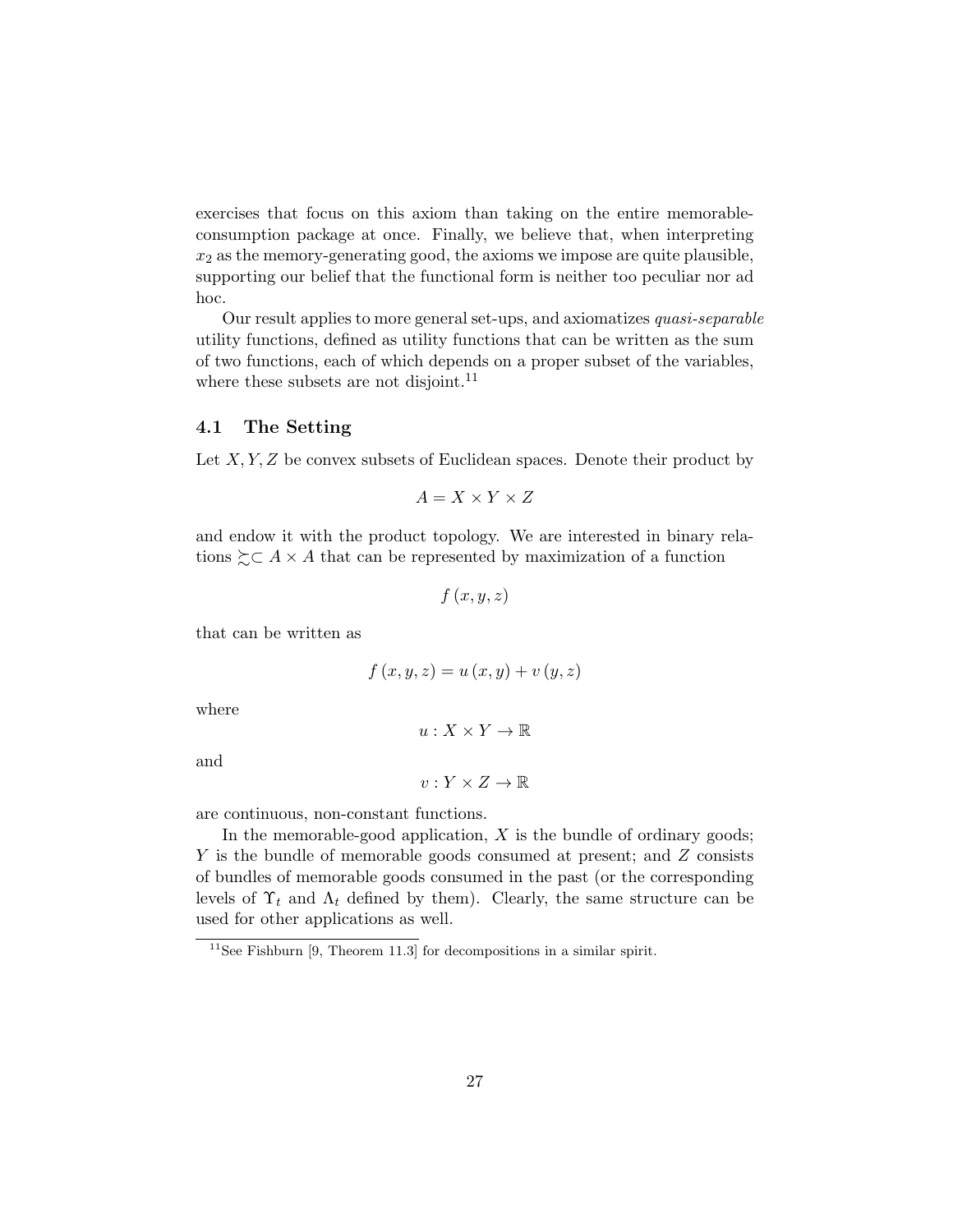exercises that focus on this axiom than taking on the entire memorable-consumption package at once. Finally, we believe that, when interpreting $x_2$ as the memory-generating good, the axioms we impose are quite plausible, supporting our belief that the functional form is neither too peculiar nor ad hoc.

Our result applies to more general set-ups, and axiomatizes *quasi-separable* utility functions, defined as utility functions that can be written as the sum of two functions, each of which depends on a proper subset of the variables, where these subsets are not disjoint.[11]

### 4.1 The Setting

Let $X, Y, Z$ be convex subsets of Euclidean spaces. Denote their product by

$$A = X \times Y \times Z$$

and endow it with the product topology. We are interested in binary relations $\succsim \subset A \times A$ that can be represented by maximization of a function

$$f(x, y, z)$$

that can be written as

$$f(x, y, z) = u(x, y) + v(y, z)$$

where

$$u : X \times Y \to \mathbb{R}$$

and

$$v : Y \times Z \to \mathbb{R}$$

are continuous, non-constant functions.

In the memorable-good application, $X$ is the bundle of ordinary goods; $Y$ is the bundle of memorable goods consumed at present; and $Z$ consists of bundles of memorable goods consumed in the past (or the corresponding levels of $\Upsilon_t$ and $\Lambda_t$ defined by them). Clearly, the same structure can be used for other applications as well.

[11] See Fishburn [9, Theorem 11.3] for decompositions in a similar spirit.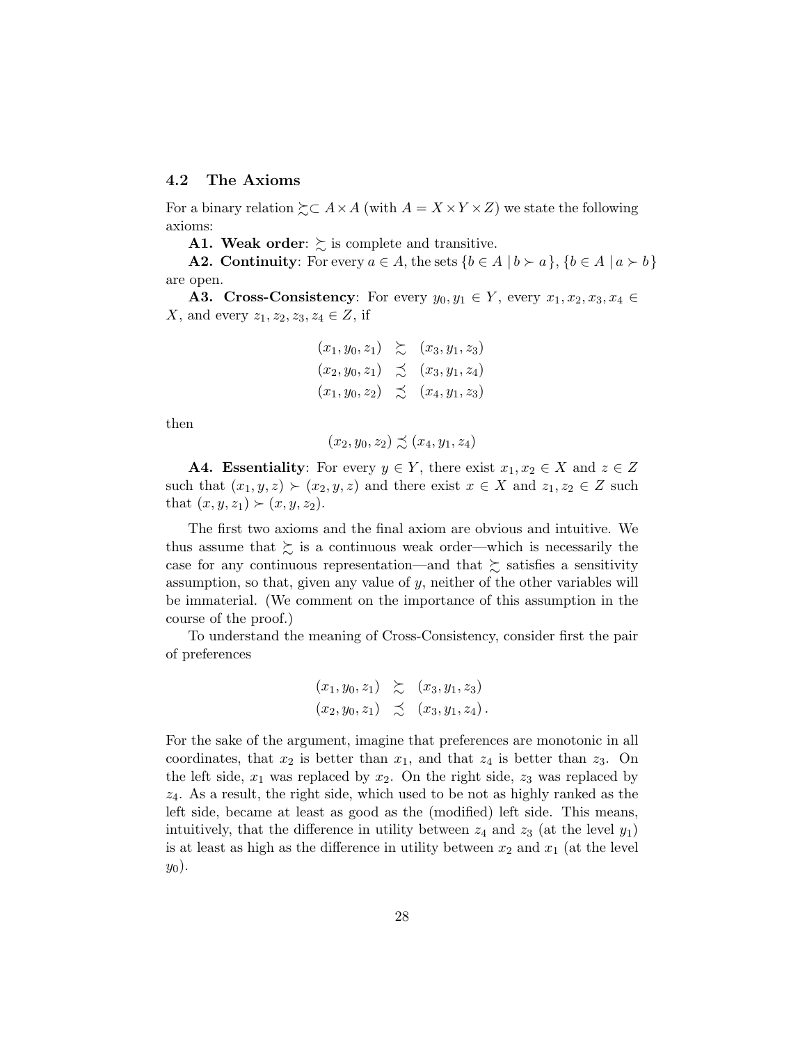### 4.2 The Axioms

For a binary relation $\succsim \subset A \times A$ (with $A = X \times Y \times Z$) we state the following axioms:

**A1. Weak order**: $\succsim$ is complete and transitive.

**A2. Continuity**: For every $a \in A$, the sets $\{b \in A \mid b \succ a\}$, $\{b \in A \mid a \succ b\}$ are open.

**A3. Cross-Consistency**: For every $y_0, y_1 \in Y$, every $x_1, x_2, x_3, x_4 \in X$, and every $z_1, z_2, z_3, z_4 \in Z$, if

$$
\begin{array}{rcl}
(x_1, y_0, z_1) & \succsim & (x_3, y_1, z_3) \\
(x_2, y_0, z_1) & \precsim & (x_3, y_1, z_4) \\
(x_1, y_0, z_2) & \precsim & (x_4, y_1, z_3)
\end{array}
$$

then

$$
(x_2, y_0, z_2) \precsim (x_4, y_1, z_4)
$$

**A4. Essentiality**: For every $y \in Y$, there exist $x_1, x_2 \in X$ and $z \in Z$ such that $(x_1, y, z) \succ (x_2, y, z)$ and there exist $x \in X$ and $z_1, z_2 \in Z$ such that $(x, y, z_1) \succ (x, y, z_2)$.

The first two axioms and the final axiom are obvious and intuitive. We thus assume that $\succsim$ is a continuous weak order—which is necessarily the case for any continuous representation—and that $\succsim$ satisfies a sensitivity assumption, so that, given any value of $y$, neither of the other variables will be immaterial. (We comment on the importance of this assumption in the course of the proof.)

To understand the meaning of Cross-Consistency, consider first the pair of preferences

$$
\begin{array}{rcl}
(x_1, y_0, z_1) & \succsim & (x_3, y_1, z_3) \\
(x_2, y_0, z_1) & \precsim & (x_3, y_1, z_4) \, .
\end{array}
$$

For the sake of the argument, imagine that preferences are monotonic in all coordinates, that $x_2$ is better than $x_1$, and that $z_4$ is better than $z_3$. On the left side, $x_1$ was replaced by $x_2$. On the right side, $z_3$ was replaced by $z_4$. As a result, the right side, which used to be not as highly ranked as the left side, became at least as good as the (modified) left side. This means, intuitively, that the difference in utility between $z_4$ and $z_3$ (at the level $y_1$) is at least as high as the difference in utility between $x_2$ and $x_1$ (at the level $y_0$).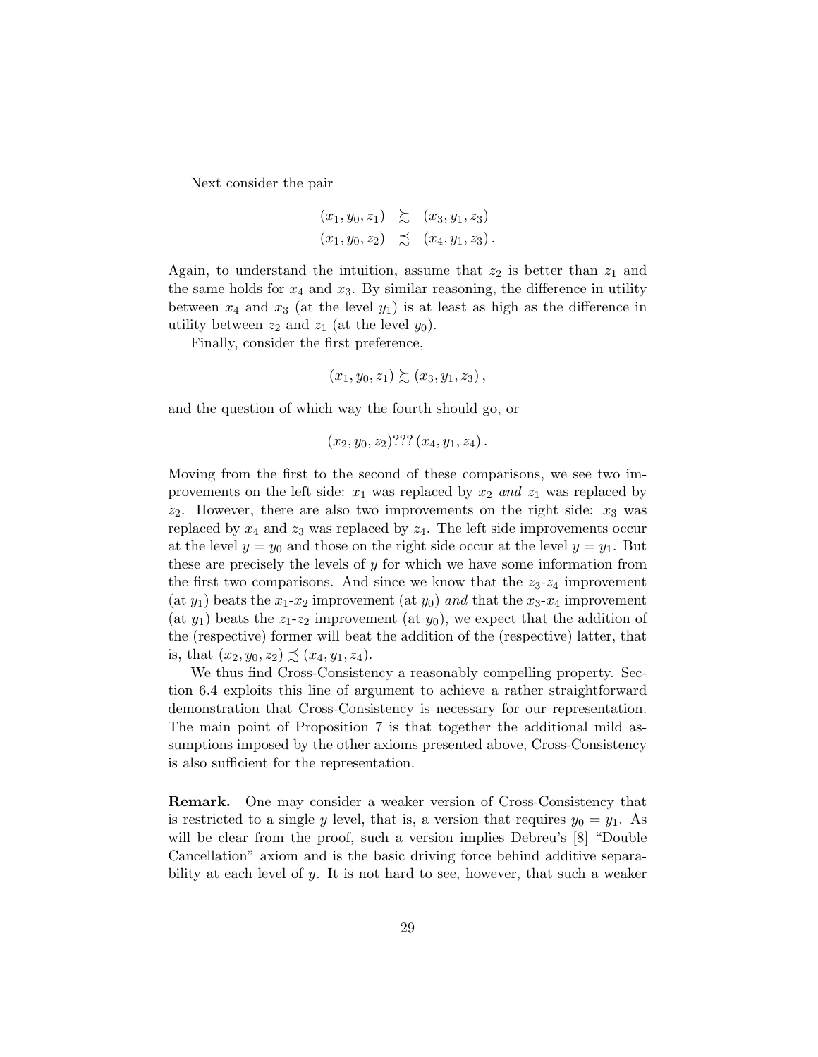Next consider the pair

$$\begin{array}{rcl}(x_1, y_0, z_1) & \succsim & (x_3, y_1, z_3) \\ (x_1, y_0, z_2) & \precsim & (x_4, y_1, z_3)\,.\end{array}$$

Again, to understand the intuition, assume that $z_2$ is better than $z_1$ and the same holds for $x_4$ and $x_3$. By similar reasoning, the difference in utility between $x_4$ and $x_3$ (at the level $y_1$) is at least as high as the difference in utility between $z_2$ and $z_1$ (at the level $y_0$).

Finally, consider the first preference,

$$(x_1, y_0, z_1) \succsim (x_3, y_1, z_3)\,,$$

and the question of which way the fourth should go, or

$$(x_2, y_0, z_2) ??? \, (x_4, y_1, z_4)\,.$$

Moving from the first to the second of these comparisons, we see two improvements on the left side: $x_1$ was replaced by $x_2$ *and* $z_1$ was replaced by $z_2$. However, there are also two improvements on the right side: $x_3$ was replaced by $x_4$ and $z_3$ was replaced by $z_4$. The left side improvements occur at the level $y = y_0$ and those on the right side occur at the level $y = y_1$. But these are precisely the levels of $y$ for which we have some information from the first two comparisons. And since we know that the $z_3$-$z_4$ improvement (at $y_1$) beats the $x_1$-$x_2$ improvement (at $y_0$) *and* that the $x_3$-$x_4$ improvement (at $y_1$) beats the $z_1$-$z_2$ improvement (at $y_0$), we expect that the addition of the (respective) former will beat the addition of the (respective) latter, that is, that $(x_2, y_0, z_2) \precsim (x_4, y_1, z_4)$.

We thus find Cross-Consistency a reasonably compelling property. Section 6.4 exploits this line of argument to achieve a rather straightforward demonstration that Cross-Consistency is necessary for our representation. The main point of Proposition 7 is that together the additional mild assumptions imposed by the other axioms presented above, Cross-Consistency is also sufficient for the representation.

**Remark.** One may consider a weaker version of Cross-Consistency that is restricted to a single $y$ level, that is, a version that requires $y_0 = y_1$. As will be clear from the proof, such a version implies Debreu's [8] "Double Cancellation" axiom and is the basic driving force behind additive separability at each level of $y$. It is not hard to see, however, that such a weaker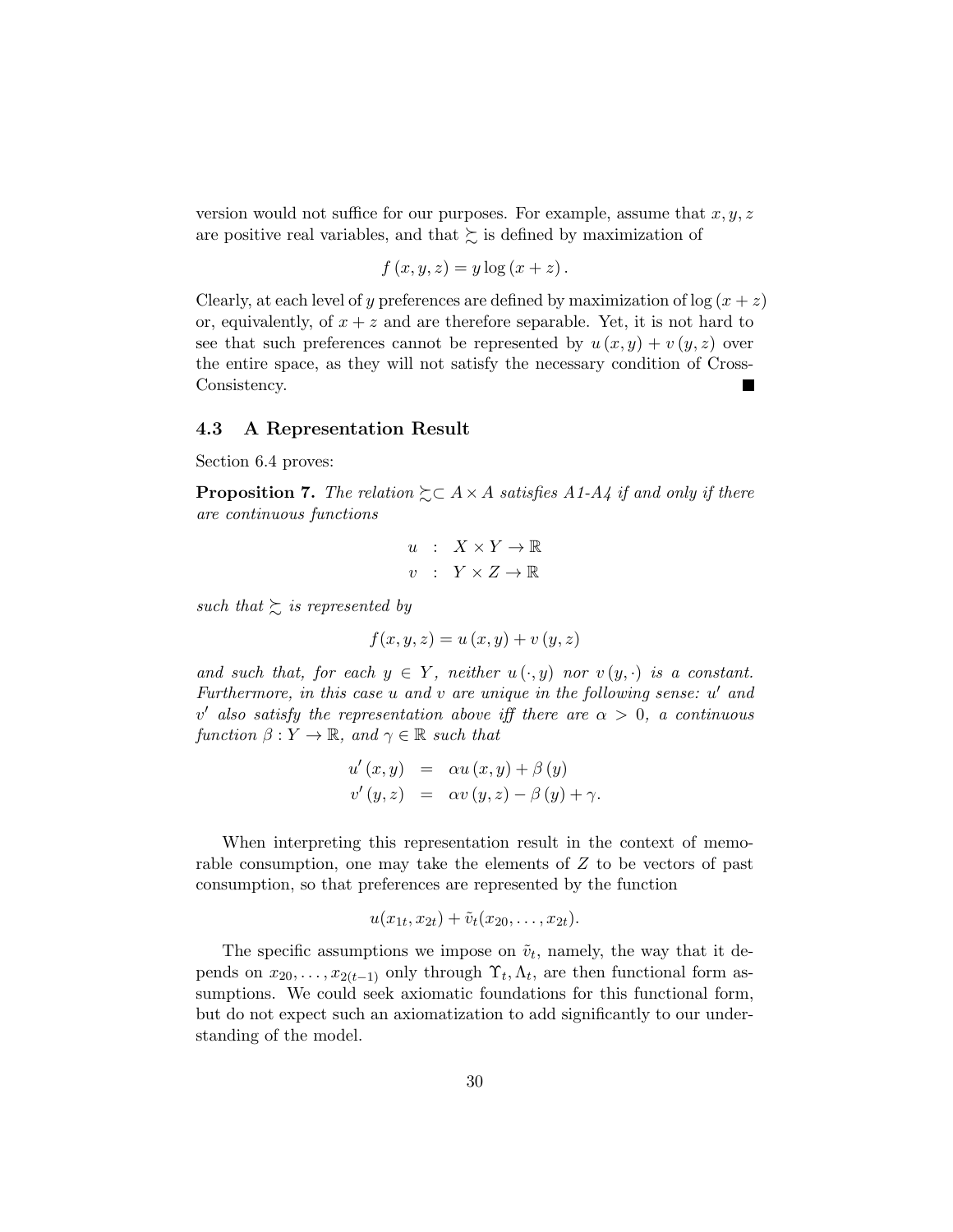version would not suffice for our purposes. For example, assume that $x, y, z$ are positive real variables, and that $\succsim$ is defined by maximization of

$$f(x, y, z) = y \log(x + z).$$

Clearly, at each level of $y$ preferences are defined by maximization of $\log(x + z)$ or, equivalently, of $x + z$ and are therefore separable. Yet, it is not hard to see that such preferences cannot be represented by $u(x, y) + v(y, z)$ over the entire space, as they will not satisfy the necessary condition of Cross-Consistency. ■

### 4.3 A Representation Result

Section 6.4 proves:

**Proposition 7.** *The relation $\succsim \subset A \times A$ satisfies A1-A4 if and only if there are continuous functions*

$$\begin{aligned} u &: X \times Y \to \mathbb{R} \\ v &: Y \times Z \to \mathbb{R} \end{aligned}$$

*such that $\succsim$ is represented by*

$$f(x, y, z) = u(x, y) + v(y, z)$$

*and such that, for each $y \in Y$, neither $u(\cdot, y)$ nor $v(y, \cdot)$ is a constant. Furthermore, in this case $u$ and $v$ are unique in the following sense: $u'$ and $v'$ also satisfy the representation above iff there are $\alpha > 0$, a continuous function $\beta : Y \to \mathbb{R}$, and $\gamma \in \mathbb{R}$ such that*

$$\begin{aligned} u'(x, y) &= \alpha u(x, y) + \beta(y) \\ v'(y, z) &= \alpha v(y, z) - \beta(y) + \gamma. \end{aligned}$$

When interpreting this representation result in the context of memorable consumption, one may take the elements of $Z$ to be vectors of past consumption, so that preferences are represented by the function

$$u(x_{1t}, x_{2t}) + \tilde{v}_t(x_{20}, \ldots, x_{2t}).$$

The specific assumptions we impose on $\tilde{v}_t$, namely, the way that it depends on $x_{20}, \ldots, x_{2(t-1)}$ only through $\Upsilon_t, \Lambda_t$, are then functional form assumptions. We could seek axiomatic foundations for this functional form, but do not expect such an axiomatization to add significantly to our understanding of the model.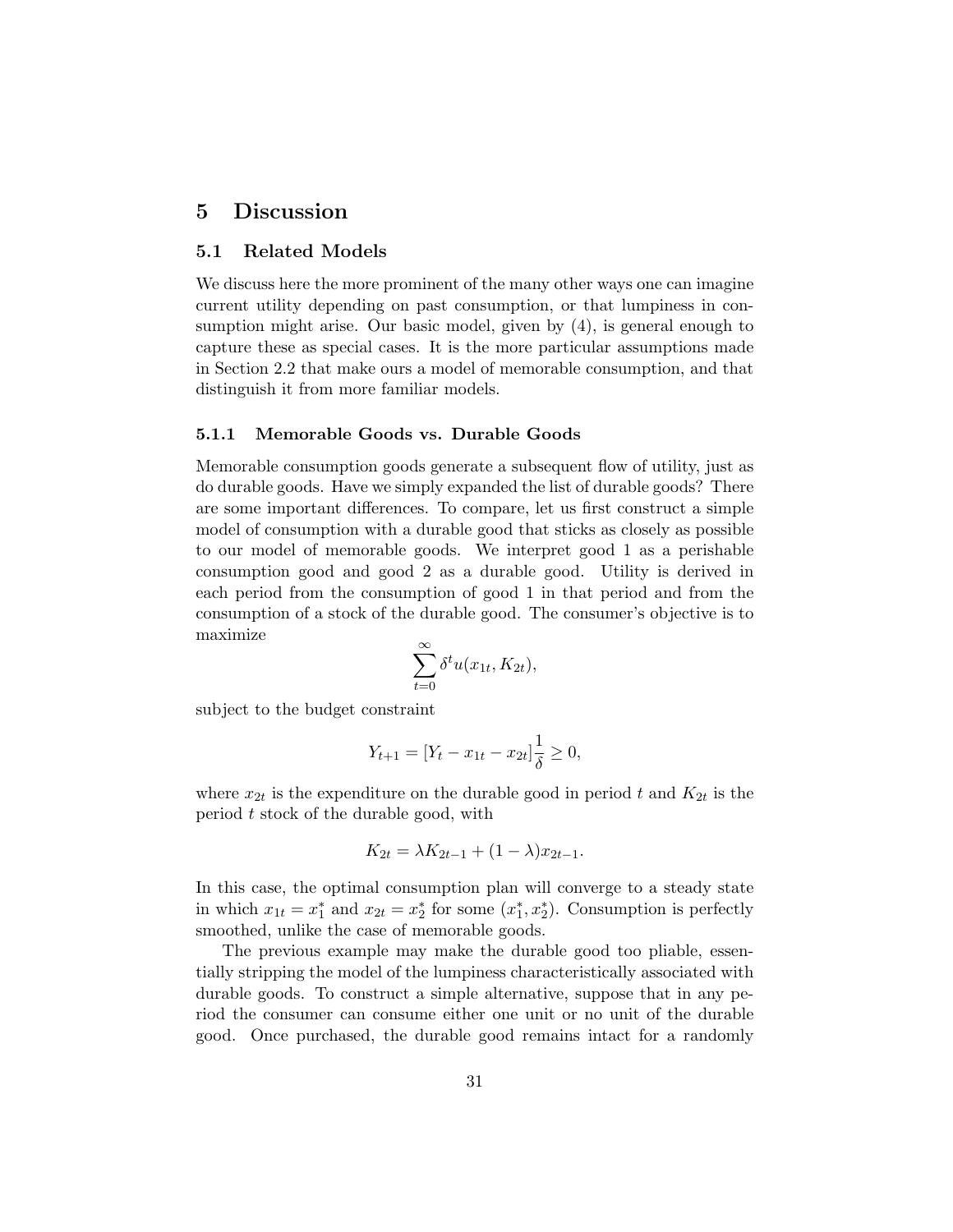# 5 Discussion

## 5.1 Related Models

We discuss here the more prominent of the many other ways one can imagine current utility depending on past consumption, or that lumpiness in consumption might arise. Our basic model, given by (4), is general enough to capture these as special cases. It is the more particular assumptions made in Section 2.2 that make ours a model of memorable consumption, and that distinguish it from more familiar models.

### 5.1.1 Memorable Goods vs. Durable Goods

Memorable consumption goods generate a subsequent flow of utility, just as do durable goods. Have we simply expanded the list of durable goods? There are some important differences. To compare, let us first construct a simple model of consumption with a durable good that sticks as closely as possible to our model of memorable goods. We interpret good 1 as a perishable consumption good and good 2 as a durable good. Utility is derived in each period from the consumption of good 1 in that period and from the consumption of a stock of the durable good. The consumer's objective is to maximize

$$\sum_{t=0}^{\infty} \delta^t u(x_{1t}, K_{2t}),$$

subject to the budget constraint

$$Y_{t+1} = [Y_t - x_{1t} - x_{2t}]\frac{1}{\delta} \geq 0,$$

where $x_{2t}$ is the expenditure on the durable good in period $t$ and $K_{2t}$ is the period $t$ stock of the durable good, with

$$K_{2t} = \lambda K_{2t-1} + (1 - \lambda)x_{2t-1}.$$

In this case, the optimal consumption plan will converge to a steady state in which $x_{1t} = x_1^*$ and $x_{2t} = x_2^*$ for some $(x_1^*, x_2^*)$. Consumption is perfectly smoothed, unlike the case of memorable goods.

The previous example may make the durable good too pliable, essentially stripping the model of the lumpiness characteristically associated with durable goods. To construct a simple alternative, suppose that in any period the consumer can consume either one unit or no unit of the durable good. Once purchased, the durable good remains intact for a randomly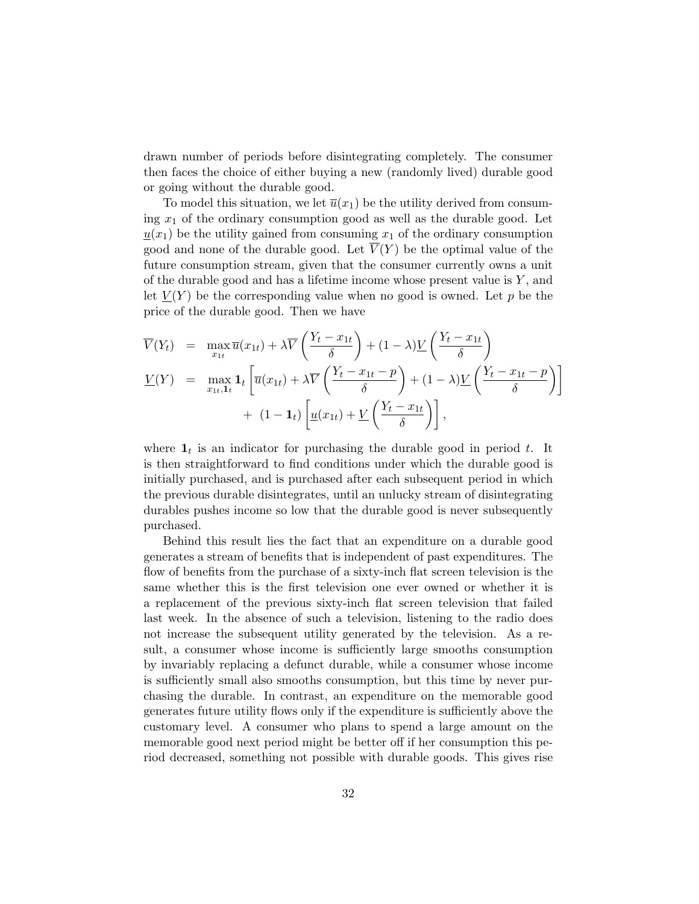drawn number of periods before disintegrating completely. The consumer then faces the choice of either buying a new (randomly lived) durable good or going without the durable good.

To model this situation, we let $\overline{u}(x_1)$ be the utility derived from consuming $x_1$ of the ordinary consumption good as well as the durable good. Let $\underline{u}(x_1)$ be the utility gained from consuming $x_1$ of the ordinary consumption good and none of the durable good. Let $\overline{V}(Y)$ be the optimal value of the future consumption stream, given that the consumer currently owns a unit of the durable good and has a lifetime income whose present value is $Y$, and let $\underline{V}(Y)$ be the corresponding value when no good is owned. Let $p$ be the price of the durable good. Then we have

$$
\begin{aligned}
\overline{V}(Y_t) &= \max_{x_{1t}} \overline{u}(x_{1t}) + \lambda \overline{V}\left(\frac{Y_t - x_{1t}}{\delta}\right) + (1-\lambda)\underline{V}\left(\frac{Y_t - x_{1t}}{\delta}\right) \\
\underline{V}(Y) &= \max_{x_{1t}, \mathbf{1}_t} \mathbf{1}_t \left[\overline{u}(x_{1t}) + \lambda \overline{V}\left(\frac{Y_t - x_{1t} - p}{\delta}\right) + (1-\lambda)\underline{V}\left(\frac{Y_t - x_{1t} - p}{\delta}\right)\right] \\
&\qquad + \ (1-\mathbf{1}_t)\left[\underline{u}(x_{1t}) + \underline{V}\left(\frac{Y_t - x_{1t}}{\delta}\right)\right],
\end{aligned}
$$

where $\mathbf{1}_t$ is an indicator for purchasing the durable good in period $t$. It is then straightforward to find conditions under which the durable good is initially purchased, and is purchased after each subsequent period in which the previous durable disintegrates, until an unlucky stream of disintegrating durables pushes income so low that the durable good is never subsequently purchased.

Behind this result lies the fact that an expenditure on a durable good generates a stream of benefits that is independent of past expenditures. The flow of benefits from the purchase of a sixty-inch flat screen television is the same whether this is the first television one ever owned or whether it is a replacement of the previous sixty-inch flat screen television that failed last week. In the absence of such a television, listening to the radio does not increase the subsequent utility generated by the television. As a result, a consumer whose income is sufficiently large smooths consumption by invariably replacing a defunct durable, while a consumer whose income is sufficiently small also smooths consumption, but this time by never purchasing the durable. In contrast, an expenditure on the memorable good generates future utility flows only if the expenditure is sufficiently above the customary level. A consumer who plans to spend a large amount on the memorable good next period might be better off if her consumption this period decreased, something not possible with durable goods. This gives rise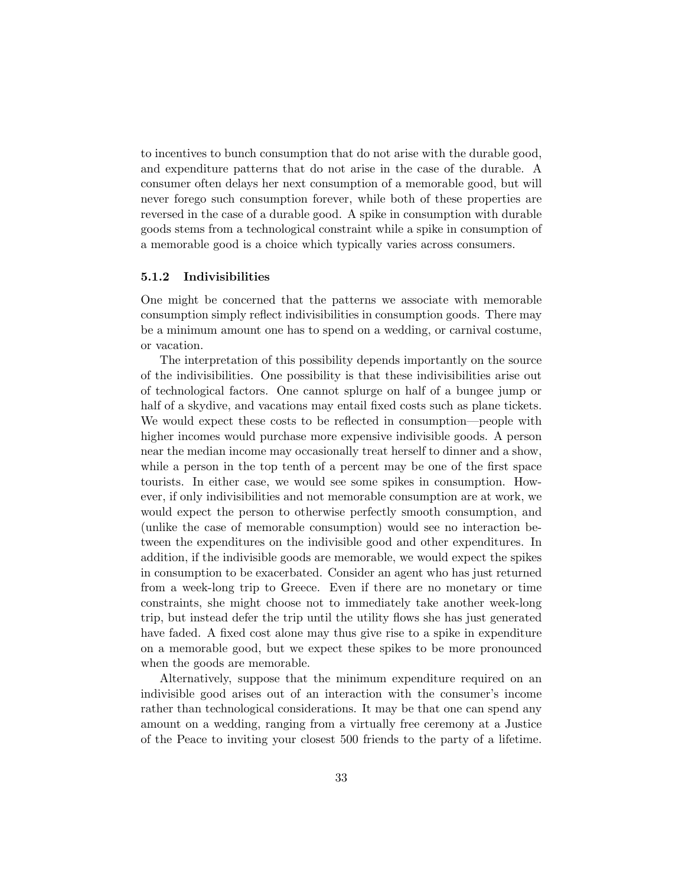to incentives to bunch consumption that do not arise with the durable good, and expenditure patterns that do not arise in the case of the durable. A consumer often delays her next consumption of a memorable good, but will never forego such consumption forever, while both of these properties are reversed in the case of a durable good. A spike in consumption with durable goods stems from a technological constraint while a spike in consumption of a memorable good is a choice which typically varies across consumers.

### 5.1.2 Indivisibilities

One might be concerned that the patterns we associate with memorable consumption simply reflect indivisibilities in consumption goods. There may be a minimum amount one has to spend on a wedding, or carnival costume, or vacation.

The interpretation of this possibility depends importantly on the source of the indivisibilities. One possibility is that these indivisibilities arise out of technological factors. One cannot splurge on half of a bungee jump or half of a skydive, and vacations may entail fixed costs such as plane tickets. We would expect these costs to be reflected in consumption—people with higher incomes would purchase more expensive indivisible goods. A person near the median income may occasionally treat herself to dinner and a show, while a person in the top tenth of a percent may be one of the first space tourists. In either case, we would see some spikes in consumption. However, if only indivisibilities and not memorable consumption are at work, we would expect the person to otherwise perfectly smooth consumption, and (unlike the case of memorable consumption) would see no interaction between the expenditures on the indivisible good and other expenditures. In addition, if the indivisible goods are memorable, we would expect the spikes in consumption to be exacerbated. Consider an agent who has just returned from a week-long trip to Greece. Even if there are no monetary or time constraints, she might choose not to immediately take another week-long trip, but instead defer the trip until the utility flows she has just generated have faded. A fixed cost alone may thus give rise to a spike in expenditure on a memorable good, but we expect these spikes to be more pronounced when the goods are memorable.

Alternatively, suppose that the minimum expenditure required on an indivisible good arises out of an interaction with the consumer's income rather than technological considerations. It may be that one can spend any amount on a wedding, ranging from a virtually free ceremony at a Justice of the Peace to inviting your closest 500 friends to the party of a lifetime.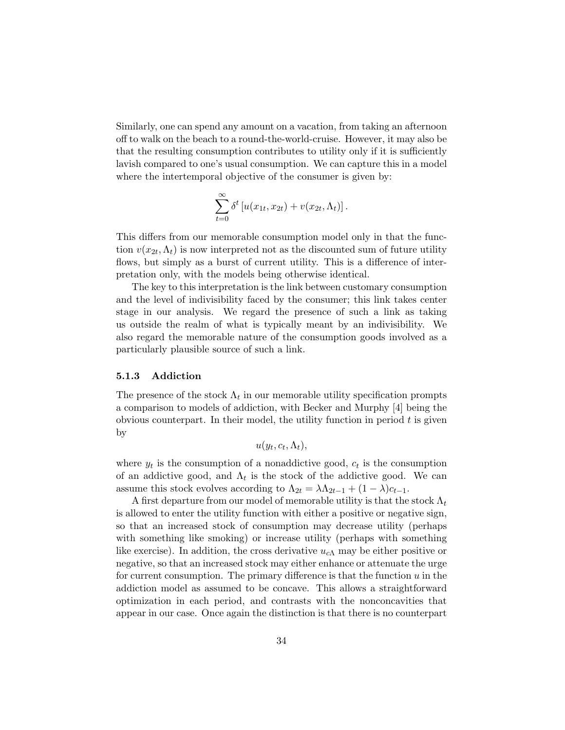Similarly, one can spend any amount on a vacation, from taking an afternoon off to walk on the beach to a round-the-world-cruise. However, it may also be that the resulting consumption contributes to utility only if it is sufficiently lavish compared to one's usual consumption. We can capture this in a model where the intertemporal objective of the consumer is given by:

$$\sum_{t=0}^{\infty} \delta^t \left[ u(x_{1t}, x_{2t}) + v(x_{2t}, \Lambda_t) \right].$$

This differs from our memorable consumption model only in that the function $v(x_{2t}, \Lambda_t)$ is now interpreted not as the discounted sum of future utility flows, but simply as a burst of current utility. This is a difference of interpretation only, with the models being otherwise identical.

The key to this interpretation is the link between customary consumption and the level of indivisibility faced by the consumer; this link takes center stage in our analysis. We regard the presence of such a link as taking us outside the realm of what is typically meant by an indivisibility. We also regard the memorable nature of the consumption goods involved as a particularly plausible source of such a link.

### 5.1.3 Addiction

The presence of the stock $\Lambda_t$ in our memorable utility specification prompts a comparison to models of addiction, with Becker and Murphy [4] being the obvious counterpart. In their model, the utility function in period $t$ is given by

$$u(y_t, c_t, \Lambda_t),$$

where $y_t$ is the consumption of a nonaddictive good, $c_t$ is the consumption of an addictive good, and $\Lambda_t$ is the stock of the addictive good. We can assume this stock evolves according to $\Lambda_{2t} = \lambda \Lambda_{2t-1} + (1-\lambda)c_{t-1}$.

A first departure from our model of memorable utility is that the stock $\Lambda_t$ is allowed to enter the utility function with either a positive or negative sign, so that an increased stock of consumption may decrease utility (perhaps with something like smoking) or increase utility (perhaps with something like exercise). In addition, the cross derivative $u_{c\Lambda}$ may be either positive or negative, so that an increased stock may either enhance or attenuate the urge for current consumption. The primary difference is that the function $u$ in the addiction model as assumed to be concave. This allows a straightforward optimization in each period, and contrasts with the nonconcavities that appear in our case. Once again the distinction is that there is no counterpart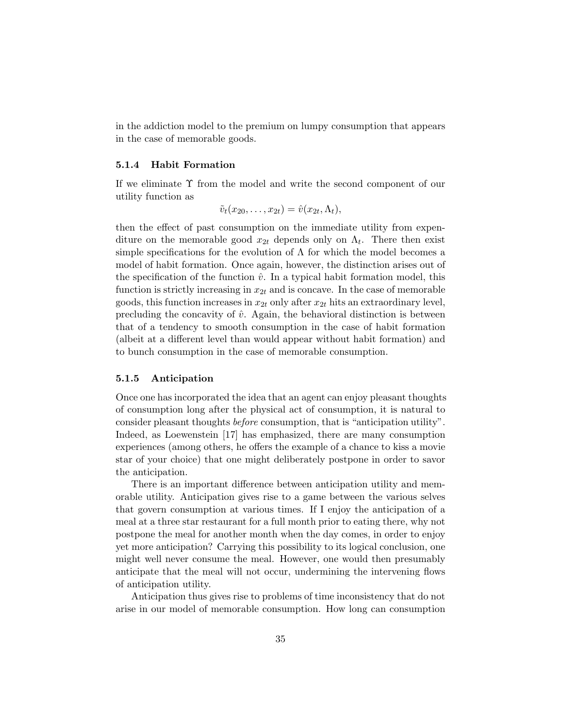in the addiction model to the premium on lumpy consumption that appears in the case of memorable goods.

### 5.1.4 Habit Formation

If we eliminate $\Upsilon$ from the model and write the second component of our utility function as

$$\tilde{v}_t(x_{20}, \ldots, x_{2t}) = \hat{v}(x_{2t}, \Lambda_t),$$

then the effect of past consumption on the immediate utility from expenditure on the memorable good $x_{2t}$ depends only on $\Lambda_t$. There then exist simple specifications for the evolution of $\Lambda$ for which the model becomes a model of habit formation. Once again, however, the distinction arises out of the specification of the function $\hat{v}$. In a typical habit formation model, this function is strictly increasing in $x_{2t}$ and is concave. In the case of memorable goods, this function increases in $x_{2t}$ only after $x_{2t}$ hits an extraordinary level, precluding the concavity of $\hat{v}$. Again, the behavioral distinction is between that of a tendency to smooth consumption in the case of habit formation (albeit at a different level than would appear without habit formation) and to bunch consumption in the case of memorable consumption.

### 5.1.5 Anticipation

Once one has incorporated the idea that an agent can enjoy pleasant thoughts of consumption long after the physical act of consumption, it is natural to consider pleasant thoughts *before* consumption, that is "anticipation utility". Indeed, as Loewenstein [17] has emphasized, there are many consumption experiences (among others, he offers the example of a chance to kiss a movie star of your choice) that one might deliberately postpone in order to savor the anticipation.

There is an important difference between anticipation utility and memorable utility. Anticipation gives rise to a game between the various selves that govern consumption at various times. If I enjoy the anticipation of a meal at a three star restaurant for a full month prior to eating there, why not postpone the meal for another month when the day comes, in order to enjoy yet more anticipation? Carrying this possibility to its logical conclusion, one might well never consume the meal. However, one would then presumably anticipate that the meal will not occur, undermining the intervening flows of anticipation utility.

Anticipation thus gives rise to problems of time inconsistency that do not arise in our model of memorable consumption. How long can consumption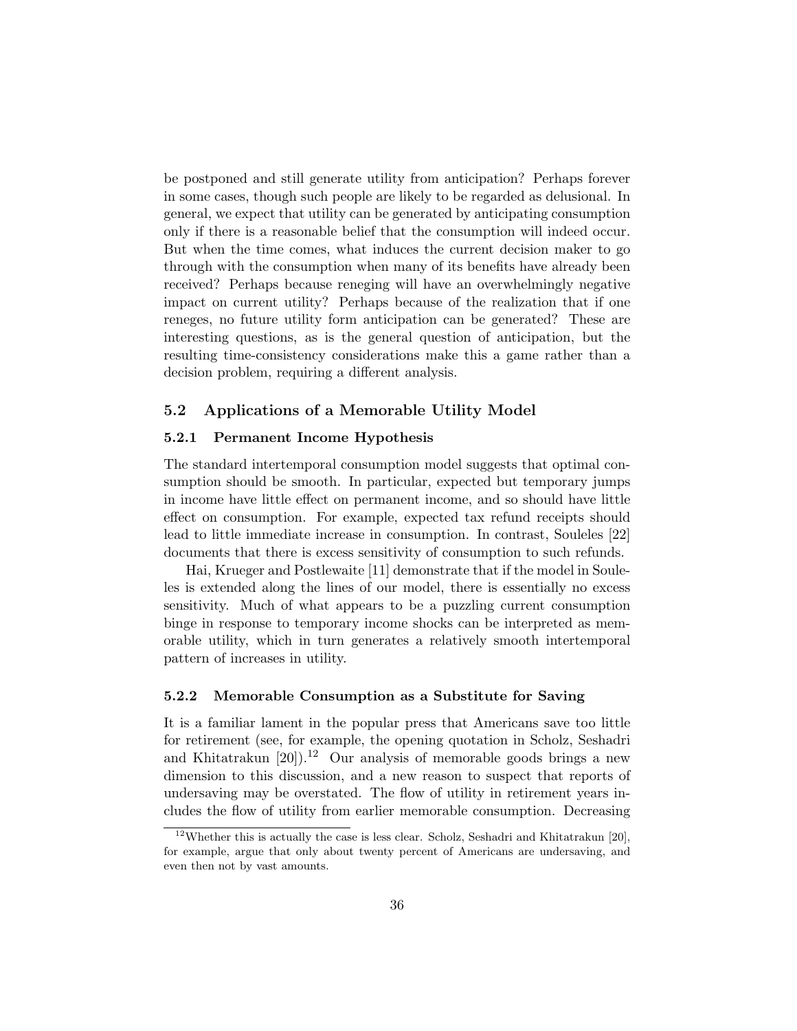be postponed and still generate utility from anticipation? Perhaps forever in some cases, though such people are likely to be regarded as delusional. In general, we expect that utility can be generated by anticipating consumption only if there is a reasonable belief that the consumption will indeed occur. But when the time comes, what induces the current decision maker to go through with the consumption when many of its benefits have already been received? Perhaps because reneging will have an overwhelmingly negative impact on current utility? Perhaps because of the realization that if one reneges, no future utility form anticipation can be generated? These are interesting questions, as is the general question of anticipation, but the resulting time-consistency considerations make this a game rather than a decision problem, requiring a different analysis.

### 5.2 Applications of a Memorable Utility Model

#### 5.2.1 Permanent Income Hypothesis

The standard intertemporal consumption model suggests that optimal consumption should be smooth. In particular, expected but temporary jumps in income have little effect on permanent income, and so should have little effect on consumption. For example, expected tax refund receipts should lead to little immediate increase in consumption. In contrast, Souleles [22] documents that there is excess sensitivity of consumption to such refunds.

Hai, Krueger and Postlewaite [11] demonstrate that if the model in Souleles is extended along the lines of our model, there is essentially no excess sensitivity. Much of what appears to be a puzzling current consumption binge in response to temporary income shocks can be interpreted as memorable utility, which in turn generates a relatively smooth intertemporal pattern of increases in utility.

#### 5.2.2 Memorable Consumption as a Substitute for Saving

It is a familiar lament in the popular press that Americans save too little for retirement (see, for example, the opening quotation in Scholz, Seshadri and Khitatrakun [20]).[12] Our analysis of memorable goods brings a new dimension to this discussion, and a new reason to suspect that reports of undersaving may be overstated. The flow of utility in retirement years includes the flow of utility from earlier memorable consumption. Decreasing

[12] Whether this is actually the case is less clear. Scholz, Seshadri and Khitatrakun [20], for example, argue that only about twenty percent of Americans are undersaving, and even then not by vast amounts.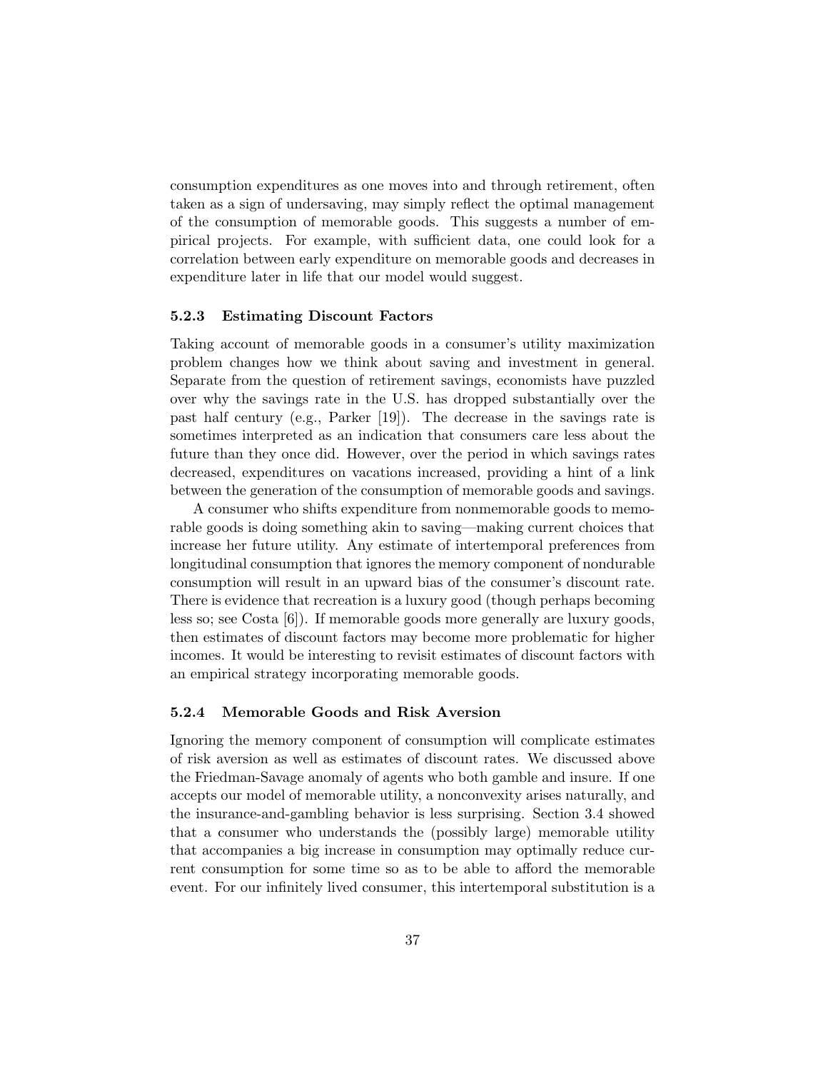consumption expenditures as one moves into and through retirement, often taken as a sign of undersaving, may simply reflect the optimal management of the consumption of memorable goods. This suggests a number of empirical projects. For example, with sufficient data, one could look for a correlation between early expenditure on memorable goods and decreases in expenditure later in life that our model would suggest.

### 5.2.3 Estimating Discount Factors

Taking account of memorable goods in a consumer's utility maximization problem changes how we think about saving and investment in general. Separate from the question of retirement savings, economists have puzzled over why the savings rate in the U.S. has dropped substantially over the past half century (e.g., Parker [19]). The decrease in the savings rate is sometimes interpreted as an indication that consumers care less about the future than they once did. However, over the period in which savings rates decreased, expenditures on vacations increased, providing a hint of a link between the generation of the consumption of memorable goods and savings.

A consumer who shifts expenditure from nonmemorable goods to memorable goods is doing something akin to saving—making current choices that increase her future utility. Any estimate of intertemporal preferences from longitudinal consumption that ignores the memory component of nondurable consumption will result in an upward bias of the consumer's discount rate. There is evidence that recreation is a luxury good (though perhaps becoming less so; see Costa [6]). If memorable goods more generally are luxury goods, then estimates of discount factors may become more problematic for higher incomes. It would be interesting to revisit estimates of discount factors with an empirical strategy incorporating memorable goods.

### 5.2.4 Memorable Goods and Risk Aversion

Ignoring the memory component of consumption will complicate estimates of risk aversion as well as estimates of discount rates. We discussed above the Friedman-Savage anomaly of agents who both gamble and insure. If one accepts our model of memorable utility, a nonconvexity arises naturally, and the insurance-and-gambling behavior is less surprising. Section 3.4 showed that a consumer who understands the (possibly large) memorable utility that accompanies a big increase in consumption may optimally reduce current consumption for some time so as to be able to afford the memorable event. For our infinitely lived consumer, this intertemporal substitution is a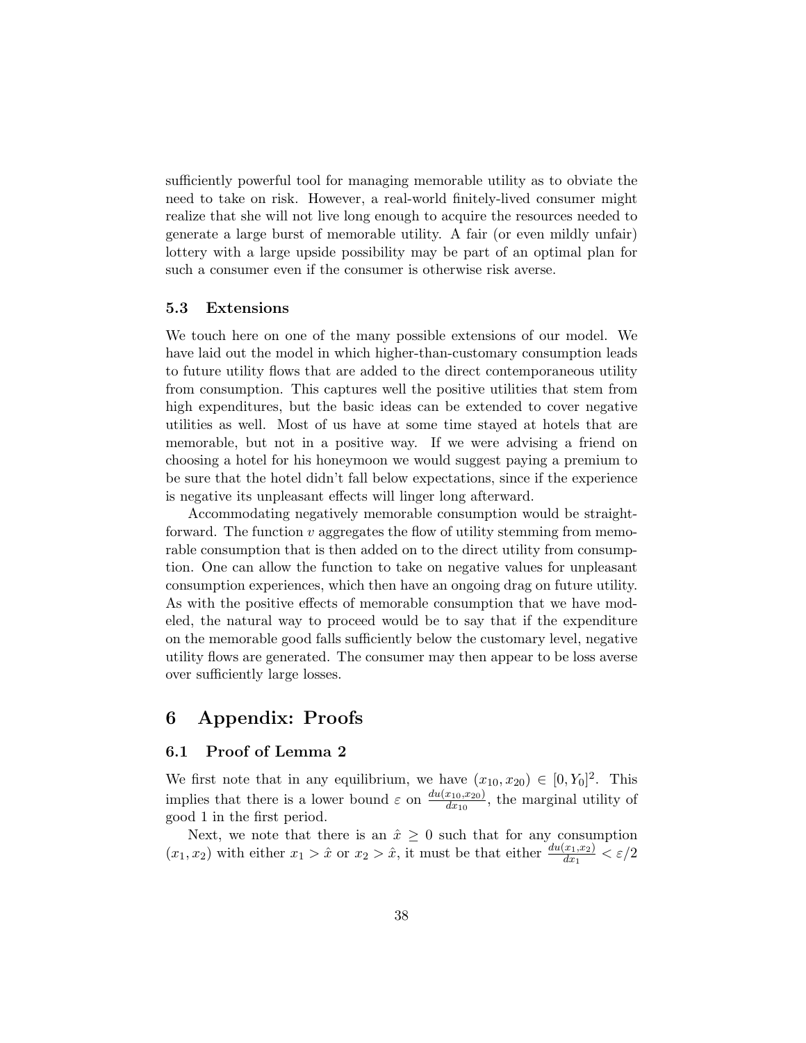sufficiently powerful tool for managing memorable utility as to obviate the need to take on risk. However, a real-world finitely-lived consumer might realize that she will not live long enough to acquire the resources needed to generate a large burst of memorable utility. A fair (or even mildly unfair) lottery with a large upside possibility may be part of an optimal plan for such a consumer even if the consumer is otherwise risk averse.

### 5.3 Extensions

We touch here on one of the many possible extensions of our model. We have laid out the model in which higher-than-customary consumption leads to future utility flows that are added to the direct contemporaneous utility from consumption. This captures well the positive utilities that stem from high expenditures, but the basic ideas can be extended to cover negative utilities as well. Most of us have at some time stayed at hotels that are memorable, but not in a positive way. If we were advising a friend on choosing a hotel for his honeymoon we would suggest paying a premium to be sure that the hotel didn't fall below expectations, since if the experience is negative its unpleasant effects will linger long afterward.

Accommodating negatively memorable consumption would be straightforward. The function $v$ aggregates the flow of utility stemming from memorable consumption that is then added on to the direct utility from consumption. One can allow the function to take on negative values for unpleasant consumption experiences, which then have an ongoing drag on future utility. As with the positive effects of memorable consumption that we have modeled, the natural way to proceed would be to say that if the expenditure on the memorable good falls sufficiently below the customary level, negative utility flows are generated. The consumer may then appear to be loss averse over sufficiently large losses.

## 6 Appendix: Proofs

### 6.1 Proof of Lemma 2

We first note that in any equilibrium, we have $(x_{10}, x_{20}) \in [0, Y_0]^2$. This implies that there is a lower bound $\varepsilon$ on $\frac{du(x_{10},x_{20})}{dx_{10}}$, the marginal utility of good 1 in the first period.

Next, we note that there is an $\hat{x} \geq 0$ such that for any consumption $(x_1, x_2)$ with either $x_1 > \hat{x}$ or $x_2 > \hat{x}$, it must be that either $\frac{du(x_1,x_2)}{dx_1} < \varepsilon/2$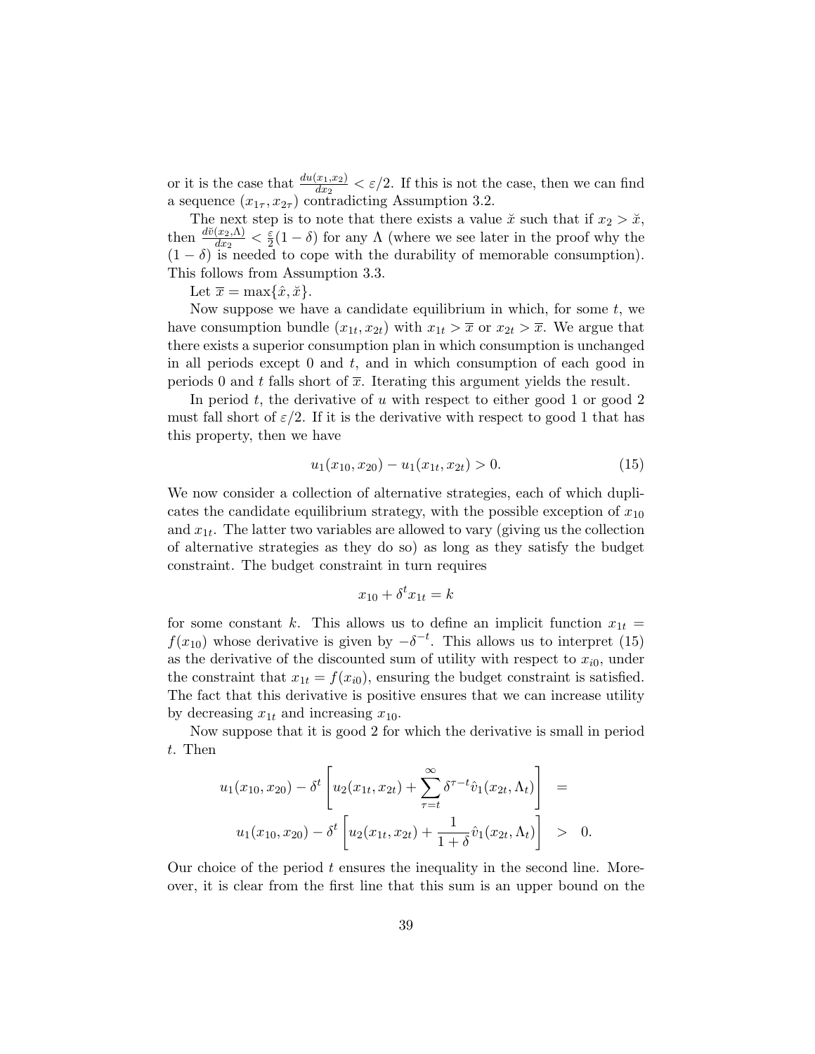or it is the case that $\frac{du(x_1,x_2)}{dx_2} < \varepsilon/2$. If this is not the case, then we can find a sequence $(x_{1\tau}, x_{2\tau})$ contradicting Assumption 3.2.

The next step is to note that there exists a value $\breve{x}$ such that if $x_2 > \breve{x}$, then $\frac{d\breve{v}(x_2,\Lambda)}{dx_2} < \frac{\varepsilon}{2}(1-\delta)$ for any $\Lambda$ (where we see later in the proof why the $(1-\delta)$ is needed to cope with the durability of memorable consumption). This follows from Assumption 3.3.

Let $\overline{x} = \max\{\hat{x}, \breve{x}\}$.

Now suppose we have a candidate equilibrium in which, for some $t$, we have consumption bundle $(x_{1t}, x_{2t})$ with $x_{1t} > \overline{x}$ or $x_{2t} > \overline{x}$. We argue that there exists a superior consumption plan in which consumption is unchanged in all periods except 0 and $t$, and in which consumption of each good in periods 0 and $t$ falls short of $\overline{x}$. Iterating this argument yields the result.

In period $t$, the derivative of $u$ with respect to either good 1 or good 2 must fall short of $\varepsilon/2$. If it is the derivative with respect to good 1 that has this property, then we have

$$u_1(x_{10}, x_{20}) - u_1(x_{1t}, x_{2t}) > 0. \tag{15}$$

We now consider a collection of alternative strategies, each of which duplicates the candidate equilibrium strategy, with the possible exception of $x_{10}$ and $x_{1t}$. The latter two variables are allowed to vary (giving us the collection of alternative strategies as they do so) as long as they satisfy the budget constraint. The budget constraint in turn requires

$$x_{10} + \delta^t x_{1t} = k$$

for some constant $k$. This allows us to define an implicit function $x_{1t} = f(x_{10})$ whose derivative is given by $-\delta^{-t}$. This allows us to interpret (15) as the derivative of the discounted sum of utility with respect to $x_{i0}$, under the constraint that $x_{1t} = f(x_{i0})$, ensuring the budget constraint is satisfied. The fact that this derivative is positive ensures that we can increase utility by decreasing $x_{1t}$ and increasing $x_{10}$.

Now suppose that it is good 2 for which the derivative is small in period $t$. Then

$$\begin{aligned} u_1(x_{10}, x_{20}) - \delta^t \left[ u_2(x_{1t}, x_{2t}) + \sum_{\tau=t}^{\infty} \delta^{\tau-t} \hat{v}_1(x_{2t}, \Lambda_t) \right] &= \\ u_1(x_{10}, x_{20}) - \delta^t \left[ u_2(x_{1t}, x_{2t}) + \frac{1}{1+\delta} \hat{v}_1(x_{2t}, \Lambda_t) \right] &> 0. \end{aligned}$$

Our choice of the period $t$ ensures the inequality in the second line. Moreover, it is clear from the first line that this sum is an upper bound on the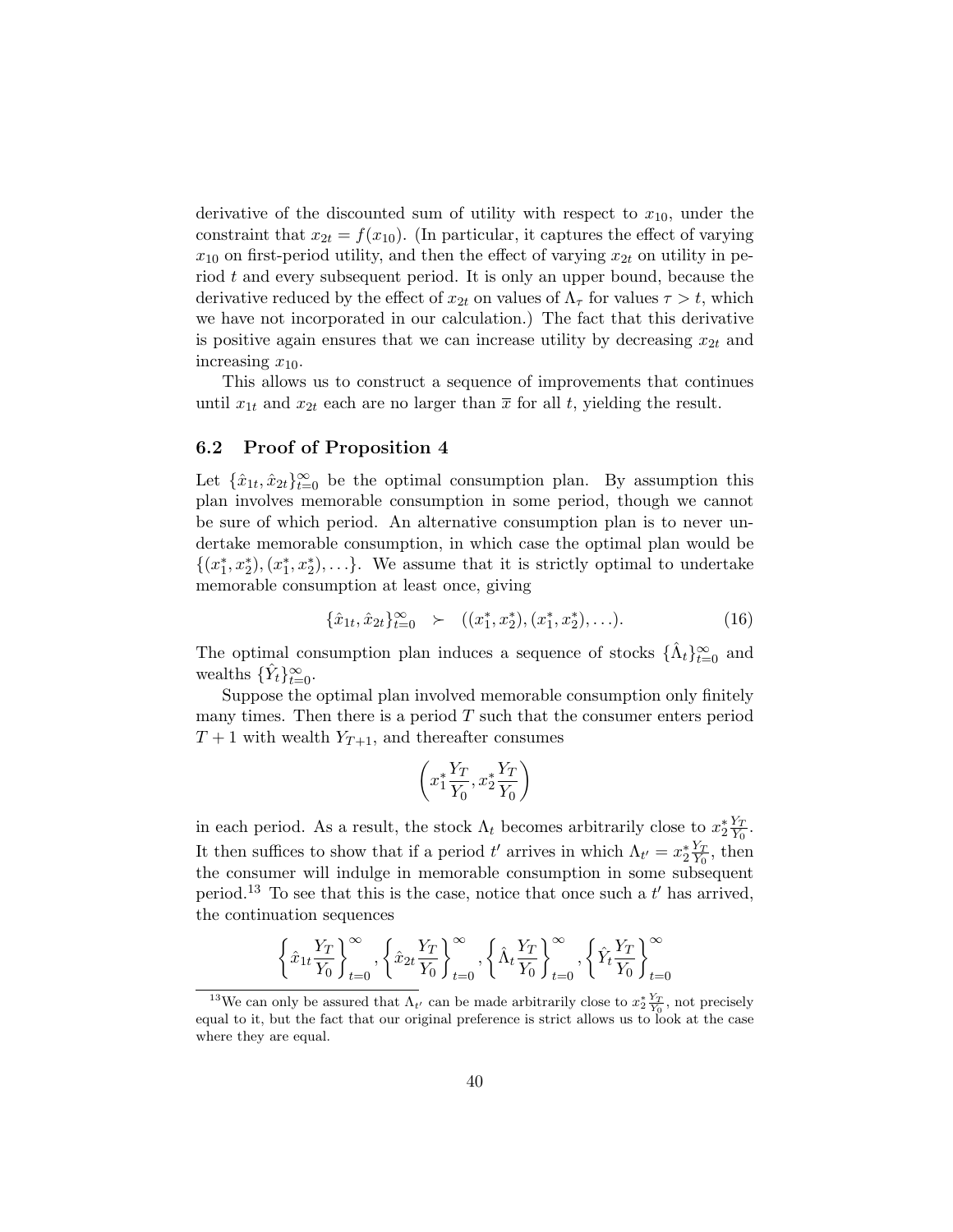derivative of the discounted sum of utility with respect to $x_{10}$, under the constraint that $x_{2t} = f(x_{10})$. (In particular, it captures the effect of varying $x_{10}$ on first-period utility, and then the effect of varying $x_{2t}$ on utility in period $t$ and every subsequent period. It is only an upper bound, because the derivative reduced by the effect of $x_{2t}$ on values of $\Lambda_\tau$ for values $\tau > t$, which we have not incorporated in our calculation.) The fact that this derivative is positive again ensures that we can increase utility by decreasing $x_{2t}$ and increasing $x_{10}$.

This allows us to construct a sequence of improvements that continues until $x_{1t}$ and $x_{2t}$ each are no larger than $\overline{x}$ for all $t$, yielding the result.

## 6.2 Proof of Proposition 4

Let $\{\hat{x}_{1t}, \hat{x}_{2t}\}_{t=0}^{\infty}$ be the optimal consumption plan. By assumption this plan involves memorable consumption in some period, though we cannot be sure of which period. An alternative consumption plan is to never undertake memorable consumption, in which case the optimal plan would be $\{(x_1^*, x_2^*), (x_1^*, x_2^*), \ldots\}$. We assume that it is strictly optimal to undertake memorable consumption at least once, giving

$$\{\hat{x}_{1t}, \hat{x}_{2t}\}_{t=0}^{\infty} \quad \succ \quad ((x_1^*, x_2^*), (x_1^*, x_2^*), \ldots). \tag{16}$$

The optimal consumption plan induces a sequence of stocks $\{\hat{\Lambda}_t\}_{t=0}^{\infty}$ and wealths $\{\hat{Y}_t\}_{t=0}^{\infty}$.

Suppose the optimal plan involved memorable consumption only finitely many times. Then there is a period $T$ such that the consumer enters period $T+1$ with wealth $Y_{T+1}$, and thereafter consumes

$$\left( x_1^* \frac{Y_T}{Y_0}, x_2^* \frac{Y_T}{Y_0} \right)$$

in each period. As a result, the stock $\Lambda_t$ becomes arbitrarily close to $x_2^* \frac{Y_T}{Y_0}$. It then suffices to show that if a period $t'$ arrives in which $\Lambda_{t'} = x_2^* \frac{Y_T}{Y_0}$, then the consumer will indulge in memorable consumption in some subsequent period.[13] To see that this is the case, notice that once such a $t'$ has arrived, the continuation sequences

$$\left\{ \hat{x}_{1t} \frac{Y_T}{Y_0} \right\}_{t=0}^{\infty}, \left\{ \hat{x}_{2t} \frac{Y_T}{Y_0} \right\}_{t=0}^{\infty}, \left\{ \hat{\Lambda}_t \frac{Y_T}{Y_0} \right\}_{t=0}^{\infty}, \left\{ \hat{Y}_t \frac{Y_T}{Y_0} \right\}_{t=0}^{\infty}$$

[13] We can only be assured that $\Lambda_{t'}$ can be made arbitrarily close to $x_2^* \frac{Y_T}{Y_0}$, not precisely equal to it, but the fact that our original preference is strict allows us to look at the case where they are equal.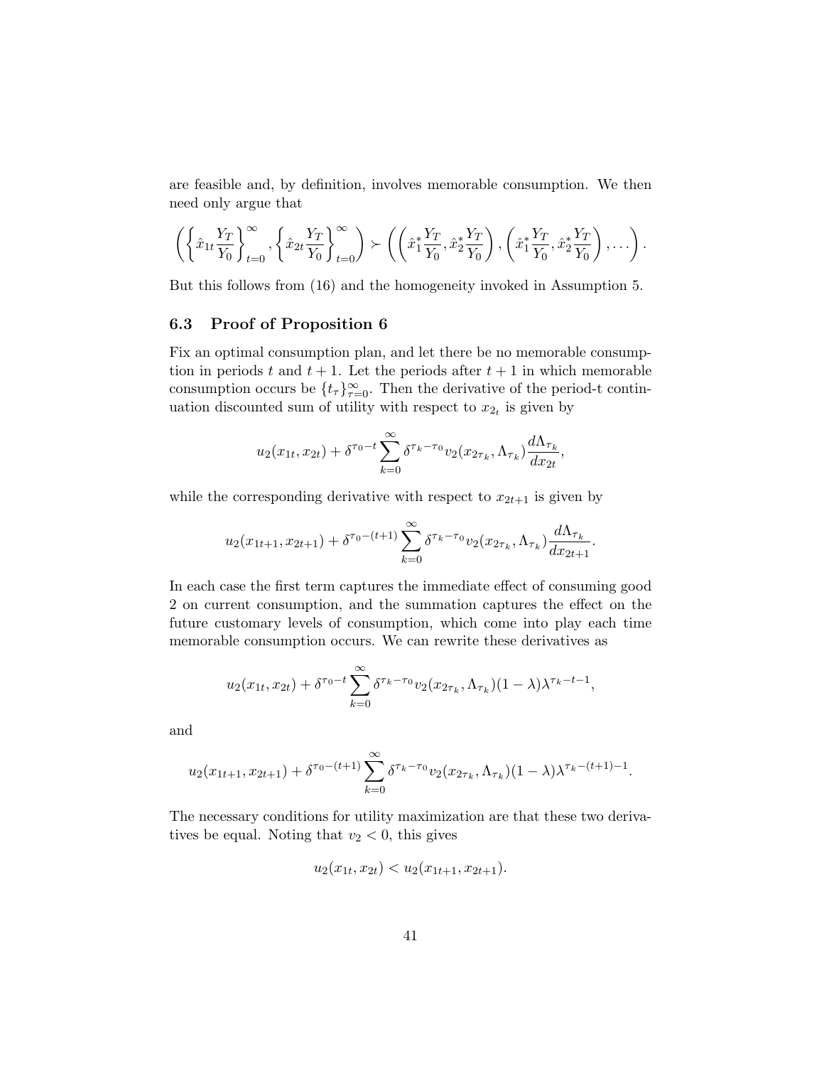are feasible and, by definition, involves memorable consumption. We then need only argue that

$$\left(\left\{\hat{x}_{1t}\frac{Y_T}{Y_0}\right\}_{t=0}^{\infty}, \left\{\hat{x}_{2t}\frac{Y_T}{Y_0}\right\}_{t=0}^{\infty}\right) \succ \left(\left(\hat{x}_1^*\frac{Y_T}{Y_0}, \hat{x}_2^*\frac{Y_T}{Y_0}\right), \left(\hat{x}_1^*\frac{Y_T}{Y_0}, \hat{x}_2^*\frac{Y_T}{Y_0}\right), \ldots\right).$$

But this follows from (16) and the homogeneity invoked in Assumption 5.

### 6.3 Proof of Proposition 6

Fix an optimal consumption plan, and let there be no memorable consumption in periods $t$ and $t+1$. Let the periods after $t+1$ in which memorable consumption occurs be $\{t_\tau\}_{\tau=0}^{\infty}$. Then the derivative of the period-t continuation discounted sum of utility with respect to $x_{2_t}$ is given by

$$u_2(x_{1t}, x_{2t}) + \delta^{\tau_0 - t}\sum_{k=0}^{\infty}\delta^{\tau_k - \tau_0}v_2(x_{2\tau_k}, \Lambda_{\tau_k})\frac{d\Lambda_{\tau_k}}{dx_{2t}},$$

while the corresponding derivative with respect to $x_{2t+1}$ is given by

$$u_2(x_{1t+1}, x_{2t+1}) + \delta^{\tau_0 - (t+1)}\sum_{k=0}^{\infty}\delta^{\tau_k - \tau_0}v_2(x_{2\tau_k}, \Lambda_{\tau_k})\frac{d\Lambda_{\tau_k}}{dx_{2t+1}}.$$

In each case the first term captures the immediate effect of consuming good 2 on current consumption, and the summation captures the effect on the future customary levels of consumption, which come into play each time memorable consumption occurs. We can rewrite these derivatives as

$$u_2(x_{1t}, x_{2t}) + \delta^{\tau_0 - t}\sum_{k=0}^{\infty}\delta^{\tau_k - \tau_0}v_2(x_{2\tau_k}, \Lambda_{\tau_k})(1-\lambda)\lambda^{\tau_k - t - 1},$$

and

$$u_2(x_{1t+1}, x_{2t+1}) + \delta^{\tau_0 - (t+1)}\sum_{k=0}^{\infty}\delta^{\tau_k - \tau_0}v_2(x_{2\tau_k}, \Lambda_{\tau_k})(1-\lambda)\lambda^{\tau_k - (t+1) - 1}.$$

The necessary conditions for utility maximization are that these two derivatives be equal. Noting that $v_2 < 0$, this gives

$$u_2(x_{1t}, x_{2t}) < u_2(x_{1t+1}, x_{2t+1}).$$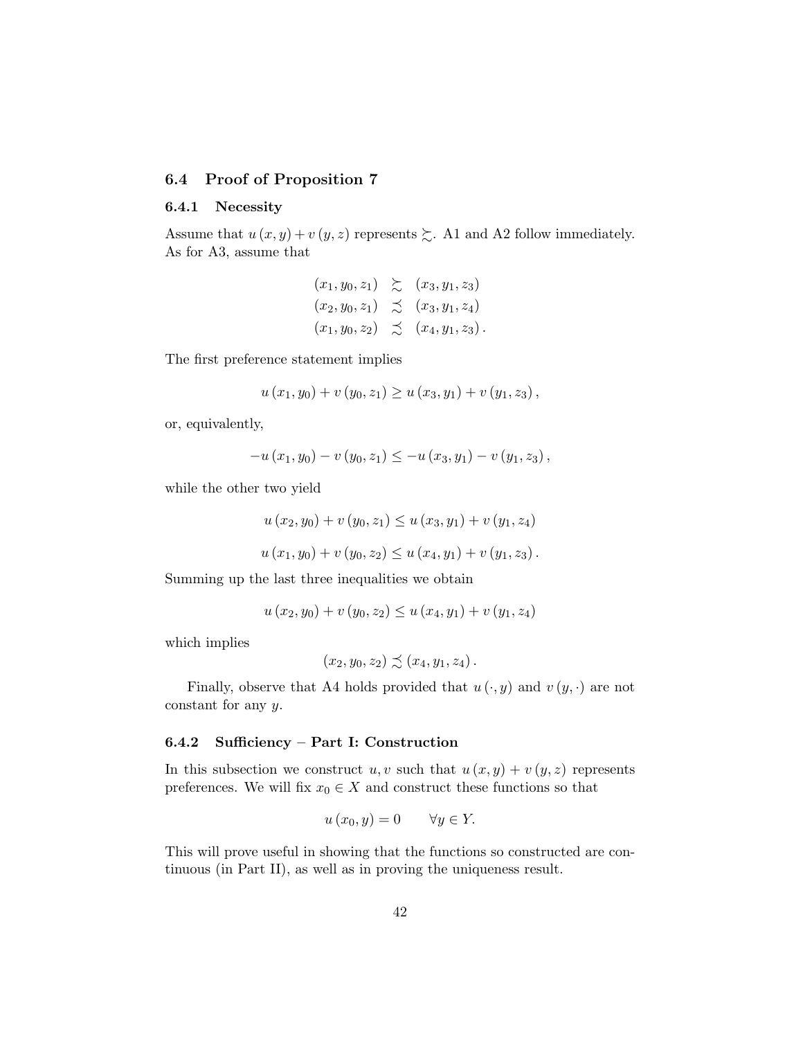## 6.4 Proof of Proposition 7

### 6.4.1 Necessity

Assume that $u(x, y) + v(y, z)$ represents $\succsim$. A1 and A2 follow immediately. As for A3, assume that

$$
\begin{aligned}
(x_1, y_0, z_1) &\succsim (x_3, y_1, z_3) \\
(x_2, y_0, z_1) &\precsim (x_3, y_1, z_4) \\
(x_1, y_0, z_2) &\precsim (x_4, y_1, z_3) .
\end{aligned}
$$

The first preference statement implies

$$u(x_1, y_0) + v(y_0, z_1) \geq u(x_3, y_1) + v(y_1, z_3),$$

or, equivalently,

$$-u(x_1, y_0) - v(y_0, z_1) \leq -u(x_3, y_1) - v(y_1, z_3),$$

while the other two yield

$$u(x_2, y_0) + v(y_0, z_1) \leq u(x_3, y_1) + v(y_1, z_4)$$

$$u(x_1, y_0) + v(y_0, z_2) \leq u(x_4, y_1) + v(y_1, z_3).$$

Summing up the last three inequalities we obtain

$$u(x_2, y_0) + v(y_0, z_2) \leq u(x_4, y_1) + v(y_1, z_4)$$

which implies

$$(x_2, y_0, z_2) \precsim (x_4, y_1, z_4).$$

Finally, observe that A4 holds provided that $u(\cdot, y)$ and $v(y, \cdot)$ are not constant for any $y$.

### 6.4.2 Sufficiency – Part I: Construction

In this subsection we construct $u, v$ such that $u(x, y) + v(y, z)$ represents preferences. We will fix $x_0 \in X$ and construct these functions so that

$$u(x_0, y) = 0 \qquad \forall y \in Y.$$

This will prove useful in showing that the functions so constructed are continuous (in Part II), as well as in proving the uniqueness result.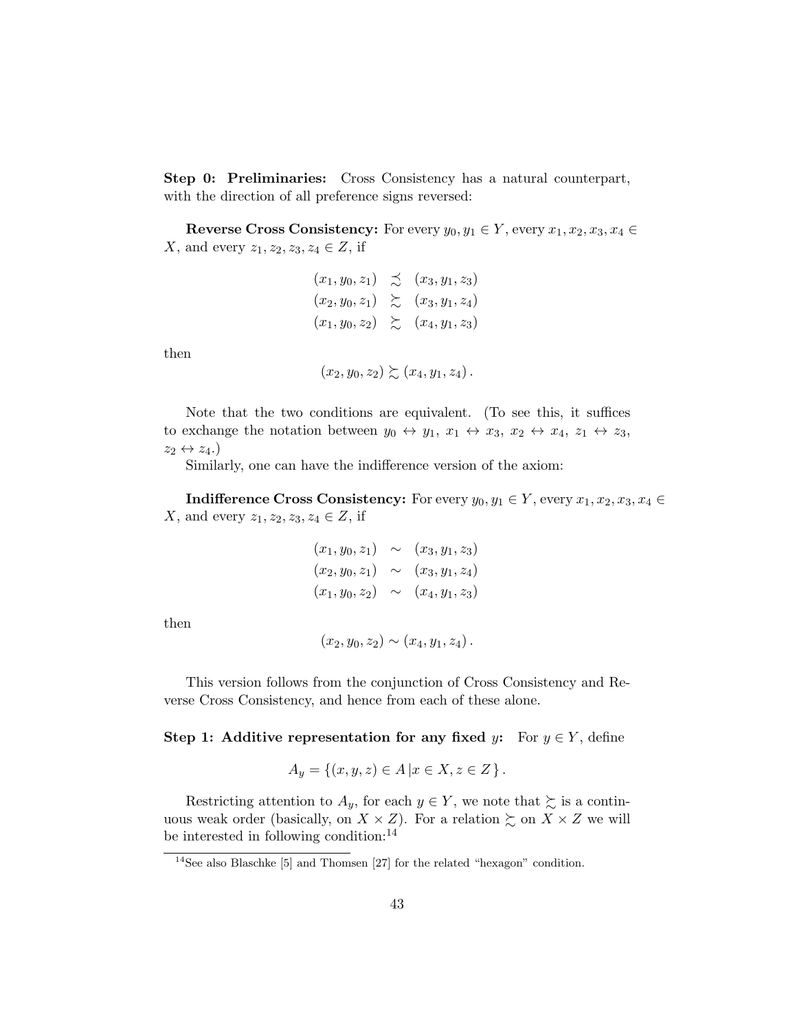**Step 0: Preliminaries:** Cross Consistency has a natural counterpart, with the direction of all preference signs reversed:

**Reverse Cross Consistency:** For every $y_0, y_1 \in Y$, every $x_1, x_2, x_3, x_4 \in X$, and every $z_1, z_2, z_3, z_4 \in Z$, if

$$
\begin{array}{ccc}
(x_1, y_0, z_1) & \precsim & (x_3, y_1, z_3) \\
(x_2, y_0, z_1) & \succsim & (x_3, y_1, z_4) \\
(x_1, y_0, z_2) & \succsim & (x_4, y_1, z_3)
\end{array}
$$

then

$$
(x_2, y_0, z_2) \succsim (x_4, y_1, z_4) .
$$

Note that the two conditions are equivalent. (To see this, it suffices to exchange the notation between $y_0 \leftrightarrow y_1$, $x_1 \leftrightarrow x_3$, $x_2 \leftrightarrow x_4$, $z_1 \leftrightarrow z_3$, $z_2 \leftrightarrow z_4$.)

Similarly, one can have the indifference version of the axiom:

**Indifference Cross Consistency:** For every $y_0, y_1 \in Y$, every $x_1, x_2, x_3, x_4 \in X$, and every $z_1, z_2, z_3, z_4 \in Z$, if

$$
\begin{array}{ccc}
(x_1, y_0, z_1) & \sim & (x_3, y_1, z_3) \\
(x_2, y_0, z_1) & \sim & (x_3, y_1, z_4) \\
(x_1, y_0, z_2) & \sim & (x_4, y_1, z_3)
\end{array}
$$

then

$$
(x_2, y_0, z_2) \sim (x_4, y_1, z_4) .
$$

This version follows from the conjunction of Cross Consistency and Reverse Cross Consistency, and hence from each of these alone.

**Step 1: Additive representation for any fixed $y$:** For $y \in Y$, define

$$
A_y = \{(x, y, z) \in A \,|\, x \in X, z \in Z \} .
$$

Restricting attention to $A_y$, for each $y \in Y$, we note that $\succsim$ is a continuous weak order (basically, on $X \times Z$). For a relation $\succsim$ on $X \times Z$ we will be interested in following condition:[14]

[14] See also Blaschke [5] and Thomsen [27] for the related "hexagon" condition.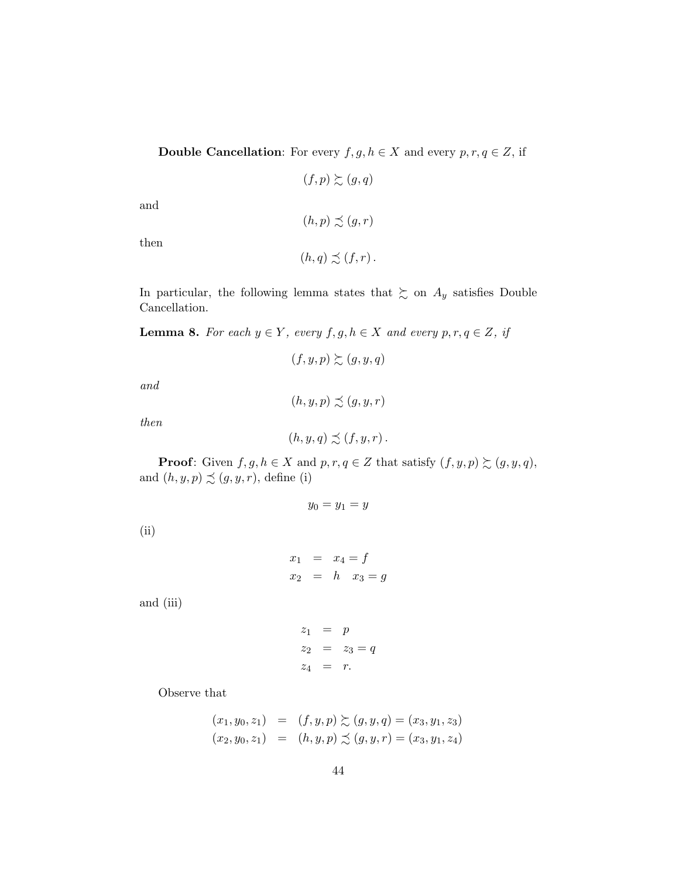**Double Cancellation**: For every $f, g, h \in X$ and every $p, r, q \in Z$, if

$$(f, p) \succsim (g, q)$$

and

$$(h, p) \precsim (g, r)$$

then

$$(h, q) \precsim (f, r).$$

In particular, the following lemma states that $\succsim$ on $A_y$ satisfies Double Cancellation.

**Lemma 8.** *For each $y \in Y$, every $f, g, h \in X$ and every $p, r, q \in Z$, if*

$$(f, y, p) \succsim (g, y, q)$$

*and*

$$(h, y, p) \precsim (g, y, r)$$

*then*

$$(h, y, q) \precsim (f, y, r).$$

**Proof**: Given $f, g, h \in X$ and $p, r, q \in Z$ that satisfy $(f, y, p) \succsim (g, y, q)$, and $(h, y, p) \precsim (g, y, r)$, define (i)

$$y_0 = y_1 = y$$

(ii)

$$\begin{aligned} x_1 &= x_4 = f \\ x_2 &= h \quad x_3 = g \end{aligned}$$

and (iii)

$$\begin{aligned} z_1 &= p \\ z_2 &= z_3 = q \\ z_4 &= r. \end{aligned}$$

Observe that

$$\begin{aligned} (x_1, y_0, z_1) &= (f, y, p) \succsim (g, y, q) = (x_3, y_1, z_3) \\ (x_2, y_0, z_1) &= (h, y, p) \precsim (g, y, r) = (x_3, y_1, z_4) \end{aligned}$$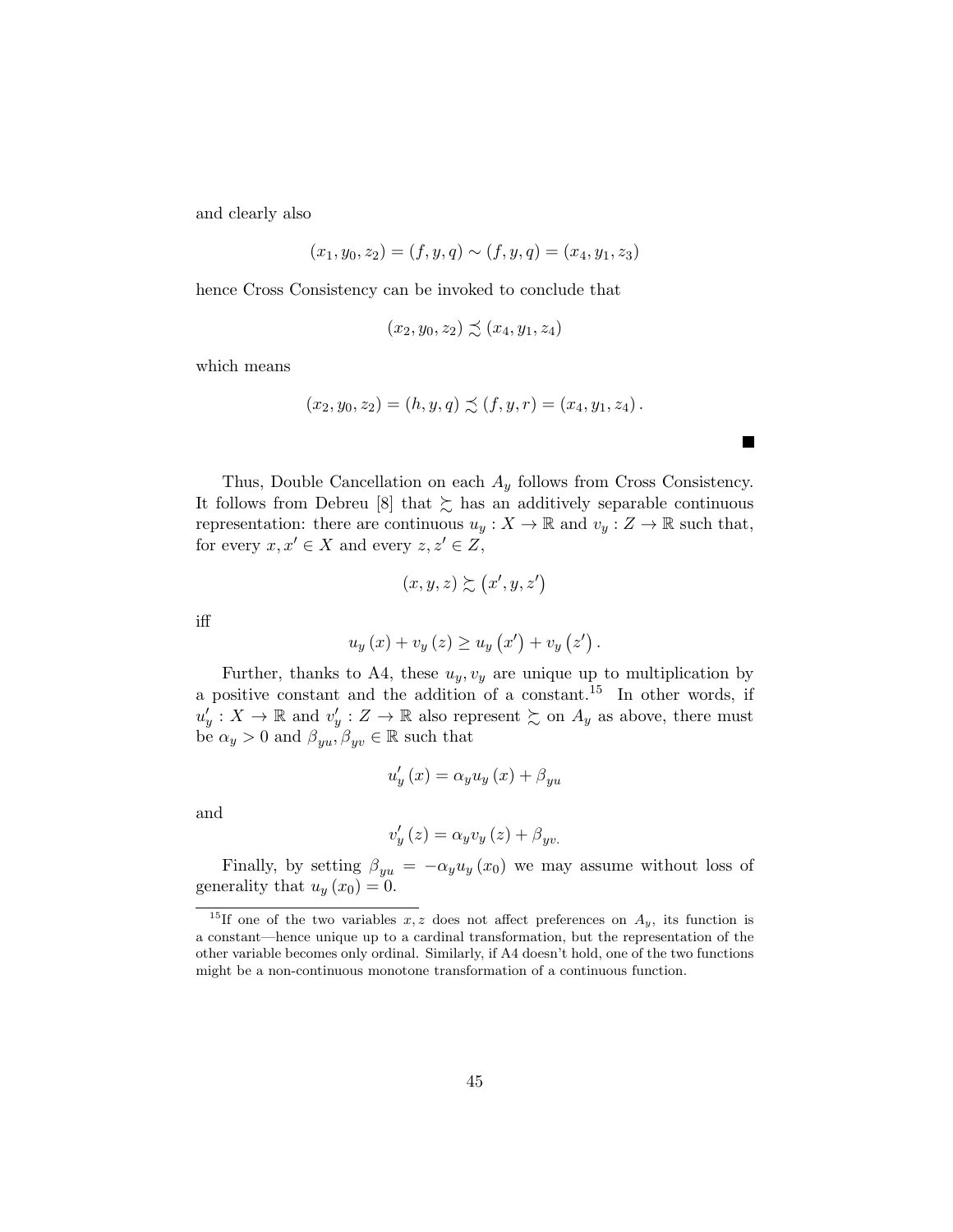and clearly also

$$(x_1, y_0, z_2) = (f, y, q) \sim (f, y, q) = (x_4, y_1, z_3)$$

hence Cross Consistency can be invoked to conclude that

$$(x_2, y_0, z_2) \precsim (x_4, y_1, z_4)$$

which means

$$(x_2, y_0, z_2) = (h, y, q) \precsim (f, y, r) = (x_4, y_1, z_4) .$$

■

Thus, Double Cancellation on each $A_y$ follows from Cross Consistency. It follows from Debreu [8] that $\succsim$ has an additively separable continuous representation: there are continuous $u_y : X \to \mathbb{R}$ and $v_y : Z \to \mathbb{R}$ such that, for every $x, x' \in X$ and every $z, z' \in Z$,

$$(x, y, z) \succsim (x', y, z')$$

iff

$$u_y(x) + v_y(z) \geq u_y(x') + v_y(z') .$$

Further, thanks to A4, these $u_y, v_y$ are unique up to multiplication by a positive constant and the addition of a constant.[15] In other words, if $u'_y : X \to \mathbb{R}$ and $v'_y : Z \to \mathbb{R}$ also represent $\succsim$ on $A_y$ as above, there must be $\alpha_y > 0$ and $\beta_{yu}, \beta_{yv} \in \mathbb{R}$ such that

$$u'_y(x) = \alpha_y u_y(x) + \beta_{yu}$$

and

$$v'_y(z) = \alpha_y v_y(z) + \beta_{yv.}$$

Finally, by setting $\beta_{yu} = -\alpha_y u_y(x_0)$ we may assume without loss of generality that $u_y(x_0) = 0$.

[15] If one of the two variables $x, z$ does not affect preferences on $A_y$, its function is a constant—hence unique up to a cardinal transformation, but the representation of the other variable becomes only ordinal. Similarly, if A4 doesn't hold, one of the two functions might be a non-continuous monotone transformation of a continuous function.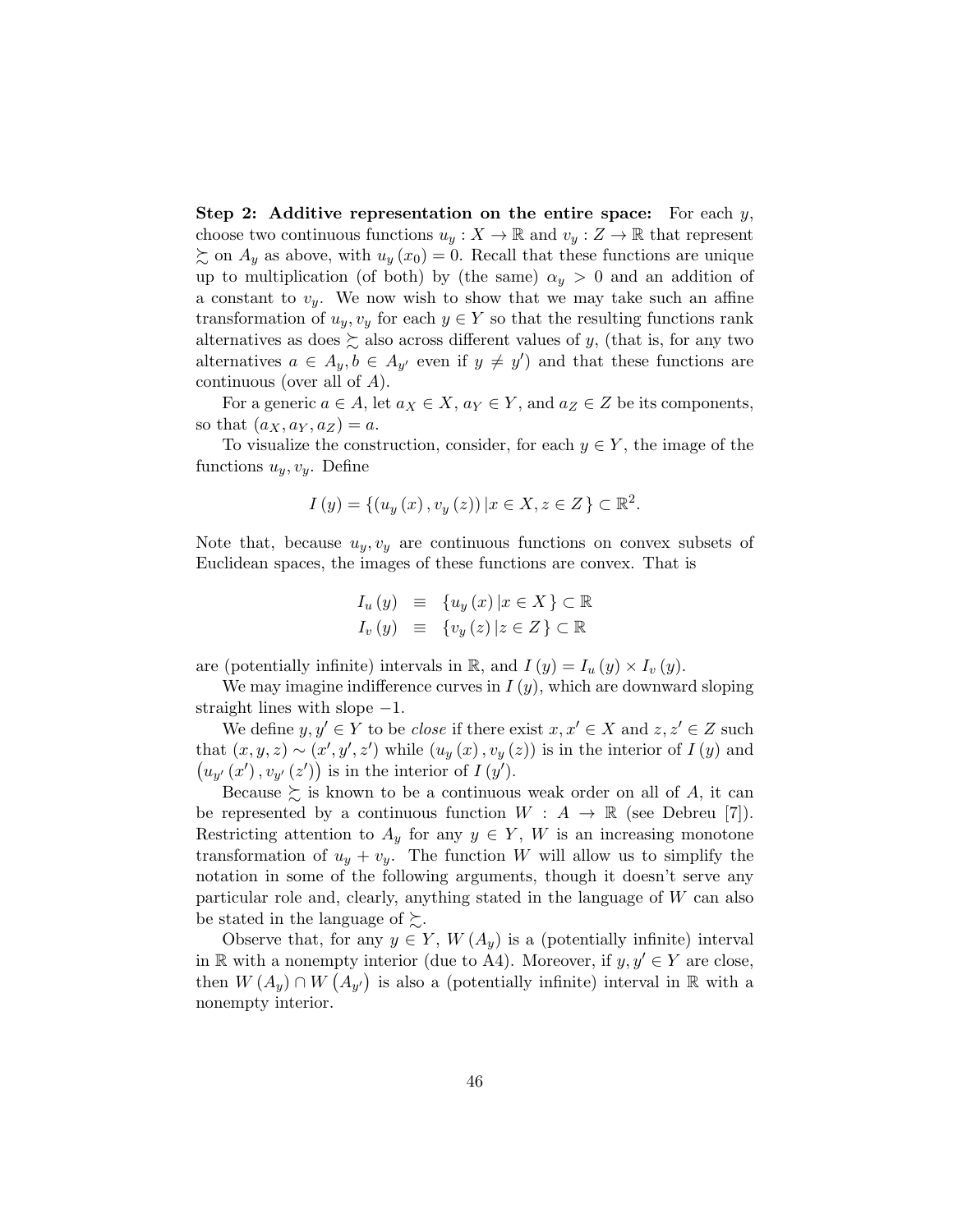**Step 2: Additive representation on the entire space:** For each $y$, choose two continuous functions $u_y : X \to \mathbb{R}$ and $v_y : Z \to \mathbb{R}$ that represent $\succsim$ on $A_y$ as above, with $u_y(x_0) = 0$. Recall that these functions are unique up to multiplication (of both) by (the same) $\alpha_y > 0$ and an addition of a constant to $v_y$. We now wish to show that we may take such an affine transformation of $u_y, v_y$ for each $y \in Y$ so that the resulting functions rank alternatives as does $\succsim$ also across different values of $y$, (that is, for any two alternatives $a \in A_y, b \in A_{y'}$ even if $y \neq y'$) and that these functions are continuous (over all of $A$).

For a generic $a \in A$, let $a_X \in X$, $a_Y \in Y$, and $a_Z \in Z$ be its components, so that $(a_X, a_Y, a_Z) = a$.

To visualize the construction, consider, for each $y \in Y$, the image of the functions $u_y, v_y$. Define

$$I(y) = \{(u_y(x), v_y(z)) \,|\, x \in X, z \in Z\} \subset \mathbb{R}^2.$$

Note that, because $u_y, v_y$ are continuous functions on convex subsets of Euclidean spaces, the images of these functions are convex. That is

$$\begin{aligned} I_u(y) &\equiv \{u_y(x) \,|\, x \in X\} \subset \mathbb{R} \\ I_v(y) &\equiv \{v_y(z) \,|\, z \in Z\} \subset \mathbb{R} \end{aligned}$$

are (potentially infinite) intervals in $\mathbb{R}$, and $I(y) = I_u(y) \times I_v(y)$.

We may imagine indifference curves in $I(y)$, which are downward sloping straight lines with slope $-1$.

We define $y, y' \in Y$ to be *close* if there exist $x, x' \in X$ and $z, z' \in Z$ such that $(x, y, z) \sim (x', y', z')$ while $(u_y(x), v_y(z))$ is in the interior of $I(y)$ and $(u_{y'}(x'), v_{y'}(z'))$ is in the interior of $I(y')$.

Because $\succsim$ is known to be a continuous weak order on all of $A$, it can be represented by a continuous function $W : A \to \mathbb{R}$ (see Debreu [7]). Restricting attention to $A_y$ for any $y \in Y$, $W$ is an increasing monotone transformation of $u_y + v_y$. The function $W$ will allow us to simplify the notation in some of the following arguments, though it doesn't serve any particular role and, clearly, anything stated in the language of $W$ can also be stated in the language of $\succsim$.

Observe that, for any $y \in Y$, $W(A_y)$ is a (potentially infinite) interval in $\mathbb{R}$ with a nonempty interior (due to A4). Moreover, if $y, y' \in Y$ are close, then $W(A_y) \cap W(A_{y'})$ is also a (potentially infinite) interval in $\mathbb{R}$ with a nonempty interior.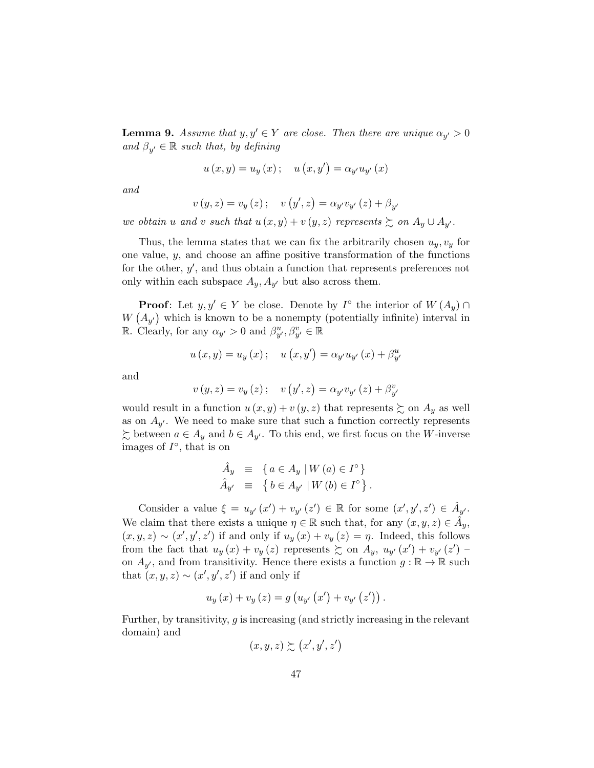**Lemma 9.** *Assume that $y, y' \in Y$ are close. Then there are unique $\alpha_{y'} > 0$ and $\beta_{y'} \in \mathbb{R}$ such that, by defining*

$$u(x, y) = u_y(x); \quad u(x, y') = \alpha_{y'} u_{y'}(x)$$

*and*

$$v(y, z) = v_y(z); \quad v(y', z) = \alpha_{y'} v_{y'}(z) + \beta_{y'}$$

*we obtain $u$ and $v$ such that $u(x, y) + v(y, z)$ represents $\succsim$ on $A_y \cup A_{y'}$.*

Thus, the lemma states that we can fix the arbitrarily chosen $u_y, v_y$ for one value, $y$, and choose an affine positive transformation of the functions for the other, $y'$, and thus obtain a function that represents preferences not only within each subspace $A_y, A_{y'}$ but also across them.

**Proof**: Let $y, y' \in Y$ be close. Denote by $I^\circ$ the interior of $W(A_y) \cap W(A_{y'})$ which is known to be a nonempty (potentially infinite) interval in $\mathbb{R}$. Clearly, for any $\alpha_{y'} > 0$ and $\beta^u_{y'}, \beta^v_{y'} \in \mathbb{R}$

$$u(x, y) = u_y(x); \quad u(x, y') = \alpha_{y'} u_{y'}(x) + \beta^u_{y'}$$

and

$$v(y, z) = v_y(z); \quad v(y', z) = \alpha_{y'} v_{y'}(z) + \beta^v_{y'}$$

would result in a function $u(x, y) + v(y, z)$ that represents $\succsim$ on $A_y$ as well as on $A_{y'}$. We need to make sure that such a function correctly represents $\succsim$ between $a \in A_y$ and $b \in A_{y'}$. To this end, we first focus on the $W$-inverse images of $I^\circ$, that is on

$$\begin{aligned} \hat{A}_y &\equiv \{ a \in A_y \mid W(a) \in I^\circ \} \\ \hat{A}_{y'} &\equiv \{ b \in A_{y'} \mid W(b) \in I^\circ \}. \end{aligned}$$

Consider a value $\xi = u_{y'}(x') + v_{y'}(z') \in \mathbb{R}$ for some $(x', y', z') \in \hat{A}_{y'}$. We claim that there exists a unique $\eta \in \mathbb{R}$ such that, for any $(x, y, z) \in \hat{A}_y$, $(x, y, z) \sim (x', y', z')$ if and only if $u_y(x) + v_y(z) = \eta$. Indeed, this follows from the fact that $u_y(x) + v_y(z)$ represents $\succsim$ on $A_y$, $u_{y'}(x') + v_{y'}(z')$ – on $A_{y'}$, and from transitivity. Hence there exists a function $g : \mathbb{R} \to \mathbb{R}$ such that $(x, y, z) \sim (x', y', z')$ if and only if

$$u_y(x) + v_y(z) = g(u_{y'}(x') + v_{y'}(z')).$$

Further, by transitivity, $g$ is increasing (and strictly increasing in the relevant domain) and

$$(x, y, z) \succsim (x', y', z')$$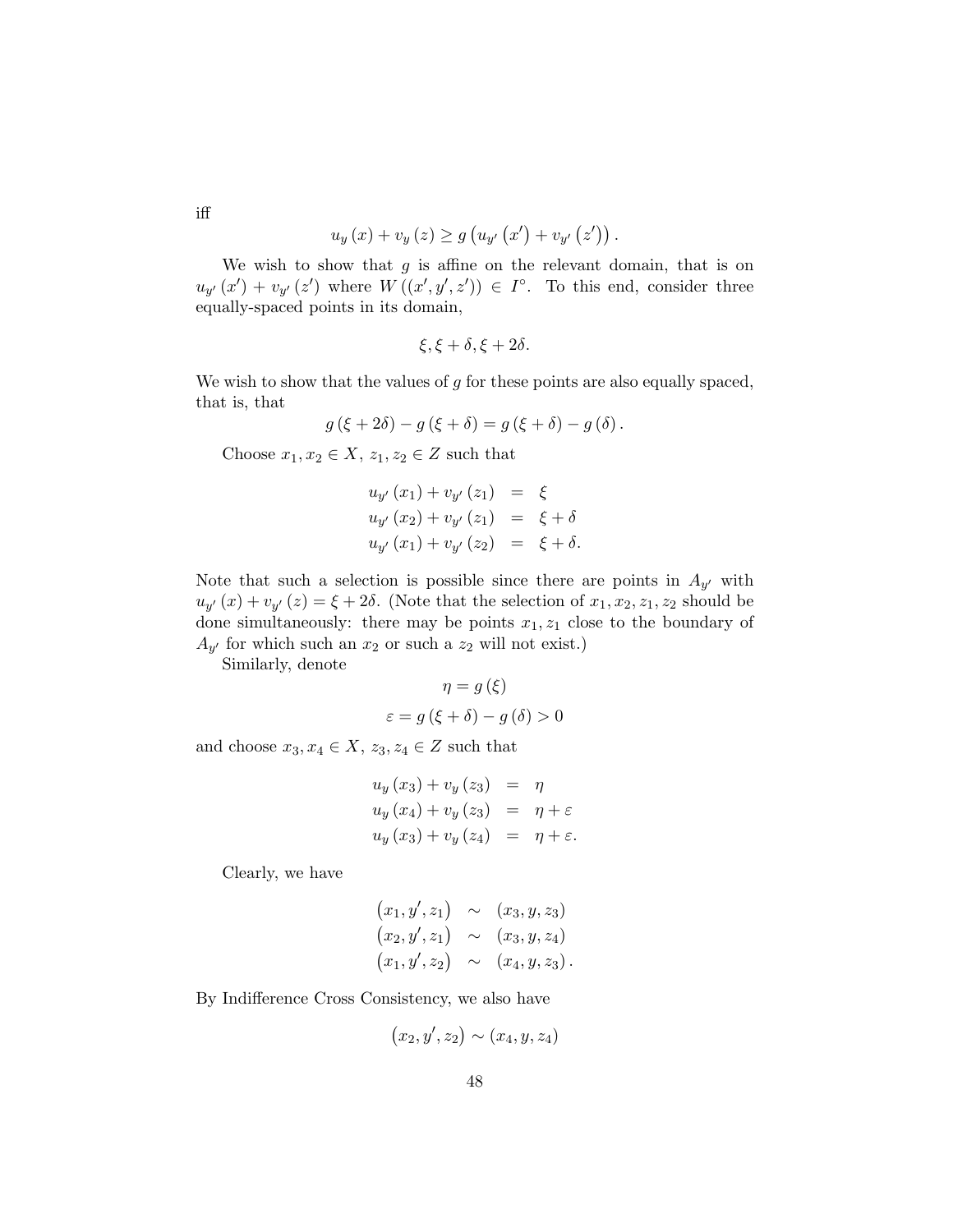iff

$$u_y(x) + v_y(z) \geq g\left(u_{y'}\left(x'\right) + v_{y'}\left(z'\right)\right).$$

We wish to show that $g$ is affine on the relevant domain, that is on $u_{y'}(x') + v_{y'}(z')$ where $W((x', y', z')) \in I^{\circ}$. To this end, consider three equally-spaced points in its domain,

$$\xi, \xi + \delta, \xi + 2\delta.$$

We wish to show that the values of $g$ for these points are also equally spaced, that is, that

$$g(\xi + 2\delta) - g(\xi + \delta) = g(\xi + \delta) - g(\delta).$$

Choose $x_1, x_2 \in X$, $z_1, z_2 \in Z$ such that

$$\begin{aligned} u_{y'}(x_1) + v_{y'}(z_1) &= \xi \\ u_{y'}(x_2) + v_{y'}(z_1) &= \xi + \delta \\ u_{y'}(x_1) + v_{y'}(z_2) &= \xi + \delta. \end{aligned}$$

Note that such a selection is possible since there are points in $A_{y'}$ with $u_{y'}(x) + v_{y'}(z) = \xi + 2\delta$. (Note that the selection of $x_1, x_2, z_1, z_2$ should be done simultaneously: there may be points $x_1, z_1$ close to the boundary of $A_{y'}$ for which such an $x_2$ or such a $z_2$ will not exist.)

Similarly, denote

$$\eta = g(\xi)$$

$$\varepsilon = g(\xi + \delta) - g(\delta) > 0$$

and choose $x_3, x_4 \in X$, $z_3, z_4 \in Z$ such that

$$\begin{aligned} u_y(x_3) + v_y(z_3) &= \eta \\ u_y(x_4) + v_y(z_3) &= \eta + \varepsilon \\ u_y(x_3) + v_y(z_4) &= \eta + \varepsilon. \end{aligned}$$

Clearly, we have

$$\begin{aligned} \left(x_1, y', z_1\right) &\sim (x_3, y, z_3) \\ \left(x_2, y', z_1\right) &\sim (x_3, y, z_4) \\ \left(x_1, y', z_2\right) &\sim (x_4, y, z_3). \end{aligned}$$

By Indifference Cross Consistency, we also have

$$\left(x_2, y', z_2\right) \sim (x_4, y, z_4)$$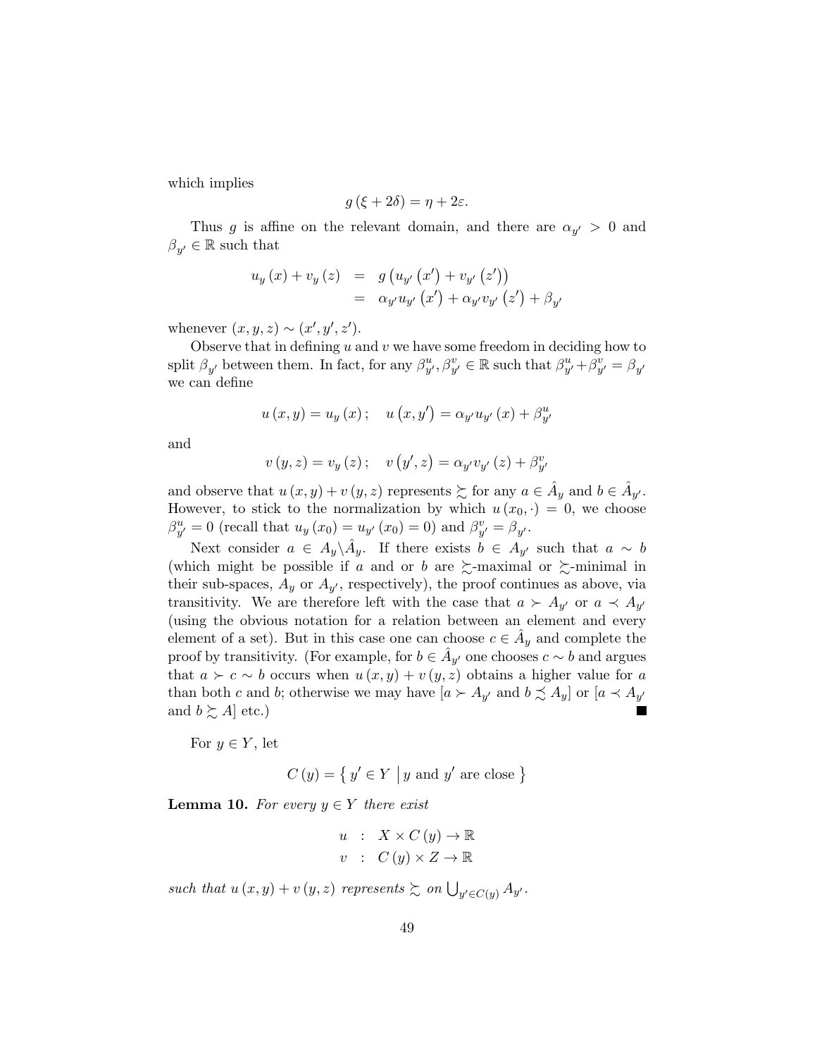which implies

$$g(\xi + 2\delta) = \eta + 2\varepsilon.$$

Thus $g$ is affine on the relevant domain, and there are $\alpha_{y'} > 0$ and $\beta_{y'} \in \mathbb{R}$ such that

$$\begin{aligned} u_y(x) + v_y(z) &= g\left(u_{y'}\left(x'\right) + v_{y'}\left(z'\right)\right) \\ &= \alpha_{y'} u_{y'}\left(x'\right) + \alpha_{y'} v_{y'}\left(z'\right) + \beta_{y'} \end{aligned}$$

whenever $(x, y, z) \sim (x', y', z')$.

Observe that in defining $u$ and $v$ we have some freedom in deciding how to split $\beta_{y'}$ between them. In fact, for any $\beta^u_{y'}, \beta^v_{y'} \in \mathbb{R}$ such that $\beta^u_{y'} + \beta^v_{y'} = \beta_{y'}$ we can define

$$u(x, y) = u_y(x); \quad u\left(x, y'\right) = \alpha_{y'} u_{y'}(x) + \beta^u_{y'}$$

and

$$v(y, z) = v_y(z); \quad v\left(y', z\right) = \alpha_{y'} v_{y'}(z) + \beta^v_{y'}$$

and observe that $u(x, y) + v(y, z)$ represents $\succsim$ for any $a \in \hat{A}_y$ and $b \in \hat{A}_{y'}$. However, to stick to the normalization by which $u(x_0, \cdot) = 0$, we choose $\beta^u_{y'} = 0$ (recall that $u_y(x_0) = u_{y'}(x_0) = 0$) and $\beta^v_{y'} = \beta_{y'}$.

Next consider $a \in A_y \backslash \hat{A}_y$. If there exists $b \in A_{y'}$ such that $a \sim b$ (which might be possible if $a$ and or $b$ are $\succsim$-maximal or $\succsim$-minimal in their sub-spaces, $A_y$ or $A_{y'}$, respectively), the proof continues as above, via transitivity. We are therefore left with the case that $a \succ A_{y'}$ or $a \prec A_{y'}$ (using the obvious notation for a relation between an element and every element of a set). But in this case one can choose $c \in \hat{A}_y$ and complete the proof by transitivity. (For example, for $b \in \hat{A}_{y'}$ one chooses $c \sim b$ and argues that $a \succ c \sim b$ occurs when $u(x, y) + v(y, z)$ obtains a higher value for $a$ than both $c$ and $b$; otherwise we may have $[a \succ A_{y'}$ and $b \precsim A_y]$ or $[a \prec A_{y'}$ and $b \succsim A]$ etc.) ■

For $y \in Y$, let

$$C(y) = \left\{ y' \in Y \mid y \text{ and } y' \text{ are close} \right\}$$

**Lemma 10.** *For every $y \in Y$ there exist*

$$\begin{aligned} u &: X \times C(y) \to \mathbb{R} \\ v &: C(y) \times Z \to \mathbb{R} \end{aligned}$$

*such that $u(x, y) + v(y, z)$ represents $\succsim$ on $\bigcup_{y' \in C(y)} A_{y'}$.*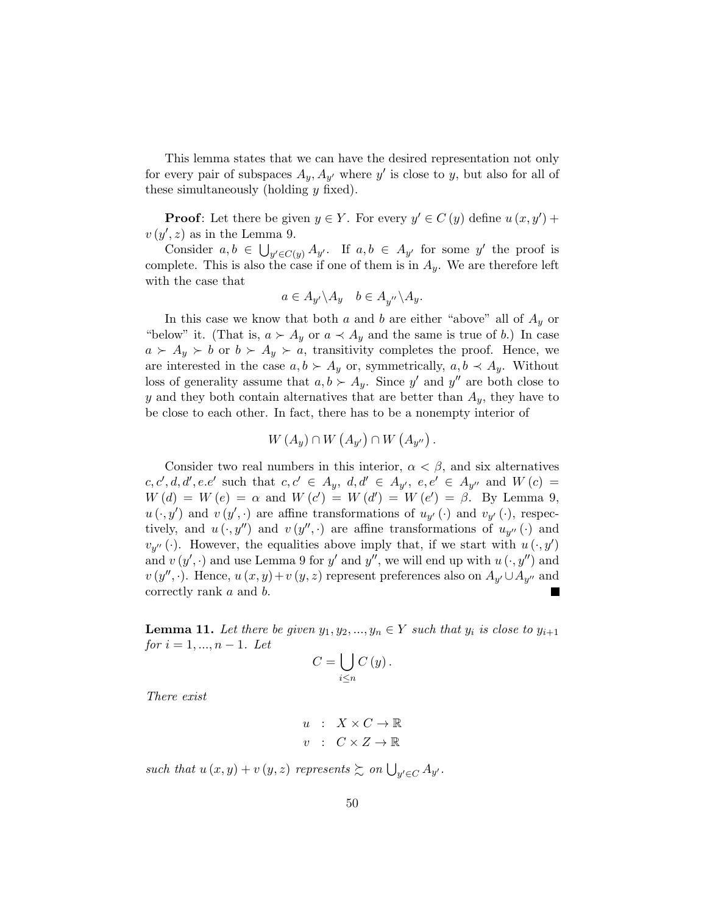This lemma states that we can have the desired representation not only for every pair of subspaces $A_y, A_{y'}$ where $y'$ is close to $y$, but also for all of these simultaneously (holding $y$ fixed).

**Proof**: Let there be given $y \in Y$. For every $y' \in C(y)$ define $u(x, y') + v(y', z)$ as in the Lemma 9.

Consider $a, b \in \bigcup_{y' \in C(y)} A_{y'}$. If $a, b \in A_{y'}$ for some $y'$ the proof is complete. This is also the case if one of them is in $A_y$. We are therefore left with the case that

$$a \in A_{y'} \backslash A_y \quad b \in A_{y''} \backslash A_y.$$

In this case we know that both $a$ and $b$ are either "above" all of $A_y$ or "below" it. (That is, $a \succ A_y$ or $a \prec A_y$ and the same is true of $b$.) In case $a \succ A_y \succ b$ or $b \succ A_y \succ a$, transitivity completes the proof. Hence, we are interested in the case $a, b \succ A_y$ or, symmetrically, $a, b \prec A_y$. Without loss of generality assume that $a, b \succ A_y$. Since $y'$ and $y''$ are both close to $y$ and they both contain alternatives that are better than $A_y$, they have to be close to each other. In fact, there has to be a nonempty interior of

$$W(A_y) \cap W(A_{y'}) \cap W(A_{y''}).$$

Consider two real numbers in this interior, $\alpha < \beta$, and six alternatives $c, c', d, d', e.e'$ such that $c, c' \in A_y$, $d, d' \in A_{y'}$, $e, e' \in A_{y''}$ and $W(c) = W(d) = W(e) = \alpha$ and $W(c') = W(d') = W(e') = \beta$. By Lemma 9, $u(\cdot, y')$ and $v(y', \cdot)$ are affine transformations of $u_{y'}(\cdot)$ and $v_{y'}(\cdot)$, respectively, and $u(\cdot, y'')$ and $v(y'', \cdot)$ are affine transformations of $u_{y''}(\cdot)$ and $v_{y''}(\cdot)$. However, the equalities above imply that, if we start with $u(\cdot, y')$ and $v(y', \cdot)$ and use Lemma 9 for $y'$ and $y''$, we will end up with $u(\cdot, y'')$ and $v(y'', \cdot)$. Hence, $u(x, y) + v(y, z)$ represent preferences also on $A_{y'} \cup A_{y''}$ and correctly rank $a$ and $b$. ■

**Lemma 11.** *Let there be given $y_1, y_2, ..., y_n \in Y$ such that $y_i$ is close to $y_{i+1}$ for $i = 1, ..., n-1$. Let*

$$C = \bigcup_{i \leq n} C(y).$$

*There exist*

$$\begin{aligned} u &: X \times C \to \mathbb{R} \\ v &: C \times Z \to \mathbb{R} \end{aligned}$$

*such that $u(x, y) + v(y, z)$ represents $\succsim$ on $\bigcup_{y' \in C} A_{y'}$.*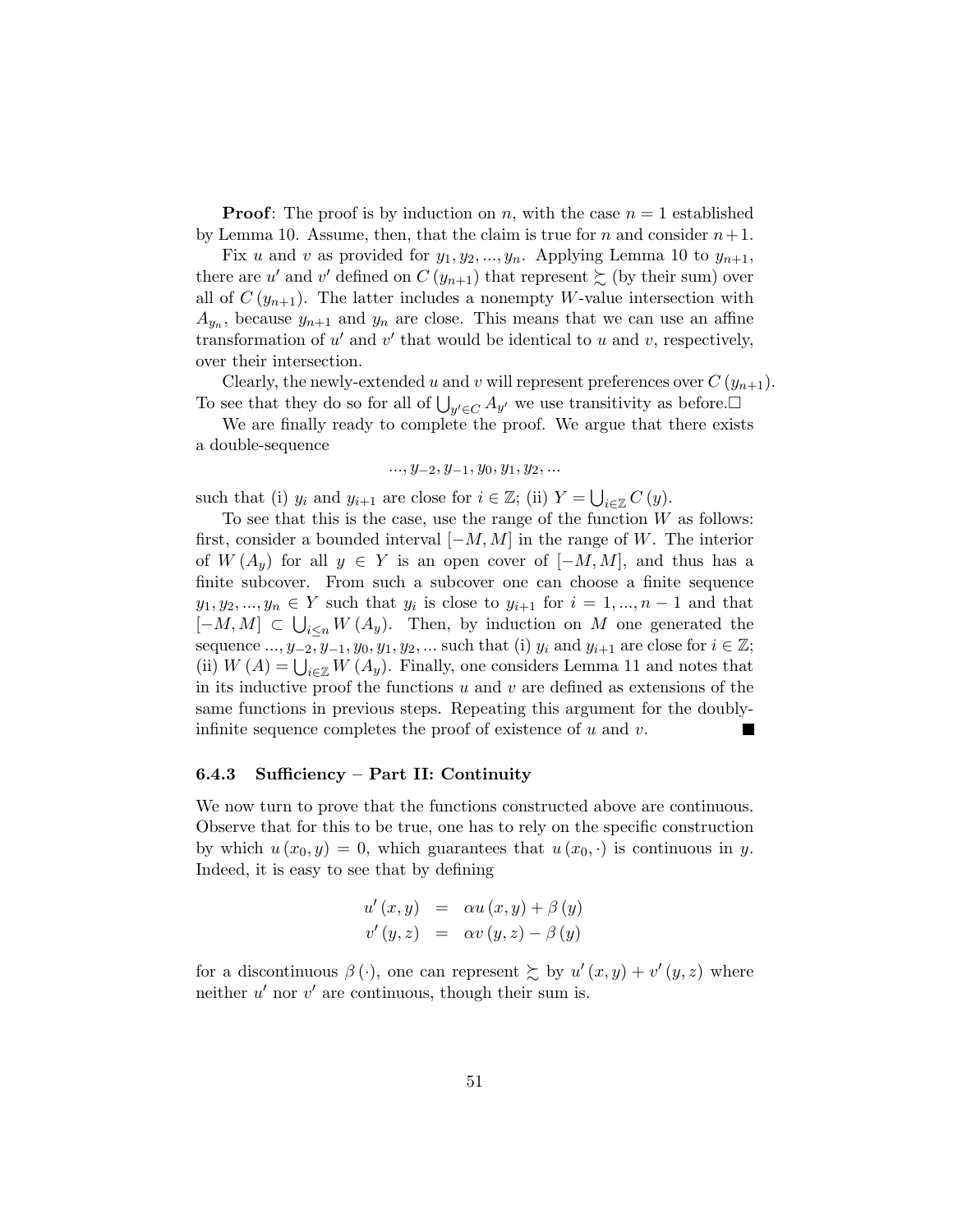**Proof**: The proof is by induction on $n$, with the case $n = 1$ established by Lemma 10. Assume, then, that the claim is true for $n$ and consider $n+1$.

Fix $u$ and $v$ as provided for $y_1, y_2, ..., y_n$. Applying Lemma 10 to $y_{n+1}$, there are $u'$ and $v'$ defined on $C(y_{n+1})$ that represent $\succsim$ (by their sum) over all of $C(y_{n+1})$. The latter includes a nonempty $W$-value intersection with $A_{y_n}$, because $y_{n+1}$ and $y_n$ are close. This means that we can use an affine transformation of $u'$ and $v'$ that would be identical to $u$ and $v$, respectively, over their intersection.

Clearly, the newly-extended $u$ and $v$ will represent preferences over $C(y_{n+1})$. To see that they do so for all of $\bigcup_{y' \in C} A_{y'}$ we use transitivity as before.□

We are finally ready to complete the proof. We argue that there exists a double-sequence

$$..., y_{-2}, y_{-1}, y_0, y_1, y_2, ...$$

such that (i) $y_i$ and $y_{i+1}$ are close for $i \in \mathbb{Z}$; (ii) $Y = \bigcup_{i \in \mathbb{Z}} C(y)$.

To see that this is the case, use the range of the function $W$ as follows: first, consider a bounded interval $[-M, M]$ in the range of $W$. The interior of $W(A_y)$ for all $y \in Y$ is an open cover of $[-M, M]$, and thus has a finite subcover. From such a subcover one can choose a finite sequence $y_1, y_2, ..., y_n \in Y$ such that $y_i$ is close to $y_{i+1}$ for $i = 1, ..., n-1$ and that $[-M, M] \subset \bigcup_{i \leq n} W(A_y)$. Then, by induction on $M$ one generated the sequence $..., y_{-2}, y_{-1}, y_0, y_1, y_2, ...$ such that (i) $y_i$ and $y_{i+1}$ are close for $i \in \mathbb{Z}$; (ii) $W(A) = \bigcup_{i \in \mathbb{Z}} W(A_y)$. Finally, one considers Lemma 11 and notes that in its inductive proof the functions $u$ and $v$ are defined as extensions of the same functions in previous steps. Repeating this argument for the doubly-infinite sequence completes the proof of existence of $u$ and $v$. ■

### 6.4.3 Sufficiency – Part II: Continuity

We now turn to prove that the functions constructed above are continuous. Observe that for this to be true, one has to rely on the specific construction by which $u(x_0, y) = 0$, which guarantees that $u(x_0, \cdot)$ is continuous in $y$. Indeed, it is easy to see that by defining

$$\begin{aligned} u'(x, y) &= \alpha u(x, y) + \beta(y) \\ v'(y, z) &= \alpha v(y, z) - \beta(y) \end{aligned}$$

for a discontinuous $\beta(\cdot)$, one can represent $\succsim$ by $u'(x, y) + v'(y, z)$ where neither $u'$ nor $v'$ are continuous, though their sum is.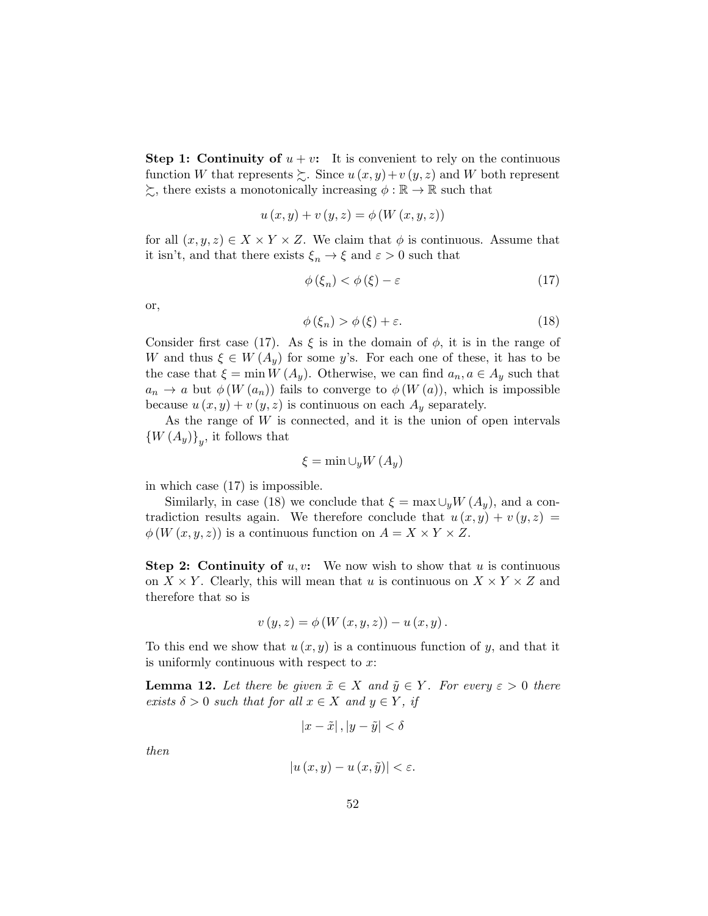**Step 1: Continuity of $u + v$:** It is convenient to rely on the continuous function $W$ that represents $\succsim$. Since $u(x, y) + v(y, z)$ and $W$ both represent $\succsim$, there exists a monotonically increasing $\phi : \mathbb{R} \to \mathbb{R}$ such that

$$u(x, y) + v(y, z) = \phi(W(x, y, z))$$

for all $(x, y, z) \in X \times Y \times Z$. We claim that $\phi$ is continuous. Assume that it isn't, and that there exists $\xi_n \to \xi$ and $\varepsilon > 0$ such that

$$\phi(\xi_n) < \phi(\xi) - \varepsilon \tag{17}$$

or,

$$\phi(\xi_n) > \phi(\xi) + \varepsilon. \tag{18}$$

Consider first case (17). As $\xi$ is in the domain of $\phi$, it is in the range of $W$ and thus $\xi \in W(A_y)$ for some $y$'s. For each one of these, it has to be the case that $\xi = \min W(A_y)$. Otherwise, we can find $a_n, a \in A_y$ such that $a_n \to a$ but $\phi(W(a_n))$ fails to converge to $\phi(W(a))$, which is impossible because $u(x, y) + v(y, z)$ is continuous on each $A_y$ separately.

As the range of $W$ is connected, and it is the union of open intervals $\{W(A_y)\}_y$, it follows that

$$\xi = \min \cup_y W(A_y)$$

in which case (17) is impossible.

Similarly, in case (18) we conclude that $\xi = \max \cup_y W(A_y)$, and a contradiction results again. We therefore conclude that $u(x, y) + v(y, z) = \phi(W(x, y, z))$ is a continuous function on $A = X \times Y \times Z$.

**Step 2: Continuity of $u, v$:** We now wish to show that $u$ is continuous on $X \times Y$. Clearly, this will mean that $u$ is continuous on $X \times Y \times Z$ and therefore that so is

$$v(y, z) = \phi(W(x, y, z)) - u(x, y).$$

To this end we show that $u(x, y)$ is a continuous function of $y$, and that it is uniformly continuous with respect to $x$:

**Lemma 12.** *Let there be given $\tilde{x} \in X$ and $\tilde{y} \in Y$. For every $\varepsilon > 0$ there exists $\delta > 0$ such that for all $x \in X$ and $y \in Y$, if*

$$|x - \tilde{x}|, |y - \tilde{y}| < \delta$$

*then*

$$|u(x, y) - u(x, \tilde{y})| < \varepsilon.$$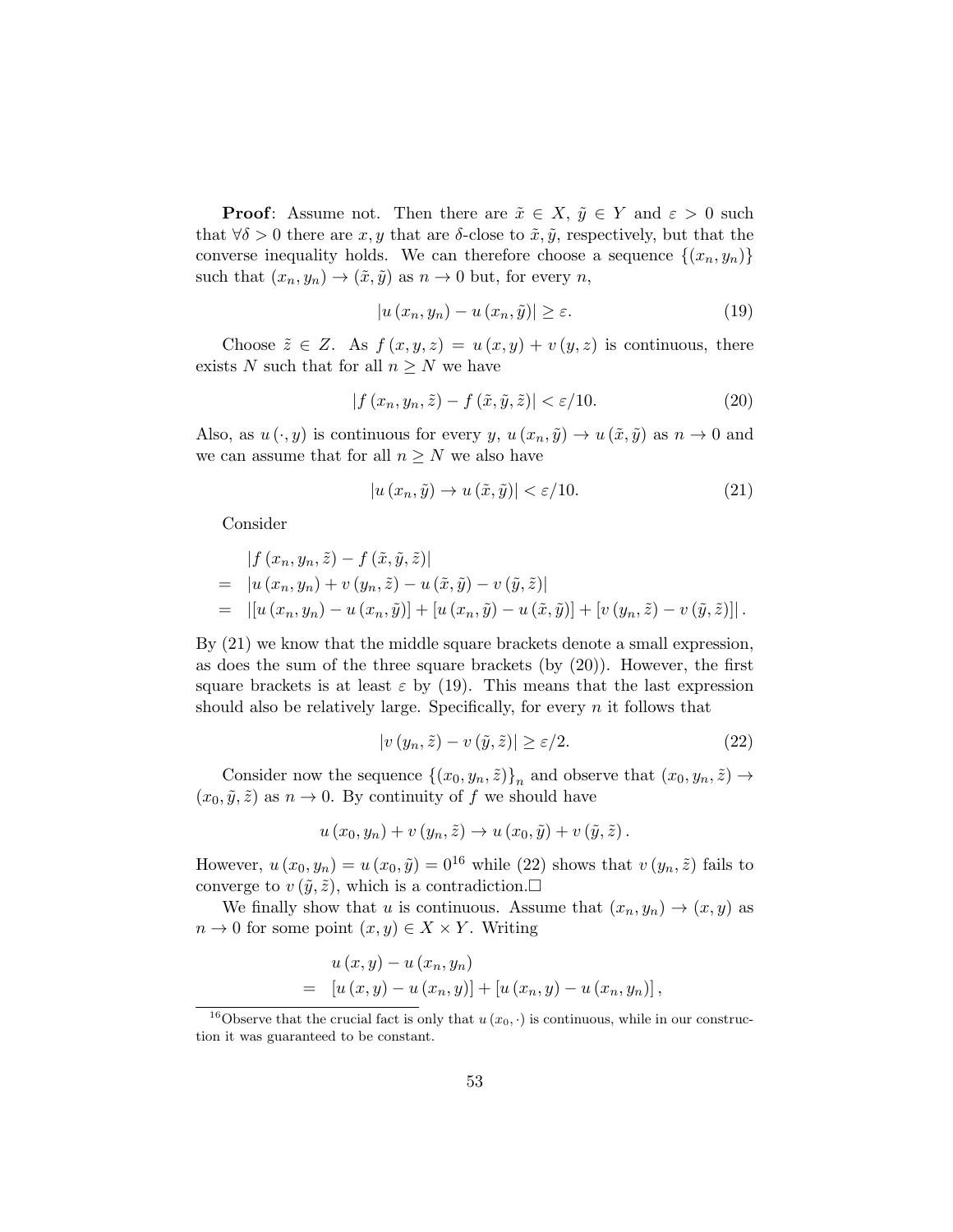**Proof**: Assume not. Then there are $\tilde{x} \in X$, $\tilde{y} \in Y$ and $\varepsilon > 0$ such that $\forall \delta > 0$ there are $x, y$ that are $\delta$-close to $\tilde{x}, \tilde{y}$, respectively, but that the converse inequality holds. We can therefore choose a sequence $\{(x_n, y_n)\}$ such that $(x_n, y_n) \to (\tilde{x}, \tilde{y})$ as $n \to 0$ but, for every $n$,

$$|u(x_n, y_n) - u(x_n, \tilde{y})| \geq \varepsilon. \tag{19}$$

Choose $\tilde{z} \in Z$. As $f(x, y, z) = u(x, y) + v(y, z)$ is continuous, there exists $N$ such that for all $n \geq N$ we have

$$|f(x_n, y_n, \tilde{z}) - f(\tilde{x}, \tilde{y}, \tilde{z})| < \varepsilon/10. \tag{20}$$

Also, as $u(\cdot, y)$ is continuous for every $y$, $u(x_n, \tilde{y}) \to u(\tilde{x}, \tilde{y})$ as $n \to 0$ and we can assume that for all $n \geq N$ we also have

$$|u(x_n, \tilde{y}) \to u(\tilde{x}, \tilde{y})| < \varepsilon/10. \tag{21}$$

Consider

$$\begin{aligned}
& |f(x_n, y_n, \tilde{z}) - f(\tilde{x}, \tilde{y}, \tilde{z})| \\
= \quad & |u(x_n, y_n) + v(y_n, \tilde{z}) - u(\tilde{x}, \tilde{y}) - v(\tilde{y}, \tilde{z})| \\
= \quad & |[u(x_n, y_n) - u(x_n, \tilde{y})] + [u(x_n, \tilde{y}) - u(\tilde{x}, \tilde{y})] + [v(y_n, \tilde{z}) - v(\tilde{y}, \tilde{z})]|.
\end{aligned}$$

By (21) we know that the middle square brackets denote a small expression, as does the sum of the three square brackets (by (20)). However, the first square brackets is at least $\varepsilon$ by (19). This means that the last expression should also be relatively large. Specifically, for every $n$ it follows that

$$|v(y_n, \tilde{z}) - v(\tilde{y}, \tilde{z})| \geq \varepsilon/2. \tag{22}$$

Consider now the sequence $\{(x_0, y_n, \tilde{z})\}_n$ and observe that $(x_0, y_n, \tilde{z}) \to (x_0, \tilde{y}, \tilde{z})$ as $n \to 0$. By continuity of $f$ we should have

$$u(x_0, y_n) + v(y_n, \tilde{z}) \to u(x_0, \tilde{y}) + v(\tilde{y}, \tilde{z}).$$

However, $u(x_0, y_n) = u(x_0, \tilde{y}) = 0$[16] while (22) shows that $v(y_n, \tilde{z})$ fails to converge to $v(\tilde{y}, \tilde{z})$, which is a contradiction.□

We finally show that $u$ is continuous. Assume that $(x_n, y_n) \to (x, y)$ as $n \to 0$ for some point $(x, y) \in X \times Y$. Writing

$$\begin{aligned}
& u(x, y) - u(x_n, y_n) \\
= \quad & [u(x, y) - u(x_n, y)] + [u(x_n, y) - u(x_n, y_n)],
\end{aligned}$$

[16] Observe that the crucial fact is only that $u(x_0, \cdot)$ is continuous, while in our construction it was guaranteed to be constant.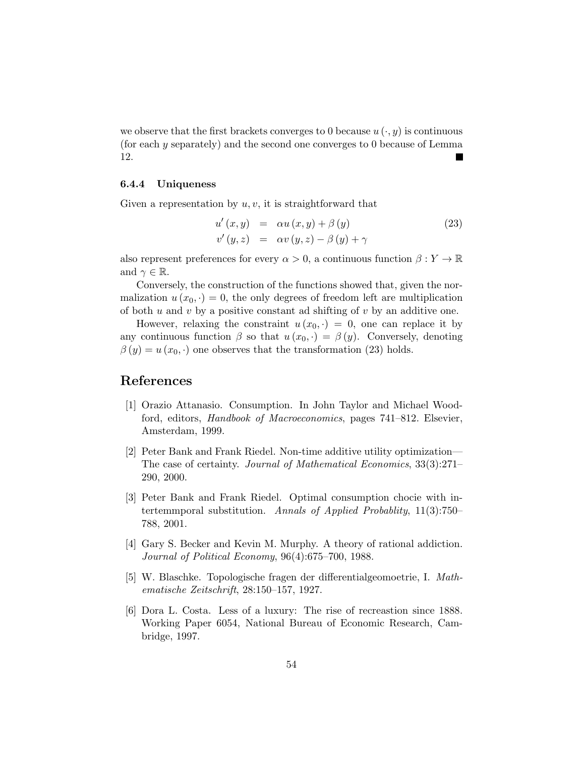we observe that the first brackets converges to 0 because $u(\cdot, y)$ is continuous (for each $y$ separately) and the second one converges to 0 because of Lemma 12. ■

#### 6.4.4 Uniqueness

Given a representation by $u, v$, it is straightforward that

$$
\begin{aligned}
u'(x,y) &= \alpha u(x,y) + \beta(y) \\
v'(y,z) &= \alpha v(y,z) - \beta(y) + \gamma
\end{aligned}
\tag{23}
$$

also represent preferences for every $\alpha > 0$, a continuous function $\beta : Y \to \mathbb{R}$ and $\gamma \in \mathbb{R}$.

Conversely, the construction of the functions showed that, given the normalization $u(x_0, \cdot) = 0$, the only degrees of freedom left are multiplication of both $u$ and $v$ by a positive constant ad shifting of $v$ by an additive one.

However, relaxing the constraint $u(x_0, \cdot) = 0$, one can replace it by any continuous function $\beta$ so that $u(x_0, \cdot) = \beta(y)$. Conversely, denoting $\beta(y) = u(x_0, \cdot)$ one observes that the transformation (23) holds.

## References

[1] Orazio Attanasio. Consumption. In John Taylor and Michael Woodford, editors, *Handbook of Macroeconomics*, pages 741–812. Elsevier, Amsterdam, 1999.

[2] Peter Bank and Frank Riedel. Non-time additive utility optimization—The case of certainty. *Journal of Mathematical Economics*, 33(3):271–290, 2000.

[3] Peter Bank and Frank Riedel. Optimal consumption chocie with intertemmporal substitution. *Annals of Applied Probablity*, 11(3):750–788, 2001.

[4] Gary S. Becker and Kevin M. Murphy. A theory of rational addiction. *Journal of Political Economy*, 96(4):675–700, 1988.

[5] W. Blaschke. Topologische fragen der differentialgeometrie, I. *Mathematische Zeitschrift*, 28:150–157, 1927.

[6] Dora L. Costa. Less of a luxury: The rise of recreastion since 1888. Working Paper 6054, National Bureau of Economic Research, Cambridge, 1997.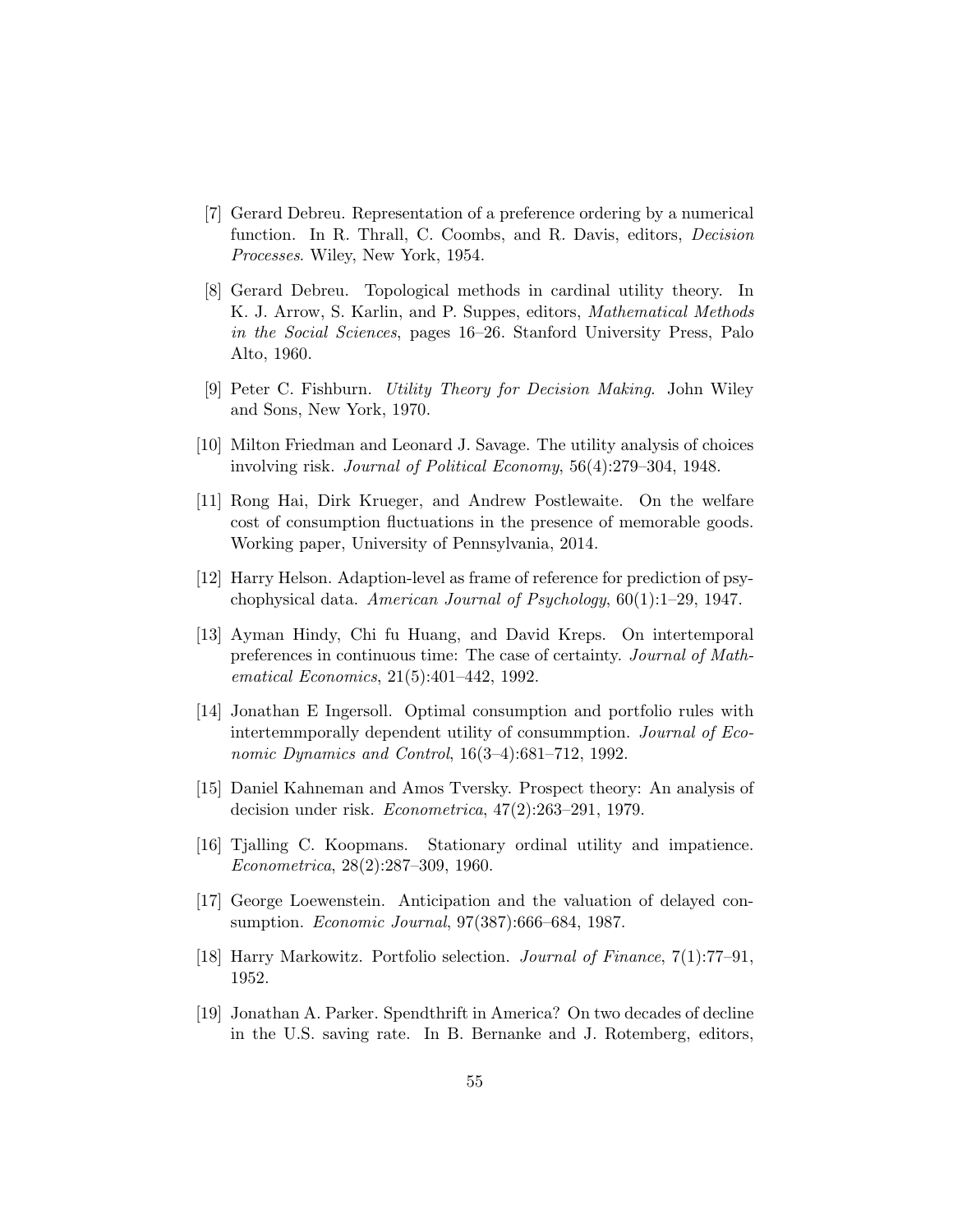[7] Gerard Debreu. Representation of a preference ordering by a numerical function. In R. Thrall, C. Coombs, and R. Davis, editors, *Decision Processes*. Wiley, New York, 1954.

[8] Gerard Debreu. Topological methods in cardinal utility theory. In K. J. Arrow, S. Karlin, and P. Suppes, editors, *Mathematical Methods in the Social Sciences*, pages 16–26. Stanford University Press, Palo Alto, 1960.

[9] Peter C. Fishburn. *Utility Theory for Decision Making*. John Wiley and Sons, New York, 1970.

[10] Milton Friedman and Leonard J. Savage. The utility analysis of choices involving risk. *Journal of Political Economy*, 56(4):279–304, 1948.

[11] Rong Hai, Dirk Krueger, and Andrew Postlewaite. On the welfare cost of consumption fluctuations in the presence of memorable goods. Working paper, University of Pennsylvania, 2014.

[12] Harry Helson. Adaption-level as frame of reference for prediction of psychophysical data. *American Journal of Psychology*, 60(1):1–29, 1947.

[13] Ayman Hindy, Chi fu Huang, and David Kreps. On intertemporal preferences in continuous time: The case of certainty. *Journal of Mathematical Economics*, 21(5):401–442, 1992.

[14] Jonathan E Ingersoll. Optimal consumption and portfolio rules with intertemmporally dependent utility of consummption. *Journal of Economic Dynamics and Control*, 16(3–4):681–712, 1992.

[15] Daniel Kahneman and Amos Tversky. Prospect theory: An analysis of decision under risk. *Econometrica*, 47(2):263–291, 1979.

[16] Tjalling C. Koopmans. Stationary ordinal utility and impatience. *Econometrica*, 28(2):287–309, 1960.

[17] George Loewenstein. Anticipation and the valuation of delayed consumption. *Economic Journal*, 97(387):666–684, 1987.

[18] Harry Markowitz. Portfolio selection. *Journal of Finance*, 7(1):77–91, 1952.

[19] Jonathan A. Parker. Spendthrift in America? On two decades of decline in the U.S. saving rate. In B. Bernanke and J. Rotemberg, editors,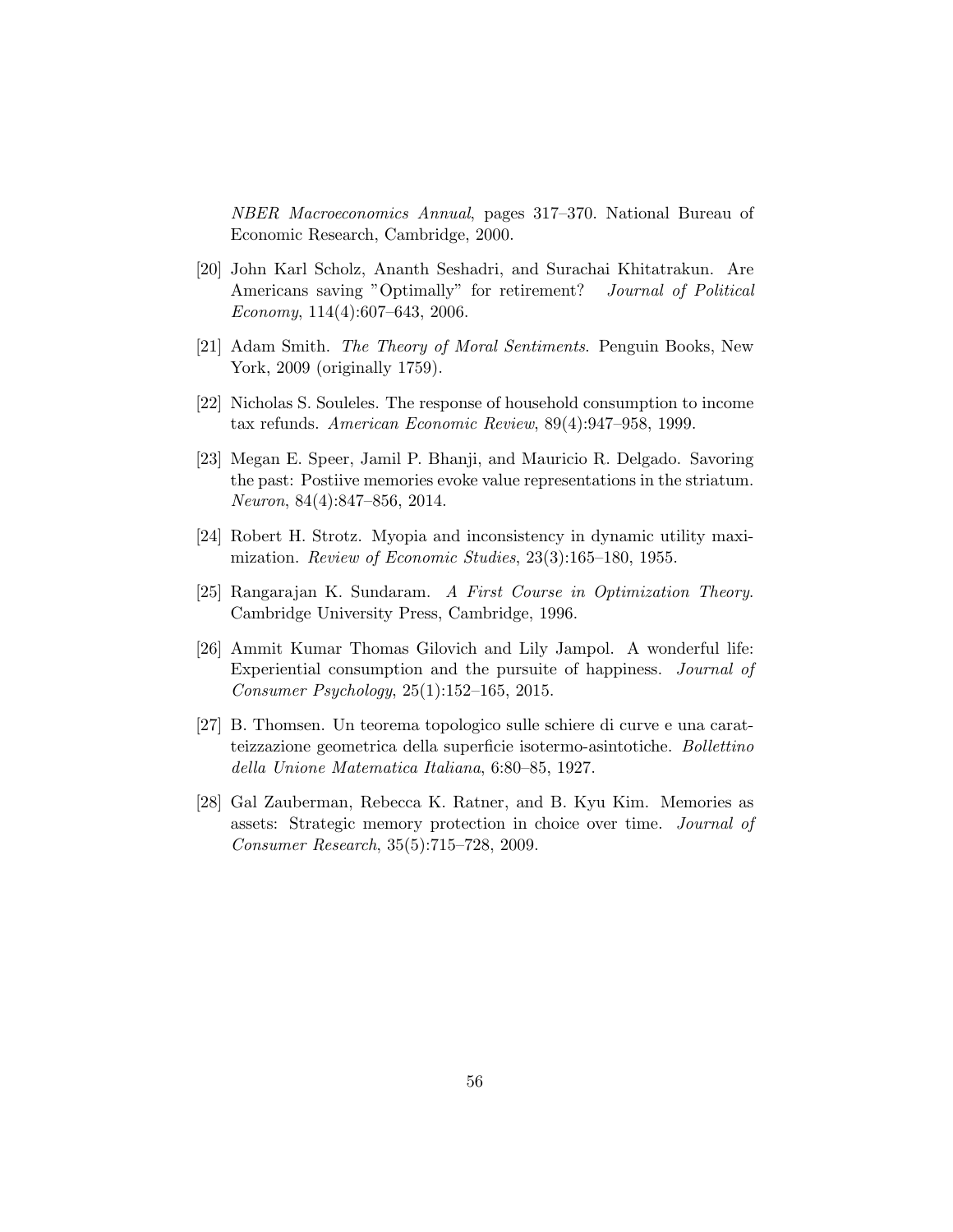*NBER Macroeconomics Annual*, pages 317–370. National Bureau of Economic Research, Cambridge, 2000.

[20] John Karl Scholz, Ananth Seshadri, and Surachai Khitatrakun. Are Americans saving "Optimally" for retirement? *Journal of Political Economy*, 114(4):607–643, 2006.

[21] Adam Smith. *The Theory of Moral Sentiments*. Penguin Books, New York, 2009 (originally 1759).

[22] Nicholas S. Souleles. The response of household consumption to income tax refunds. *American Economic Review*, 89(4):947–958, 1999.

[23] Megan E. Speer, Jamil P. Bhanji, and Mauricio R. Delgado. Savoring the past: Postiive memories evoke value representations in the striatum. *Neuron*, 84(4):847–856, 2014.

[24] Robert H. Strotz. Myopia and inconsistency in dynamic utility maximization. *Review of Economic Studies*, 23(3):165–180, 1955.

[25] Rangarajan K. Sundaram. *A First Course in Optimization Theory*. Cambridge University Press, Cambridge, 1996.

[26] Ammit Kumar Thomas Gilovich and Lily Jampol. A wonderful life: Experiential consumption and the pursuite of happiness. *Journal of Consumer Psychology*, 25(1):152–165, 2015.

[27] B. Thomsen. Un teorema topologico sulle schiere di curve e una caratteizzazione geometrica della superficie isotermo-asintotiche. *Bollettino della Unione Matematica Italiana*, 6:80–85, 1927.

[28] Gal Zauberman, Rebecca K. Ratner, and B. Kyu Kim. Memories as assets: Strategic memory protection in choice over time. *Journal of Consumer Research*, 35(5):715–728, 2009.